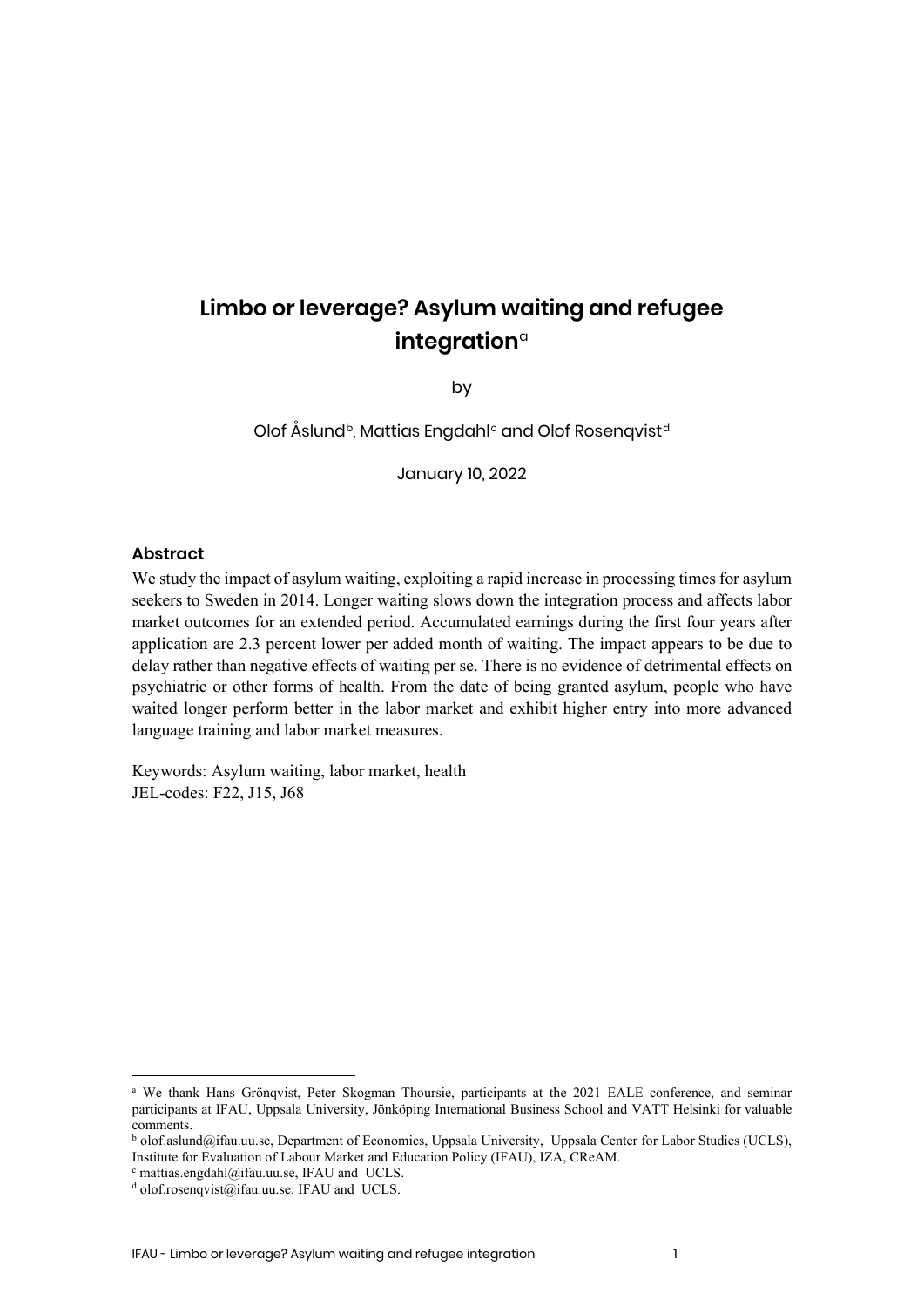# Limbo or leverage? Asylum waiting and refugee integration[a]

by

Olof Åslund[b], Mattias Engdahl[c] and Olof Rosenqvist[d]

January 10, 2022

## Abstract

We study the impact of asylum waiting, exploiting a rapid increase in processing times for asylum seekers to Sweden in 2014. Longer waiting slows down the integration process and affects labor market outcomes for an extended period. Accumulated earnings during the first four years after application are 2.3 percent lower per added month of waiting. The impact appears to be due to delay rather than negative effects of waiting per se. There is no evidence of detrimental effects on psychiatric or other forms of health. From the date of being granted asylum, people who have waited longer perform better in the labor market and exhibit higher entry into more advanced language training and labor market measures.

Keywords: Asylum waiting, labor market, health
JEL-codes: F22, J15, J68

---

[a] We thank Hans Grönqvist, Peter Skogman Thoursie, participants at the 2021 EALE conference, and seminar participants at IFAU, Uppsala University, Jönköping International Business School and VATT Helsinki for valuable comments.

[b] olof.aslund@ifau.uu.se, Department of Economics, Uppsala University, Uppsala Center for Labor Studies (UCLS), Institute for Evaluation of Labour Market and Education Policy (IFAU), IZA, CReAM.

[c] mattias.engdahl@ifau.uu.se, IFAU and UCLS.

[d] olof.rosenqvist@ifau.uu.se: IFAU and UCLS.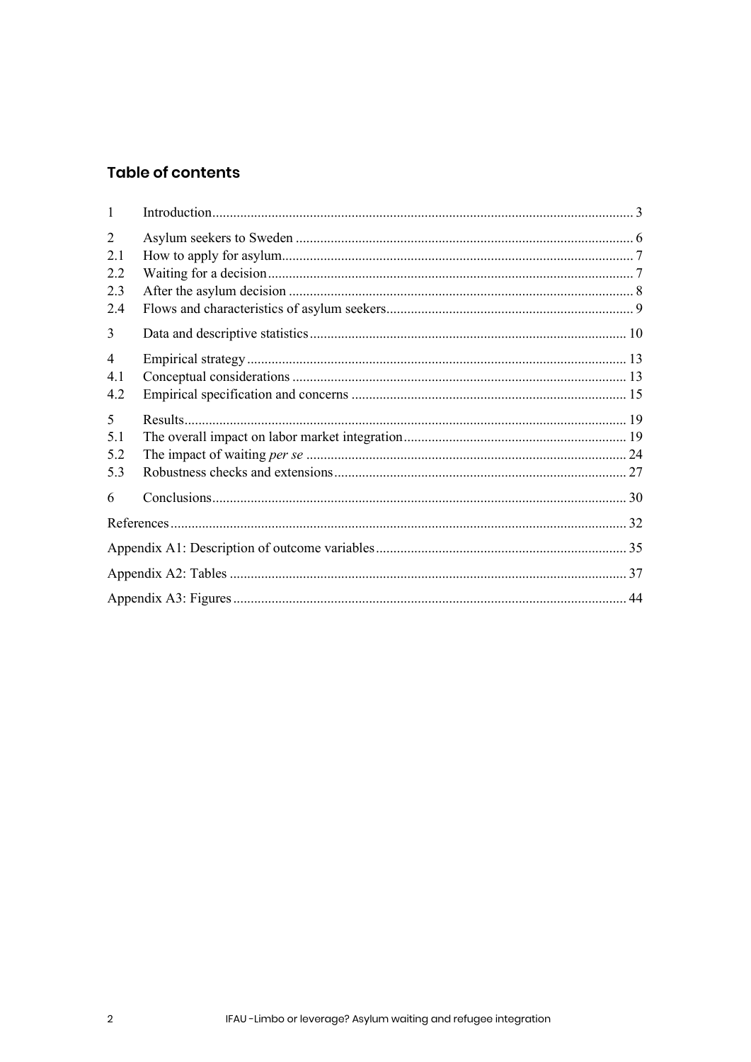## Table of contents

| | | |
|---|---|---|
| 1 | Introduction | 3 |
| 2 | Asylum seekers to Sweden | 6 |
| 2.1 | How to apply for asylum | 7 |
| 2.2 | Waiting for a decision | 7 |
| 2.3 | After the asylum decision | 8 |
| 2.4 | Flows and characteristics of asylum seekers | 9 |
| 3 | Data and descriptive statistics | 10 |
| 4 | Empirical strategy | 13 |
| 4.1 | Conceptual considerations | 13 |
| 4.2 | Empirical specification and concerns | 15 |
| 5 | Results | 19 |
| 5.1 | The overall impact on labor market integration | 19 |
| 5.2 | The impact of waiting *per se* | 24 |
| 5.3 | Robustness checks and extensions | 27 |
| 6 | Conclusions | 30 |
| | References | 32 |
| | Appendix A1: Description of outcome variables | 35 |
| | Appendix A2: Tables | 37 |
| | Appendix A3: Figures | 44 |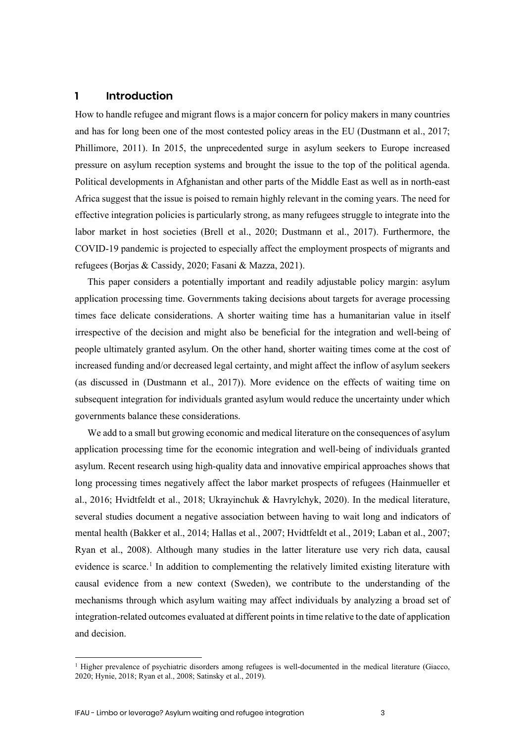# 1 Introduction

How to handle refugee and migrant flows is a major concern for policy makers in many countries and has for long been one of the most contested policy areas in the EU (Dustmann et al., 2017; Phillimore, 2011). In 2015, the unprecedented surge in asylum seekers to Europe increased pressure on asylum reception systems and brought the issue to the top of the political agenda. Political developments in Afghanistan and other parts of the Middle East as well as in north-east Africa suggest that the issue is poised to remain highly relevant in the coming years. The need for effective integration policies is particularly strong, as many refugees struggle to integrate into the labor market in host societies (Brell et al., 2020; Dustmann et al., 2017). Furthermore, the COVID-19 pandemic is projected to especially affect the employment prospects of migrants and refugees (Borjas & Cassidy, 2020; Fasani & Mazza, 2021).

This paper considers a potentially important and readily adjustable policy margin: asylum application processing time. Governments taking decisions about targets for average processing times face delicate considerations. A shorter waiting time has a humanitarian value in itself irrespective of the decision and might also be beneficial for the integration and well-being of people ultimately granted asylum. On the other hand, shorter waiting times come at the cost of increased funding and/or decreased legal certainty, and might affect the inflow of asylum seekers (as discussed in (Dustmann et al., 2017)). More evidence on the effects of waiting time on subsequent integration for individuals granted asylum would reduce the uncertainty under which governments balance these considerations.

We add to a small but growing economic and medical literature on the consequences of asylum application processing time for the economic integration and well-being of individuals granted asylum. Recent research using high-quality data and innovative empirical approaches shows that long processing times negatively affect the labor market prospects of refugees (Hainmueller et al., 2016; Hvidtfeldt et al., 2018; Ukrayinchuk & Havrylchyk, 2020). In the medical literature, several studies document a negative association between having to wait long and indicators of mental health (Bakker et al., 2014; Hallas et al., 2007; Hvidtfeldt et al., 2019; Laban et al., 2007; Ryan et al., 2008). Although many studies in the latter literature use very rich data, causal evidence is scarce.[1] In addition to complementing the relatively limited existing literature with causal evidence from a new context (Sweden), we contribute to the understanding of the mechanisms through which asylum waiting may affect individuals by analyzing a broad set of integration-related outcomes evaluated at different points in time relative to the date of application and decision.

[1] Higher prevalence of psychiatric disorders among refugees is well-documented in the medical literature (Giacco, 2020; Hynie, 2018; Ryan et al., 2008; Satinsky et al., 2019).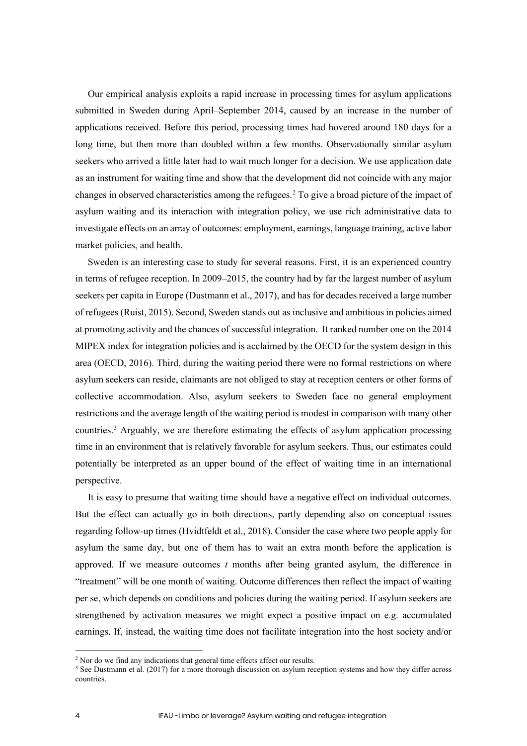Our empirical analysis exploits a rapid increase in processing times for asylum applications submitted in Sweden during April–September 2014, caused by an increase in the number of applications received. Before this period, processing times had hovered around 180 days for a long time, but then more than doubled within a few months. Observationally similar asylum seekers who arrived a little later had to wait much longer for a decision. We use application date as an instrument for waiting time and show that the development did not coincide with any major changes in observed characteristics among the refugees.[2] To give a broad picture of the impact of asylum waiting and its interaction with integration policy, we use rich administrative data to investigate effects on an array of outcomes: employment, earnings, language training, active labor market policies, and health.

Sweden is an interesting case to study for several reasons. First, it is an experienced country in terms of refugee reception. In 2009–2015, the country had by far the largest number of asylum seekers per capita in Europe (Dustmann et al., 2017), and has for decades received a large number of refugees (Ruist, 2015). Second, Sweden stands out as inclusive and ambitious in policies aimed at promoting activity and the chances of successful integration. It ranked number one on the 2014 MIPEX index for integration policies and is acclaimed by the OECD for the system design in this area (OECD, 2016). Third, during the waiting period there were no formal restrictions on where asylum seekers can reside, claimants are not obliged to stay at reception centers or other forms of collective accommodation. Also, asylum seekers to Sweden face no general employment restrictions and the average length of the waiting period is modest in comparison with many other countries.[3] Arguably, we are therefore estimating the effects of asylum application processing time in an environment that is relatively favorable for asylum seekers. Thus, our estimates could potentially be interpreted as an upper bound of the effect of waiting time in an international perspective.

It is easy to presume that waiting time should have a negative effect on individual outcomes. But the effect can actually go in both directions, partly depending also on conceptual issues regarding follow-up times (Hvidtfeldt et al., 2018). Consider the case where two people apply for asylum the same day, but one of them has to wait an extra month before the application is approved. If we measure outcomes $t$ months after being granted asylum, the difference in "treatment" will be one month of waiting. Outcome differences then reflect the impact of waiting per se, which depends on conditions and policies during the waiting period. If asylum seekers are strengthened by activation measures we might expect a positive impact on e.g. accumulated earnings. If, instead, the waiting time does not facilitate integration into the host society and/or

[2] Nor do we find any indications that general time effects affect our results.

[3] See Dustmann et al. (2017) for a more thorough discussion on asylum reception systems and how they differ across countries.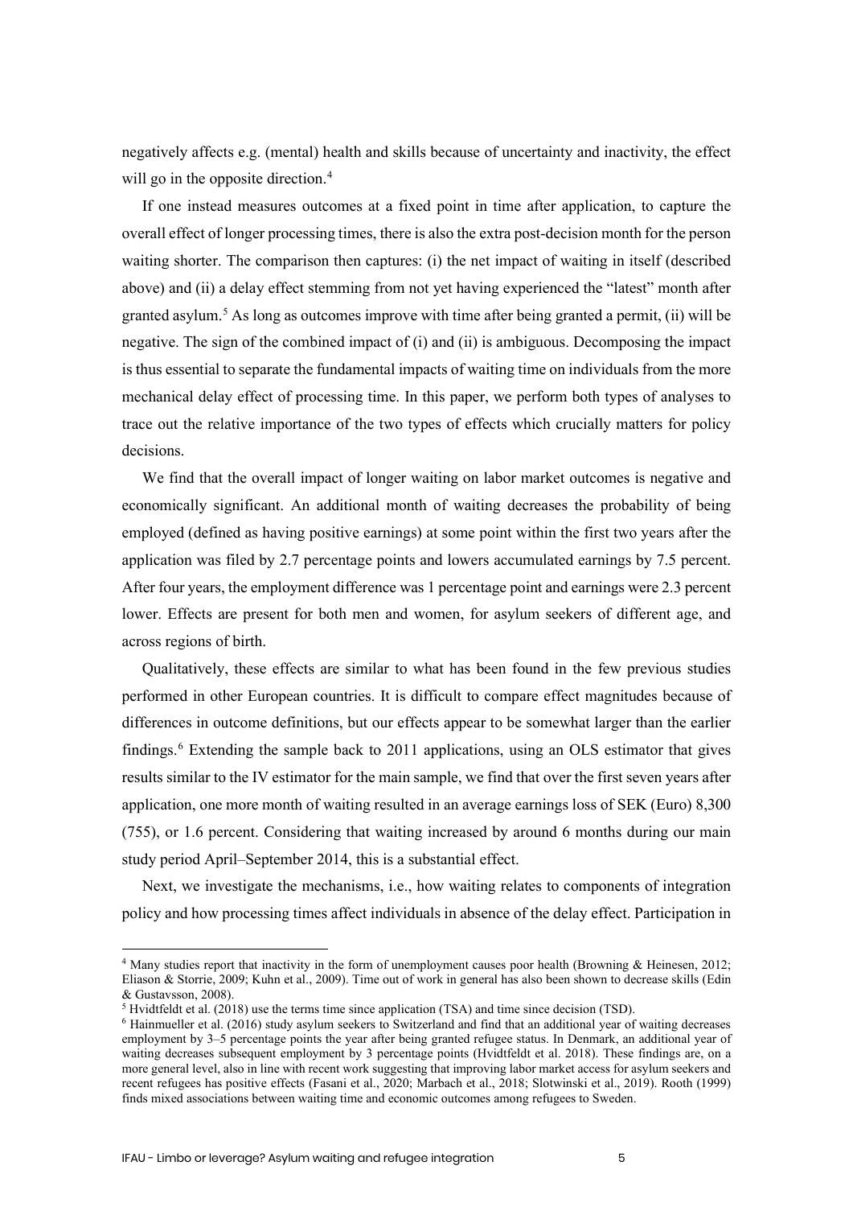negatively affects e.g. (mental) health and skills because of uncertainty and inactivity, the effect will go in the opposite direction.[4]

If one instead measures outcomes at a fixed point in time after application, to capture the overall effect of longer processing times, there is also the extra post-decision month for the person waiting shorter. The comparison then captures: (i) the net impact of waiting in itself (described above) and (ii) a delay effect stemming from not yet having experienced the "latest" month after granted asylum.[5] As long as outcomes improve with time after being granted a permit, (ii) will be negative. The sign of the combined impact of (i) and (ii) is ambiguous. Decomposing the impact is thus essential to separate the fundamental impacts of waiting time on individuals from the more mechanical delay effect of processing time. In this paper, we perform both types of analyses to trace out the relative importance of the two types of effects which crucially matters for policy decisions.

We find that the overall impact of longer waiting on labor market outcomes is negative and economically significant. An additional month of waiting decreases the probability of being employed (defined as having positive earnings) at some point within the first two years after the application was filed by 2.7 percentage points and lowers accumulated earnings by 7.5 percent. After four years, the employment difference was 1 percentage point and earnings were 2.3 percent lower. Effects are present for both men and women, for asylum seekers of different age, and across regions of birth.

Qualitatively, these effects are similar to what has been found in the few previous studies performed in other European countries. It is difficult to compare effect magnitudes because of differences in outcome definitions, but our effects appear to be somewhat larger than the earlier findings.[6] Extending the sample back to 2011 applications, using an OLS estimator that gives results similar to the IV estimator for the main sample, we find that over the first seven years after application, one more month of waiting resulted in an average earnings loss of SEK (Euro) 8,300 (755), or 1.6 percent. Considering that waiting increased by around 6 months during our main study period April–September 2014, this is a substantial effect.

Next, we investigate the mechanisms, i.e., how waiting relates to components of integration policy and how processing times affect individuals in absence of the delay effect. Participation in

---

[4] Many studies report that inactivity in the form of unemployment causes poor health (Browning & Heinesen, 2012; Eliason & Storrie, 2009; Kuhn et al., 2009). Time out of work in general has also been shown to decrease skills (Edin & Gustavsson, 2008).

[5] Hvidtfeldt et al. (2018) use the terms time since application (TSA) and time since decision (TSD).

[6] Hainmueller et al. (2016) study asylum seekers to Switzerland and find that an additional year of waiting decreases employment by 3–5 percentage points the year after being granted refugee status. In Denmark, an additional year of waiting decreases subsequent employment by 3 percentage points (Hvidtfeldt et al. 2018). These findings are, on a more general level, also in line with recent work suggesting that improving labor market access for asylum seekers and recent refugees has positive effects (Fasani et al., 2020; Marbach et al., 2018; Slotwinski et al., 2019). Rooth (1999) finds mixed associations between waiting time and economic outcomes among refugees to Sweden.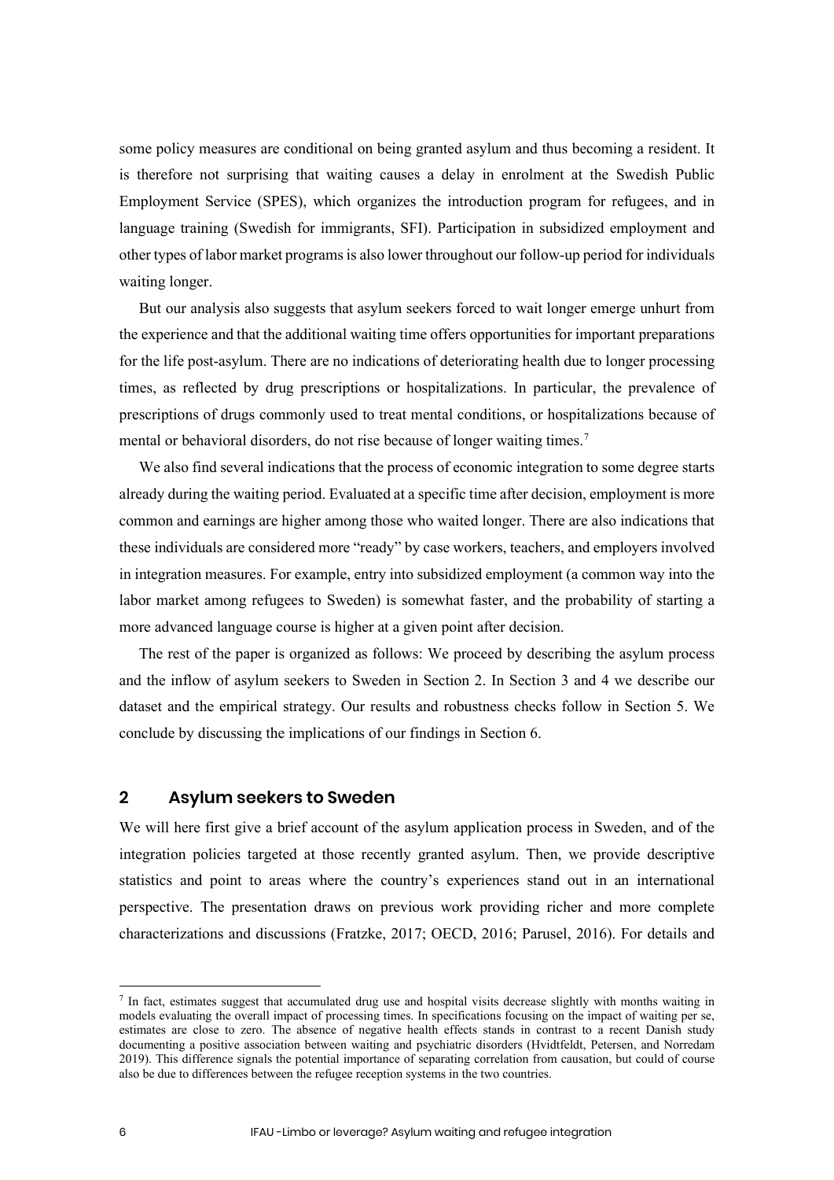some policy measures are conditional on being granted asylum and thus becoming a resident. It is therefore not surprising that waiting causes a delay in enrolment at the Swedish Public Employment Service (SPES), which organizes the introduction program for refugees, and in language training (Swedish for immigrants, SFI). Participation in subsidized employment and other types of labor market programs is also lower throughout our follow-up period for individuals waiting longer.

But our analysis also suggests that asylum seekers forced to wait longer emerge unhurt from the experience and that the additional waiting time offers opportunities for important preparations for the life post-asylum. There are no indications of deteriorating health due to longer processing times, as reflected by drug prescriptions or hospitalizations. In particular, the prevalence of prescriptions of drugs commonly used to treat mental conditions, or hospitalizations because of mental or behavioral disorders, do not rise because of longer waiting times.[7]

We also find several indications that the process of economic integration to some degree starts already during the waiting period. Evaluated at a specific time after decision, employment is more common and earnings are higher among those who waited longer. There are also indications that these individuals are considered more "ready" by case workers, teachers, and employers involved in integration measures. For example, entry into subsidized employment (a common way into the labor market among refugees to Sweden) is somewhat faster, and the probability of starting a more advanced language course is higher at a given point after decision.

The rest of the paper is organized as follows: We proceed by describing the asylum process and the inflow of asylum seekers to Sweden in Section 2. In Section 3 and 4 we describe our dataset and the empirical strategy. Our results and robustness checks follow in Section 5. We conclude by discussing the implications of our findings in Section 6.

## 2 Asylum seekers to Sweden

We will here first give a brief account of the asylum application process in Sweden, and of the integration policies targeted at those recently granted asylum. Then, we provide descriptive statistics and point to areas where the country's experiences stand out in an international perspective. The presentation draws on previous work providing richer and more complete characterizations and discussions (Fratzke, 2017; OECD, 2016; Parusel, 2016). For details and

[7] In fact, estimates suggest that accumulated drug use and hospital visits decrease slightly with months waiting in models evaluating the overall impact of processing times. In specifications focusing on the impact of waiting per se, estimates are close to zero. The absence of negative health effects stands in contrast to a recent Danish study documenting a positive association between waiting and psychiatric disorders (Hvidtfeldt, Petersen, and Norredam 2019). This difference signals the potential importance of separating correlation from causation, but could of course also be due to differences between the refugee reception systems in the two countries.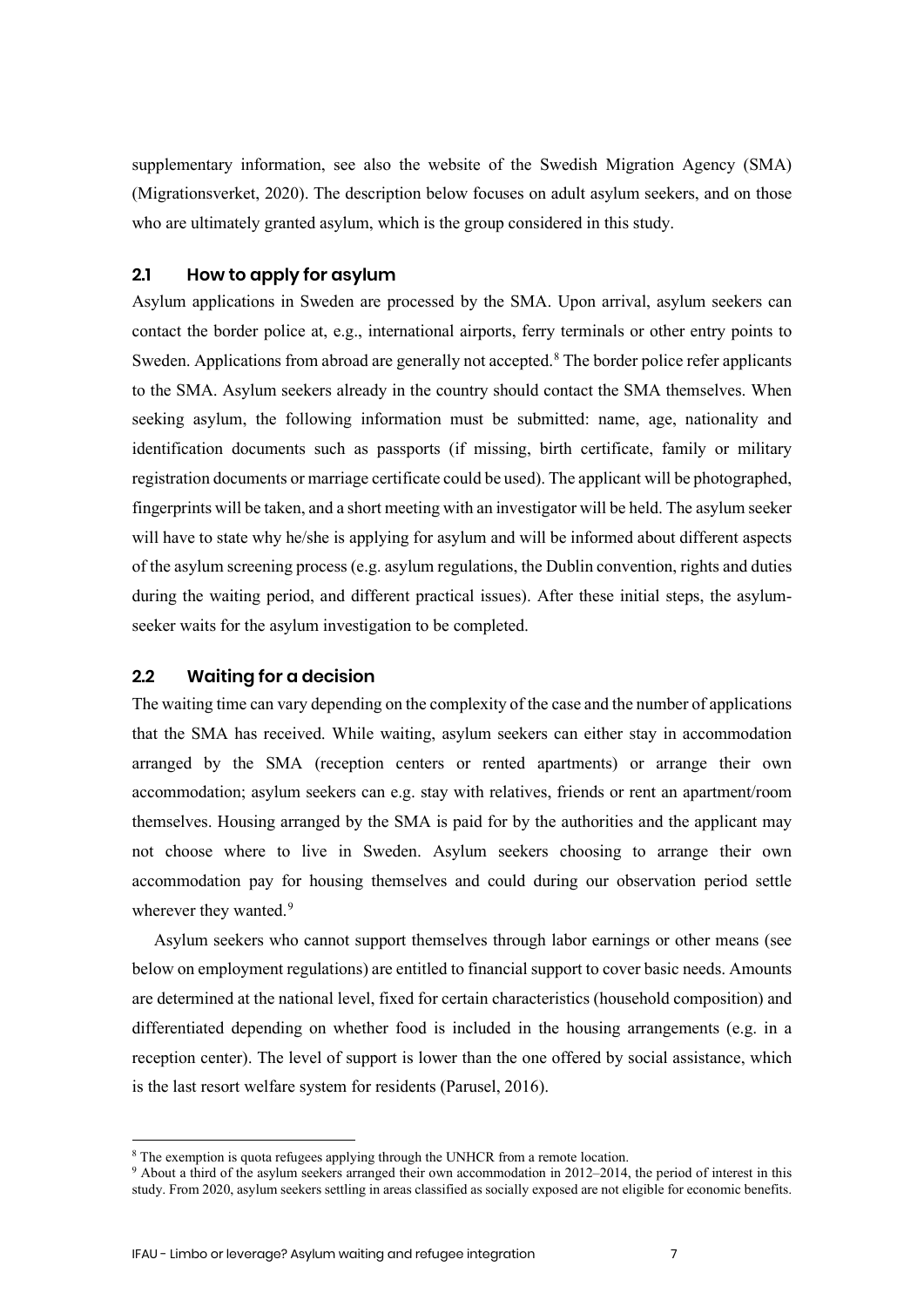supplementary information, see also the website of the Swedish Migration Agency (SMA) (Migrationsverket, 2020). The description below focuses on adult asylum seekers, and on those who are ultimately granted asylum, which is the group considered in this study.

## 2.1 How to apply for asylum

Asylum applications in Sweden are processed by the SMA. Upon arrival, asylum seekers can contact the border police at, e.g., international airports, ferry terminals or other entry points to Sweden. Applications from abroad are generally not accepted.[8] The border police refer applicants to the SMA. Asylum seekers already in the country should contact the SMA themselves. When seeking asylum, the following information must be submitted: name, age, nationality and identification documents such as passports (if missing, birth certificate, family or military registration documents or marriage certificate could be used). The applicant will be photographed, fingerprints will be taken, and a short meeting with an investigator will be held. The asylum seeker will have to state why he/she is applying for asylum and will be informed about different aspects of the asylum screening process (e.g. asylum regulations, the Dublin convention, rights and duties during the waiting period, and different practical issues). After these initial steps, the asylum-seeker waits for the asylum investigation to be completed.

## 2.2 Waiting for a decision

The waiting time can vary depending on the complexity of the case and the number of applications that the SMA has received. While waiting, asylum seekers can either stay in accommodation arranged by the SMA (reception centers or rented apartments) or arrange their own accommodation; asylum seekers can e.g. stay with relatives, friends or rent an apartment/room themselves. Housing arranged by the SMA is paid for by the authorities and the applicant may not choose where to live in Sweden. Asylum seekers choosing to arrange their own accommodation pay for housing themselves and could during our observation period settle wherever they wanted.[9]

Asylum seekers who cannot support themselves through labor earnings or other means (see below on employment regulations) are entitled to financial support to cover basic needs. Amounts are determined at the national level, fixed for certain characteristics (household composition) and differentiated depending on whether food is included in the housing arrangements (e.g. in a reception center). The level of support is lower than the one offered by social assistance, which is the last resort welfare system for residents (Parusel, 2016).

---

[8] The exemption is quota refugees applying through the UNHCR from a remote location.

[9] About a third of the asylum seekers arranged their own accommodation in 2012–2014, the period of interest in this study. From 2020, asylum seekers settling in areas classified as socially exposed are not eligible for economic benefits.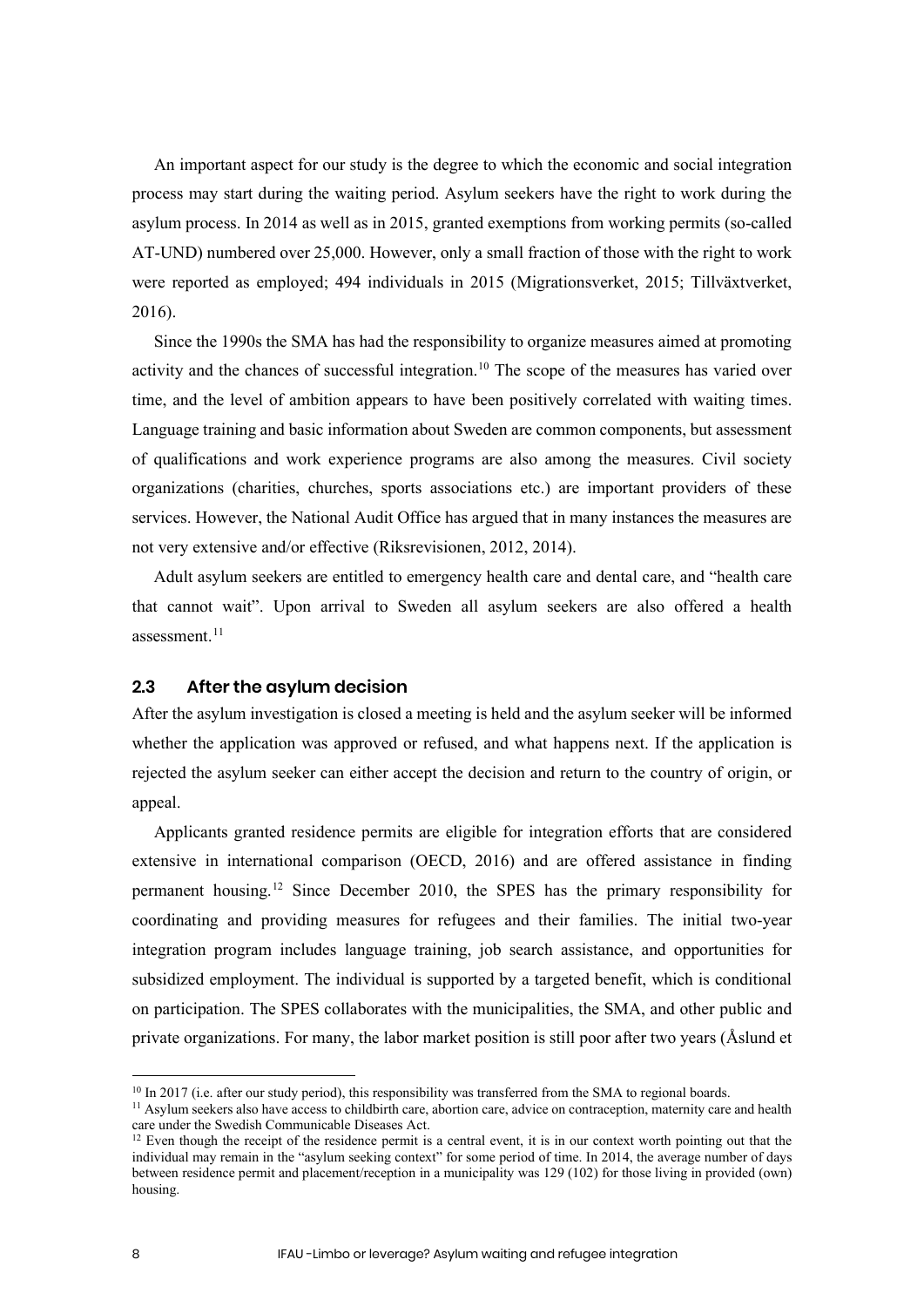An important aspect for our study is the degree to which the economic and social integration process may start during the waiting period. Asylum seekers have the right to work during the asylum process. In 2014 as well as in 2015, granted exemptions from working permits (so-called AT-UND) numbered over 25,000. However, only a small fraction of those with the right to work were reported as employed; 494 individuals in 2015 (Migrationsverket, 2015; Tillväxtverket, 2016).

Since the 1990s the SMA has had the responsibility to organize measures aimed at promoting activity and the chances of successful integration.[10] The scope of the measures has varied over time, and the level of ambition appears to have been positively correlated with waiting times. Language training and basic information about Sweden are common components, but assessment of qualifications and work experience programs are also among the measures. Civil society organizations (charities, churches, sports associations etc.) are important providers of these services. However, the National Audit Office has argued that in many instances the measures are not very extensive and/or effective (Riksrevisionen, 2012, 2014).

Adult asylum seekers are entitled to emergency health care and dental care, and "health care that cannot wait". Upon arrival to Sweden all asylum seekers are also offered a health assessment.[11]

### 2.3 After the asylum decision

After the asylum investigation is closed a meeting is held and the asylum seeker will be informed whether the application was approved or refused, and what happens next. If the application is rejected the asylum seeker can either accept the decision and return to the country of origin, or appeal.

Applicants granted residence permits are eligible for integration efforts that are considered extensive in international comparison (OECD, 2016) and are offered assistance in finding permanent housing.[12] Since December 2010, the SPES has the primary responsibility for coordinating and providing measures for refugees and their families. The initial two-year integration program includes language training, job search assistance, and opportunities for subsidized employment. The individual is supported by a targeted benefit, which is conditional on participation. The SPES collaborates with the municipalities, the SMA, and other public and private organizations. For many, the labor market position is still poor after two years (Åslund et

[10] In 2017 (i.e. after our study period), this responsibility was transferred from the SMA to regional boards.

[11] Asylum seekers also have access to childbirth care, abortion care, advice on contraception, maternity care and health care under the Swedish Communicable Diseases Act.

[12] Even though the receipt of the residence permit is a central event, it is in our context worth pointing out that the individual may remain in the "asylum seeking context" for some period of time. In 2014, the average number of days between residence permit and placement/reception in a municipality was 129 (102) for those living in provided (own) housing.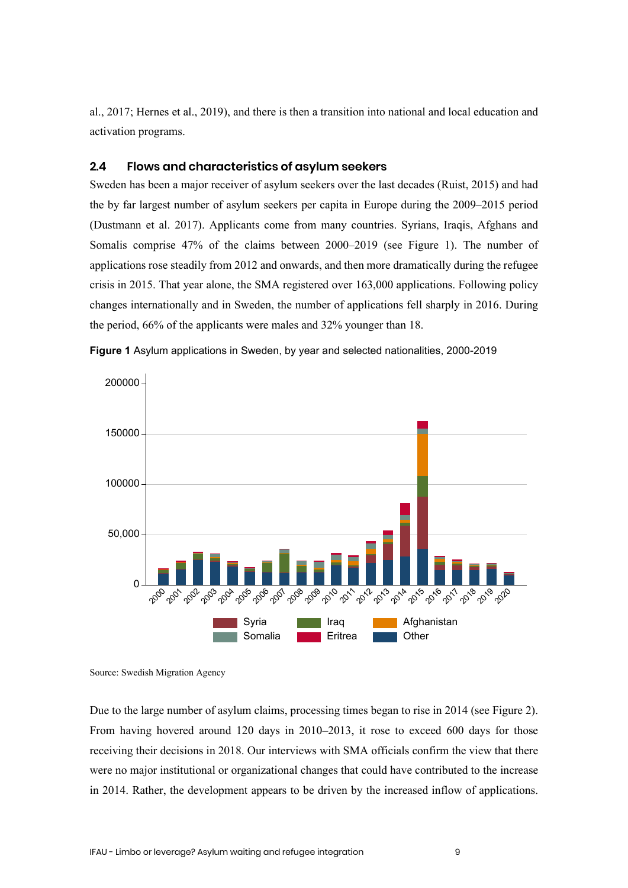al., 2017; Hernes et al., 2019), and there is then a transition into national and local education and activation programs.

### 2.4 Flows and characteristics of asylum seekers

Sweden has been a major receiver of asylum seekers over the last decades (Ruist, 2015) and had the by far largest number of asylum seekers per capita in Europe during the 2009–2015 period (Dustmann et al. 2017). Applicants come from many countries. Syrians, Iraqis, Afghans and Somalis comprise 47% of the claims between 2000–2019 (see Figure 1). The number of applications rose steadily from 2012 and onwards, and then more dramatically during the refugee crisis in 2015. That year alone, the SMA registered over 163,000 applications. Following policy changes internationally and in Sweden, the number of applications fell sharply in 2016. During the period, 66% of the applicants were males and 32% younger than 18.

**Figure 1** Asylum applications in Sweden, by year and selected nationalities, 2000-2019

200000
150000
100000
50,000
0

2000 2001 2002 2003 2004 2005 2006 2007 2008 2009 2010 2011 2012 2013 2014 2015 2016 2017 2018 2019 2020

Syria
Iraq
Afghanistan
Somalia
Eritrea
Other

Source: Swedish Migration Agency

Due to the large number of asylum claims, processing times began to rise in 2014 (see Figure 2). From having hovered around 120 days in 2010–2013, it rose to exceed 600 days for those receiving their decisions in 2018. Our interviews with SMA officials confirm the view that there were no major institutional or organizational changes that could have contributed to the increase in 2014. Rather, the development appears to be driven by the increased inflow of applications.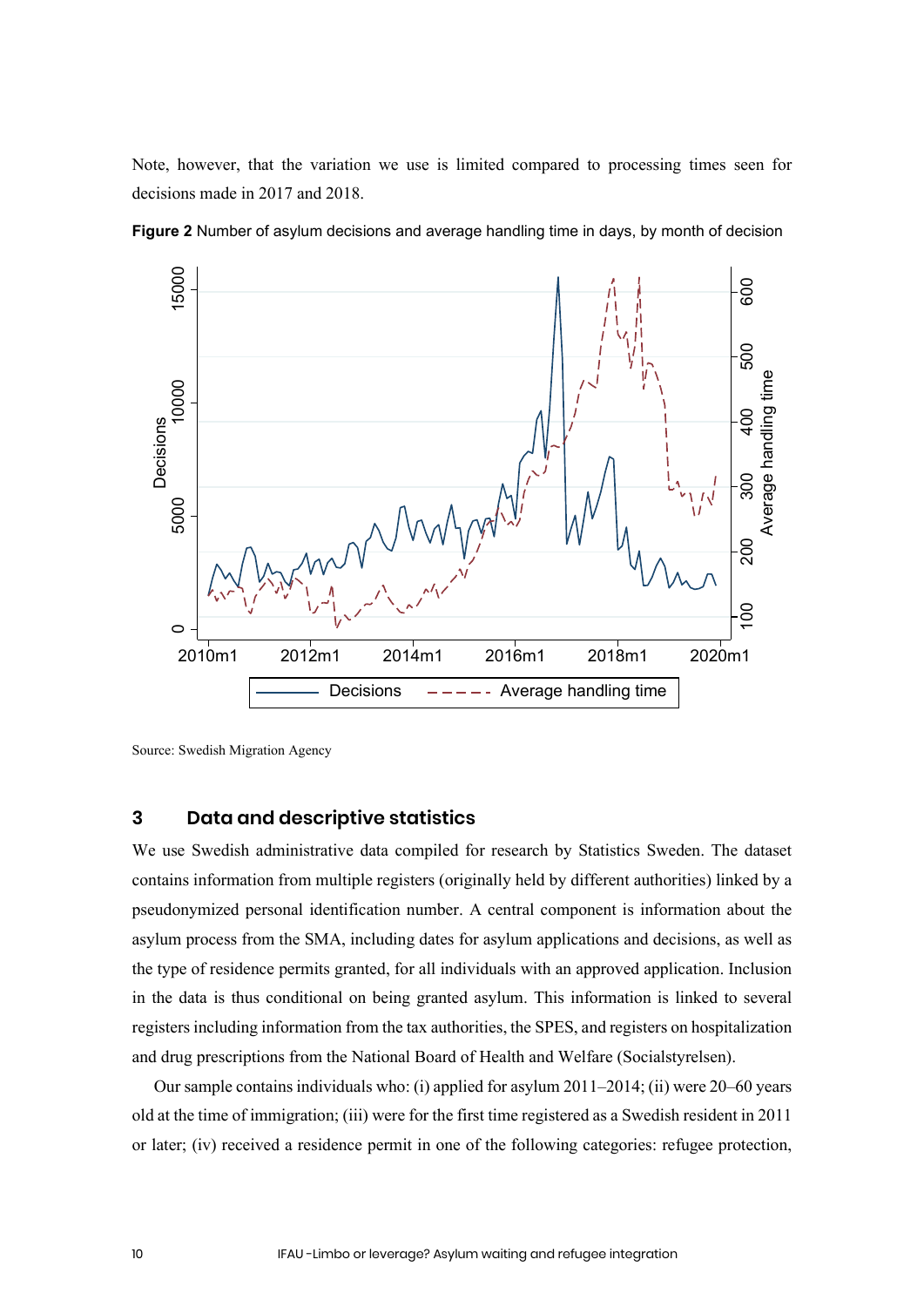Note, however, that the variation we use is limited compared to processing times seen for decisions made in 2017 and 2018.

**Figure 2** Number of asylum decisions and average handling time in days, by month of decision

Decisions

0
5000
10000
15000

Average handling time

100
200
300
400
500
600

2010m1
2012m1
2014m1
2016m1
2018m1
2020m1

Decisions
Average handling time

Source: Swedish Migration Agency

## 3 Data and descriptive statistics

We use Swedish administrative data compiled for research by Statistics Sweden. The dataset contains information from multiple registers (originally held by different authorities) linked by a pseudonymized personal identification number. A central component is information about the asylum process from the SMA, including dates for asylum applications and decisions, as well as the type of residence permits granted, for all individuals with an approved application. Inclusion in the data is thus conditional on being granted asylum. This information is linked to several registers including information from the tax authorities, the SPES, and registers on hospitalization and drug prescriptions from the National Board of Health and Welfare (Socialstyrelsen).

Our sample contains individuals who: (i) applied for asylum 2011–2014; (ii) were 20–60 years old at the time of immigration; (iii) were for the first time registered as a Swedish resident in 2011 or later; (iv) received a residence permit in one of the following categories: refugee protection,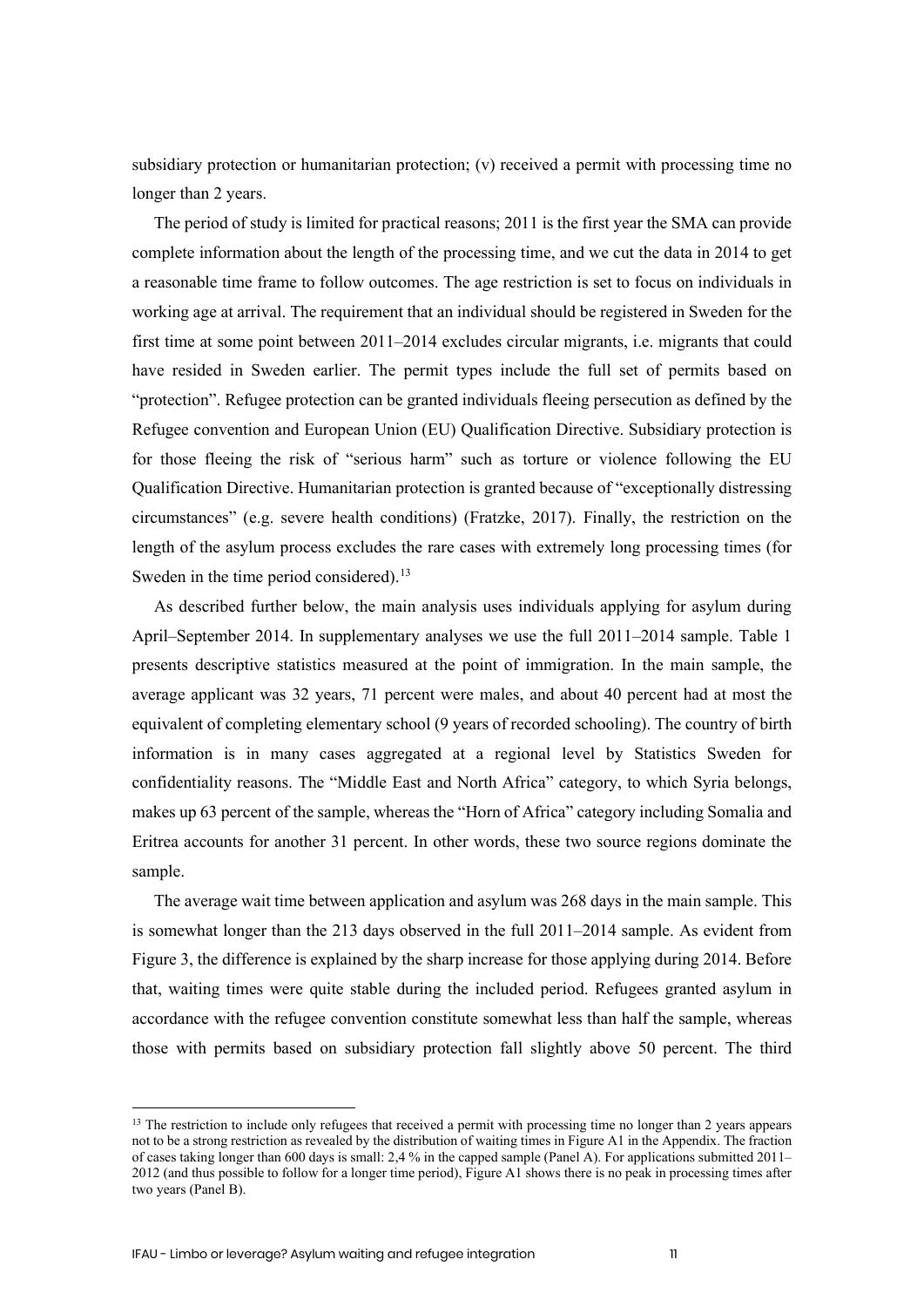subsidiary protection or humanitarian protection; (v) received a permit with processing time no longer than 2 years.

The period of study is limited for practical reasons; 2011 is the first year the SMA can provide complete information about the length of the processing time, and we cut the data in 2014 to get a reasonable time frame to follow outcomes. The age restriction is set to focus on individuals in working age at arrival. The requirement that an individual should be registered in Sweden for the first time at some point between 2011–2014 excludes circular migrants, i.e. migrants that could have resided in Sweden earlier. The permit types include the full set of permits based on "protection". Refugee protection can be granted individuals fleeing persecution as defined by the Refugee convention and European Union (EU) Qualification Directive. Subsidiary protection is for those fleeing the risk of "serious harm" such as torture or violence following the EU Qualification Directive. Humanitarian protection is granted because of "exceptionally distressing circumstances" (e.g. severe health conditions) (Fratzke, 2017). Finally, the restriction on the length of the asylum process excludes the rare cases with extremely long processing times (for Sweden in the time period considered).[13]

As described further below, the main analysis uses individuals applying for asylum during April–September 2014. In supplementary analyses we use the full 2011–2014 sample. Table 1 presents descriptive statistics measured at the point of immigration. In the main sample, the average applicant was 32 years, 71 percent were males, and about 40 percent had at most the equivalent of completing elementary school (9 years of recorded schooling). The country of birth information is in many cases aggregated at a regional level by Statistics Sweden for confidentiality reasons. The "Middle East and North Africa" category, to which Syria belongs, makes up 63 percent of the sample, whereas the "Horn of Africa" category including Somalia and Eritrea accounts for another 31 percent. In other words, these two source regions dominate the sample.

The average wait time between application and asylum was 268 days in the main sample. This is somewhat longer than the 213 days observed in the full 2011–2014 sample. As evident from Figure 3, the difference is explained by the sharp increase for those applying during 2014. Before that, waiting times were quite stable during the included period. Refugees granted asylum in accordance with the refugee convention constitute somewhat less than half the sample, whereas those with permits based on subsidiary protection fall slightly above 50 percent. The third

[13] The restriction to include only refugees that received a permit with processing time no longer than 2 years appears not to be a strong restriction as revealed by the distribution of waiting times in Figure A1 in the Appendix. The fraction of cases taking longer than 600 days is small: 2,4 % in the capped sample (Panel A). For applications submitted 2011–2012 (and thus possible to follow for a longer time period), Figure A1 shows there is no peak in processing times after two years (Panel B).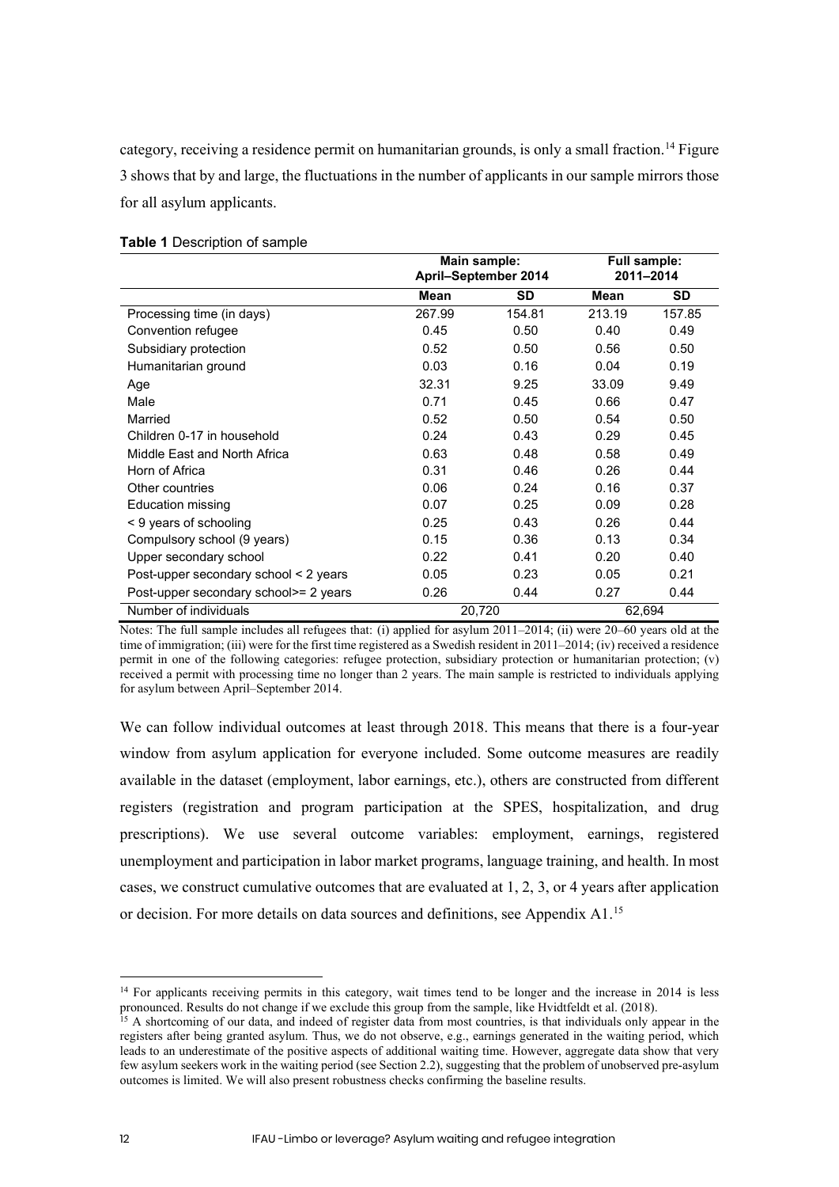category, receiving a residence permit on humanitarian grounds, is only a small fraction.[14] Figure 3 shows that by and large, the fluctuations in the number of applicants in our sample mirrors those for all asylum applicants.

**Table 1** Description of sample

| | Main sample: April–September 2014 | | Full sample: 2011–2014 | |
|---|---|---|---|---|
| | **Mean** | **SD** | **Mean** | **SD** |
| Processing time (in days) | 267.99 | 154.81 | 213.19 | 157.85 |
| Convention refugee | 0.45 | 0.50 | 0.40 | 0.49 |
| Subsidiary protection | 0.52 | 0.50 | 0.56 | 0.50 |
| Humanitarian ground | 0.03 | 0.16 | 0.04 | 0.19 |
| Age | 32.31 | 9.25 | 33.09 | 9.49 |
| Male | 0.71 | 0.45 | 0.66 | 0.47 |
| Married | 0.52 | 0.50 | 0.54 | 0.50 |
| Children 0-17 in household | 0.24 | 0.43 | 0.29 | 0.45 |
| Middle East and North Africa | 0.63 | 0.48 | 0.58 | 0.49 |
| Horn of Africa | 0.31 | 0.46 | 0.26 | 0.44 |
| Other countries | 0.06 | 0.24 | 0.16 | 0.37 |
| Education missing | 0.07 | 0.25 | 0.09 | 0.28 |
| < 9 years of schooling | 0.25 | 0.43 | 0.26 | 0.44 |
| Compulsory school (9 years) | 0.15 | 0.36 | 0.13 | 0.34 |
| Upper secondary school | 0.22 | 0.41 | 0.20 | 0.40 |
| Post-upper secondary school < 2 years | 0.05 | 0.23 | 0.05 | 0.21 |
| Post-upper secondary school>= 2 years | 0.26 | 0.44 | 0.27 | 0.44 |
| Number of individuals | 20,720 | | 62,694 | |

Notes: The full sample includes all refugees that: (i) applied for asylum 2011–2014; (ii) were 20–60 years old at the time of immigration; (iii) were for the first time registered as a Swedish resident in 2011–2014; (iv) received a residence permit in one of the following categories: refugee protection, subsidiary protection or humanitarian protection; (v) received a permit with processing time no longer than 2 years. The main sample is restricted to individuals applying for asylum between April–September 2014.

We can follow individual outcomes at least through 2018. This means that there is a four-year window from asylum application for everyone included. Some outcome measures are readily available in the dataset (employment, labor earnings, etc.), others are constructed from different registers (registration and program participation at the SPES, hospitalization, and drug prescriptions). We use several outcome variables: employment, earnings, registered unemployment and participation in labor market programs, language training, and health. In most cases, we construct cumulative outcomes that are evaluated at 1, 2, 3, or 4 years after application or decision. For more details on data sources and definitions, see Appendix A1.[15]

[14] For applicants receiving permits in this category, wait times tend to be longer and the increase in 2014 is less pronounced. Results do not change if we exclude this group from the sample, like Hvidtfeldt et al. (2018).

[15] A shortcoming of our data, and indeed of register data from most countries, is that individuals only appear in the registers after being granted asylum. Thus, we do not observe, e.g., earnings generated in the waiting period, which leads to an underestimate of the positive aspects of additional waiting time. However, aggregate data show that very few asylum seekers work in the waiting period (see Section 2.2), suggesting that the problem of unobserved pre-asylum outcomes is limited. We will also present robustness checks confirming the baseline results.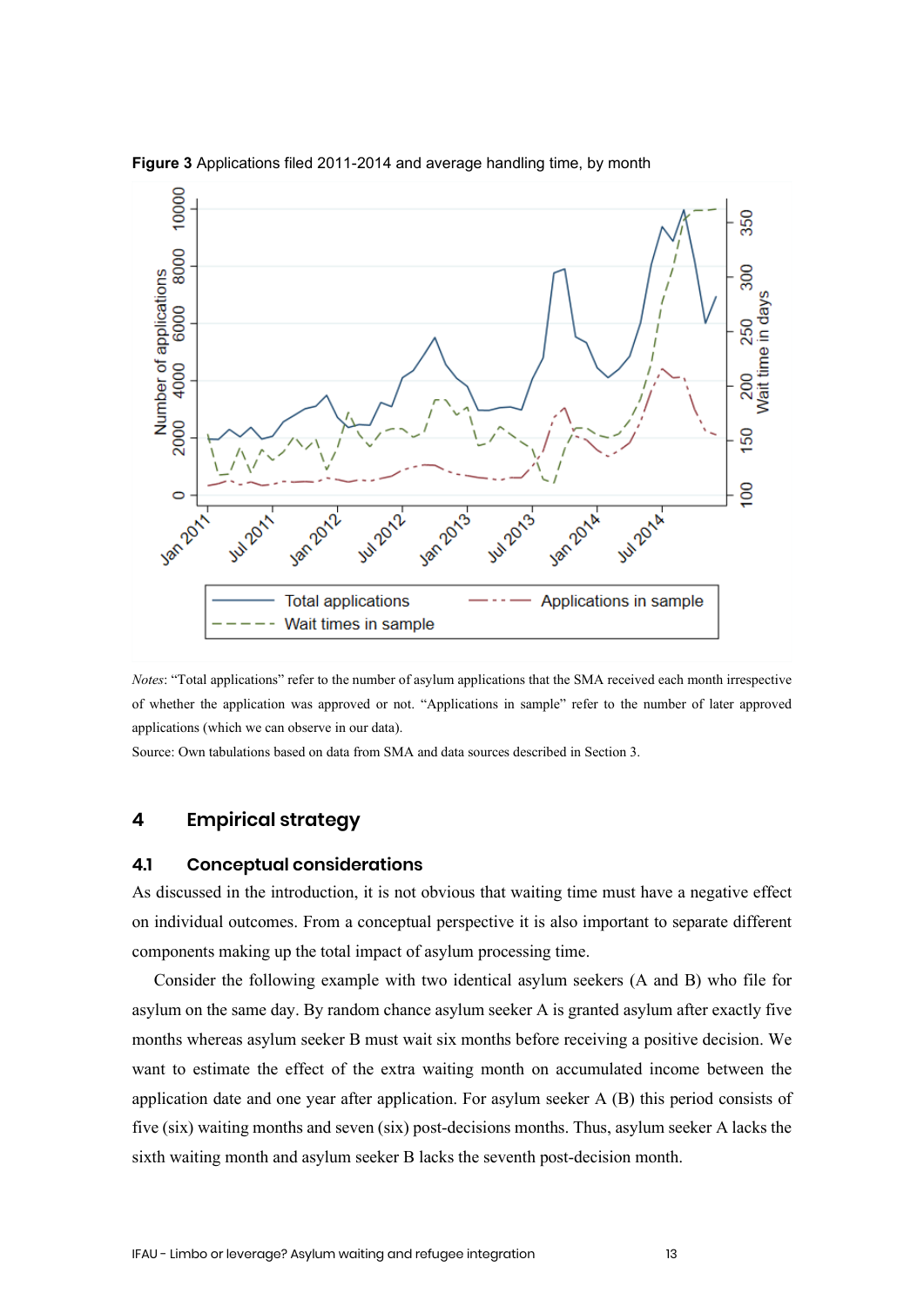**Figure 3** Applications filed 2011-2014 and average handling time, by month

*Notes*: "Total applications" refer to the number of asylum applications that the SMA received each month irrespective of whether the application was approved or not. "Applications in sample" refer to the number of later approved applications (which we can observe in our data).

Source: Own tabulations based on data from SMA and data sources described in Section 3.

# 4 Empirical strategy

## 4.1 Conceptual considerations

As discussed in the introduction, it is not obvious that waiting time must have a negative effect on individual outcomes. From a conceptual perspective it is also important to separate different components making up the total impact of asylum processing time.

Consider the following example with two identical asylum seekers (A and B) who file for asylum on the same day. By random chance asylum seeker A is granted asylum after exactly five months whereas asylum seeker B must wait six months before receiving a positive decision. We want to estimate the effect of the extra waiting month on accumulated income between the application date and one year after application. For asylum seeker A (B) this period consists of five (six) waiting months and seven (six) post-decisions months. Thus, asylum seeker A lacks the sixth waiting month and asylum seeker B lacks the seventh post-decision month.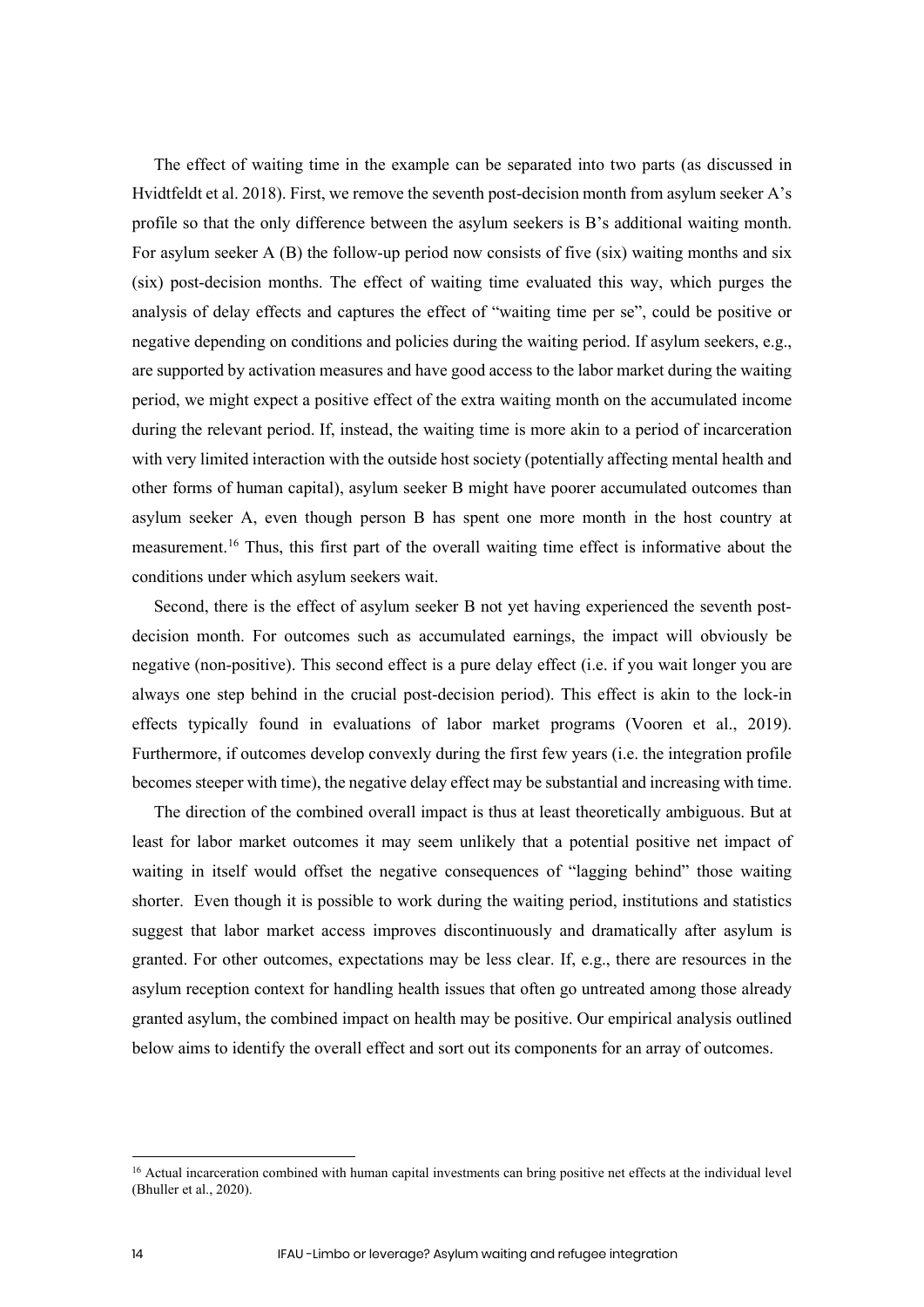The effect of waiting time in the example can be separated into two parts (as discussed in Hvidtfeldt et al. 2018). First, we remove the seventh post-decision month from asylum seeker A's profile so that the only difference between the asylum seekers is B's additional waiting month. For asylum seeker A (B) the follow-up period now consists of five (six) waiting months and six (six) post-decision months. The effect of waiting time evaluated this way, which purges the analysis of delay effects and captures the effect of "waiting time per se", could be positive or negative depending on conditions and policies during the waiting period. If asylum seekers, e.g., are supported by activation measures and have good access to the labor market during the waiting period, we might expect a positive effect of the extra waiting month on the accumulated income during the relevant period. If, instead, the waiting time is more akin to a period of incarceration with very limited interaction with the outside host society (potentially affecting mental health and other forms of human capital), asylum seeker B might have poorer accumulated outcomes than asylum seeker A, even though person B has spent one more month in the host country at measurement.[16] Thus, this first part of the overall waiting time effect is informative about the conditions under which asylum seekers wait.

Second, there is the effect of asylum seeker B not yet having experienced the seventh post-decision month. For outcomes such as accumulated earnings, the impact will obviously be negative (non-positive). This second effect is a pure delay effect (i.e. if you wait longer you are always one step behind in the crucial post-decision period). This effect is akin to the lock-in effects typically found in evaluations of labor market programs (Vooren et al., 2019). Furthermore, if outcomes develop convexly during the first few years (i.e. the integration profile becomes steeper with time), the negative delay effect may be substantial and increasing with time.

The direction of the combined overall impact is thus at least theoretically ambiguous. But at least for labor market outcomes it may seem unlikely that a potential positive net impact of waiting in itself would offset the negative consequences of "lagging behind" those waiting shorter. Even though it is possible to work during the waiting period, institutions and statistics suggest that labor market access improves discontinuously and dramatically after asylum is granted. For other outcomes, expectations may be less clear. If, e.g., there are resources in the asylum reception context for handling health issues that often go untreated among those already granted asylum, the combined impact on health may be positive. Our empirical analysis outlined below aims to identify the overall effect and sort out its components for an array of outcomes.

[16] Actual incarceration combined with human capital investments can bring positive net effects at the individual level (Bhuller et al., 2020).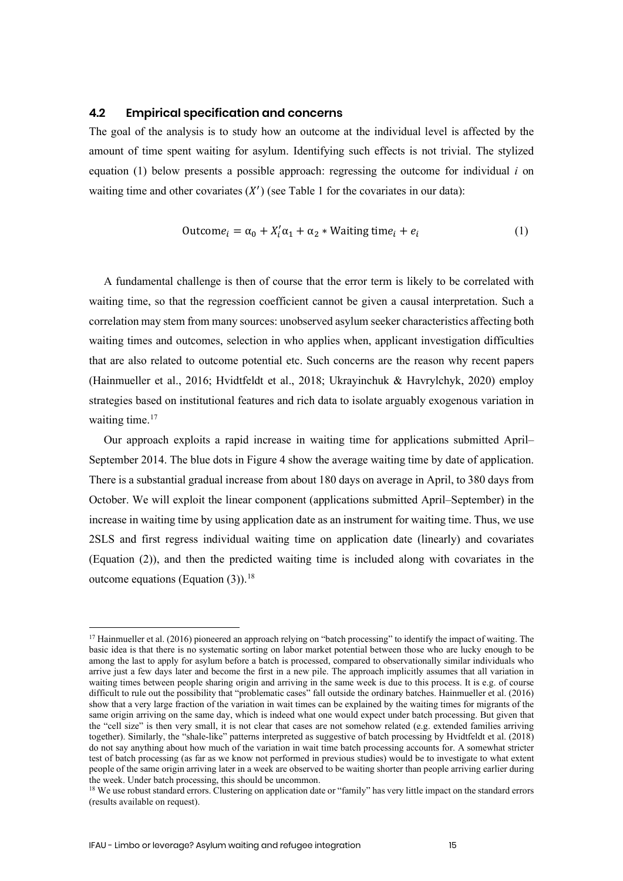## 4.2 Empirical specification and concerns

The goal of the analysis is to study how an outcome at the individual level is affected by the amount of time spent waiting for asylum. Identifying such effects is not trivial. The stylized equation (1) below presents a possible approach: regressing the outcome for individual $i$ on waiting time and other covariates ($X'$) (see Table 1 for the covariates in our data):

$$\text{Outcome}_i = \alpha_0 + X_i'\alpha_1 + \alpha_2 * \text{Waiting time}_i + e_i \quad (1)$$

A fundamental challenge is then of course that the error term is likely to be correlated with waiting time, so that the regression coefficient cannot be given a causal interpretation. Such a correlation may stem from many sources: unobserved asylum seeker characteristics affecting both waiting times and outcomes, selection in who applies when, applicant investigation difficulties that are also related to outcome potential etc. Such concerns are the reason why recent papers (Hainmueller et al., 2016; Hvidtfeldt et al., 2018; Ukrayinchuk & Havrylchyk, 2020) employ strategies based on institutional features and rich data to isolate arguably exogenous variation in waiting time.[17]

Our approach exploits a rapid increase in waiting time for applications submitted April–September 2014. The blue dots in Figure 4 show the average waiting time by date of application. There is a substantial gradual increase from about 180 days on average in April, to 380 days from October. We will exploit the linear component (applications submitted April–September) in the increase in waiting time by using application date as an instrument for waiting time. Thus, we use 2SLS and first regress individual waiting time on application date (linearly) and covariates (Equation (2)), and then the predicted waiting time is included along with covariates in the outcome equations (Equation (3)).[18]

---

[17] Hainmueller et al. (2016) pioneered an approach relying on "batch processing" to identify the impact of waiting. The basic idea is that there is no systematic sorting on labor market potential between those who are lucky enough to be among the last to apply for asylum before a batch is processed, compared to observationally similar individuals who arrive just a few days later and become the first in a new pile. The approach implicitly assumes that all variation in waiting times between people sharing origin and arriving in the same week is due to this process. It is e.g. of course difficult to rule out the possibility that "problematic cases" fall outside the ordinary batches. Hainmueller et al. (2016) show that a very large fraction of the variation in wait times can be explained by the waiting times for migrants of the same origin arriving on the same day, which is indeed what one would expect under batch processing. But given that the "cell size" is then very small, it is not clear that cases are not somehow related (e.g. extended families arriving together). Similarly, the "shale-like" patterns interpreted as suggestive of batch processing by Hvidtfeldt et al. (2018) do not say anything about how much of the variation in wait time batch processing accounts for. A somewhat stricter test of batch processing (as far as we know not performed in previous studies) would be to investigate to what extent people of the same origin arriving later in a week are observed to be waiting shorter than people arriving earlier during the week. Under batch processing, this should be uncommon.

[18] We use robust standard errors. Clustering on application date or "family" has very little impact on the standard errors (results available on request).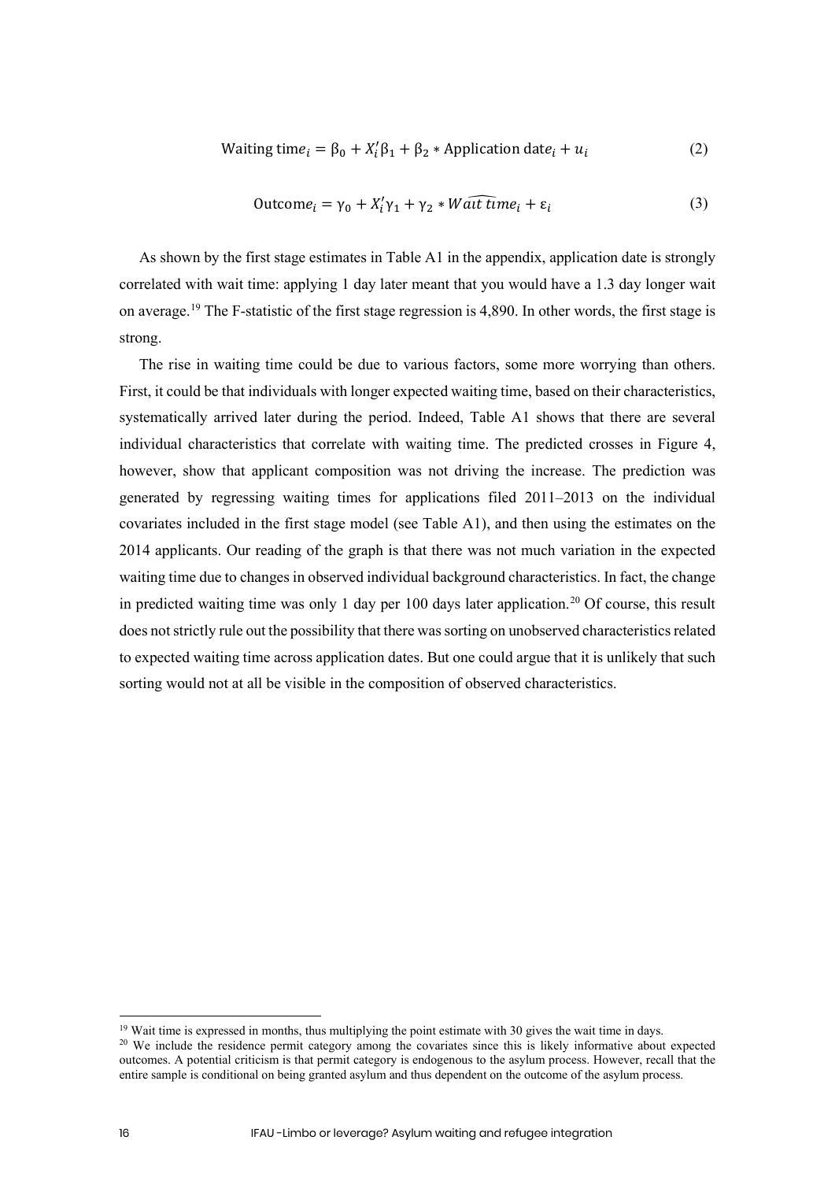$$\text{Waiting time}_i = \beta_0 + X_i'\beta_1 + \beta_2 * \text{Application date}_i + u_i \tag{2}$$

$$\text{Outcome}_i = \gamma_0 + X_i'\gamma_1 + \gamma_2 * \widehat{Wait\ time}_i + \varepsilon_i \tag{3}$$

As shown by the first stage estimates in Table A1 in the appendix, application date is strongly correlated with wait time: applying 1 day later meant that you would have a 1.3 day longer wait on average.[19] The F-statistic of the first stage regression is 4,890. In other words, the first stage is strong.

The rise in waiting time could be due to various factors, some more worrying than others. First, it could be that individuals with longer expected waiting time, based on their characteristics, systematically arrived later during the period. Indeed, Table A1 shows that there are several individual characteristics that correlate with waiting time. The predicted crosses in Figure 4, however, show that applicant composition was not driving the increase. The prediction was generated by regressing waiting times for applications filed 2011–2013 on the individual covariates included in the first stage model (see Table A1), and then using the estimates on the 2014 applicants. Our reading of the graph is that there was not much variation in the expected waiting time due to changes in observed individual background characteristics. In fact, the change in predicted waiting time was only 1 day per 100 days later application.[20] Of course, this result does not strictly rule out the possibility that there was sorting on unobserved characteristics related to expected waiting time across application dates. But one could argue that it is unlikely that such sorting would not at all be visible in the composition of observed characteristics.

[19] Wait time is expressed in months, thus multiplying the point estimate with 30 gives the wait time in days.

[20] We include the residence permit category among the covariates since this is likely informative about expected outcomes. A potential criticism is that permit category is endogenous to the asylum process. However, recall that the entire sample is conditional on being granted asylum and thus dependent on the outcome of the asylum process.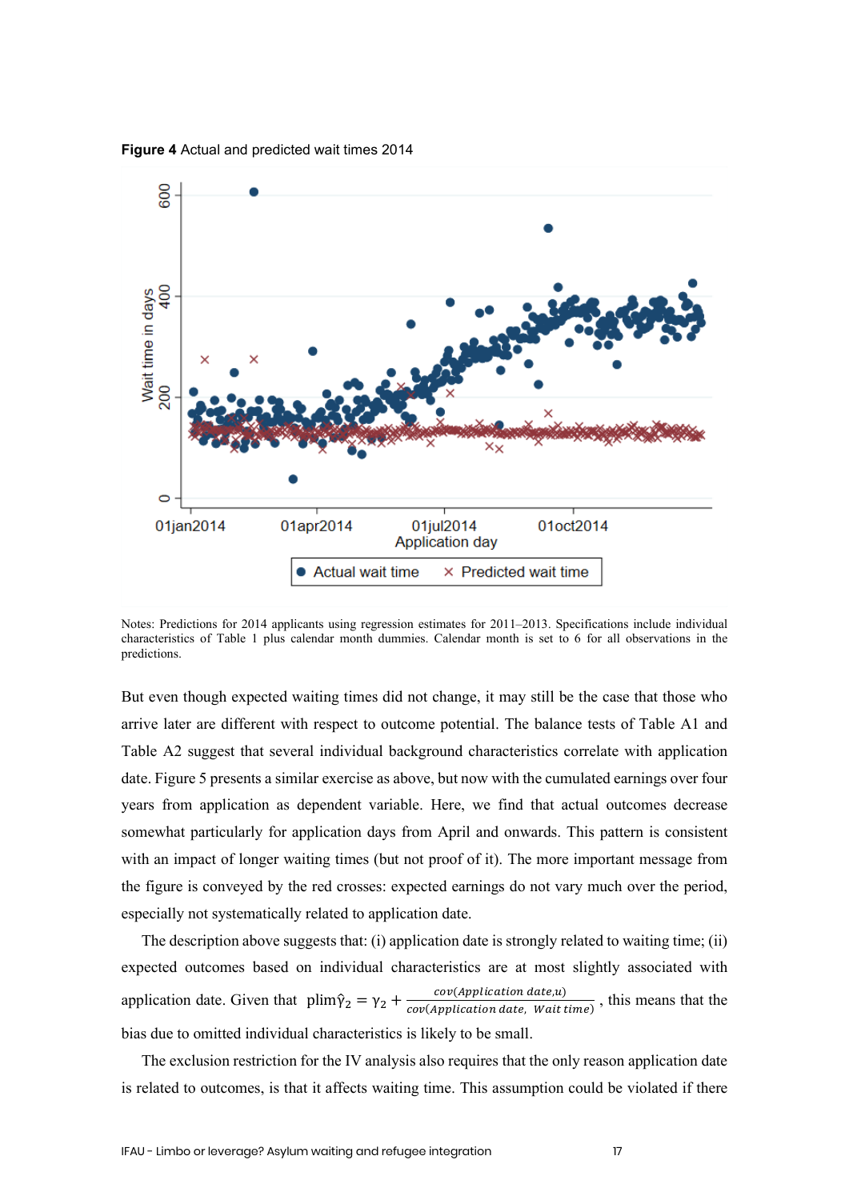**Figure 4** Actual and predicted wait times 2014

Wait time in days

0
200
400
600

01jan2014
01apr2014
01jul2014
01oct2014

Application day

Actual wait time
Predicted wait time

Notes: Predictions for 2014 applicants using regression estimates for 2011–2013. Specifications include individual characteristics of Table 1 plus calendar month dummies. Calendar month is set to 6 for all observations in the predictions.

But even though expected waiting times did not change, it may still be the case that those who arrive later are different with respect to outcome potential. The balance tests of Table A1 and Table A2 suggest that several individual background characteristics correlate with application date. Figure 5 presents a similar exercise as above, but now with the cumulated earnings over four years from application as dependent variable. Here, we find that actual outcomes decrease somewhat particularly for application days from April and onwards. This pattern is consistent with an impact of longer waiting times (but not proof of it). The more important message from the figure is conveyed by the red crosses: expected earnings do not vary much over the period, especially not systematically related to application date.

The description above suggests that: (i) application date is strongly related to waiting time; (ii) expected outcomes based on individual characteristics are at most slightly associated with application date. Given that $\text{plim}\hat{\gamma}_2 = \gamma_2 + \frac{cov(Application\ date, u)}{cov(Application\ date,\ Wait\ time)}$, this means that the bias due to omitted individual characteristics is likely to be small.

The exclusion restriction for the IV analysis also requires that the only reason application date is related to outcomes, is that it affects waiting time. This assumption could be violated if there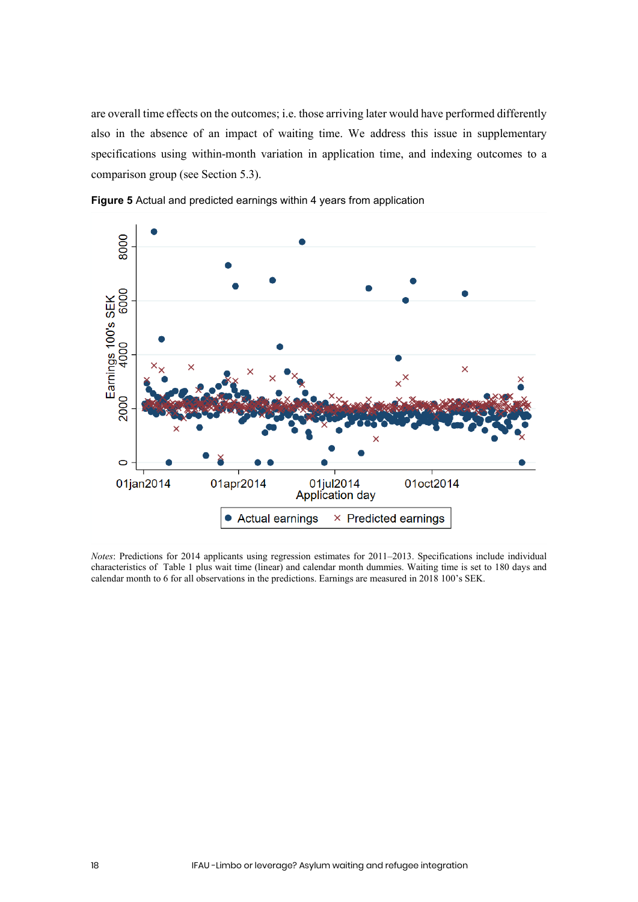are overall time effects on the outcomes; i.e. those arriving later would have performed differently also in the absence of an impact of waiting time. We address this issue in supplementary specifications using within-month variation in application time, and indexing outcomes to a comparison group (see Section 5.3).

**Figure 5** Actual and predicted earnings within 4 years from application

Earnings 100's SEK

0
2000
4000
6000
8000

01jan2014
01apr2014
01jul2014
01oct2014

Application day

Actual earnings
Predicted earnings

*Notes*: Predictions for 2014 applicants using regression estimates for 2011–2013. Specifications include individual characteristics of Table 1 plus wait time (linear) and calendar month dummies. Waiting time is set to 180 days and calendar month to 6 for all observations in the predictions. Earnings are measured in 2018 100's SEK.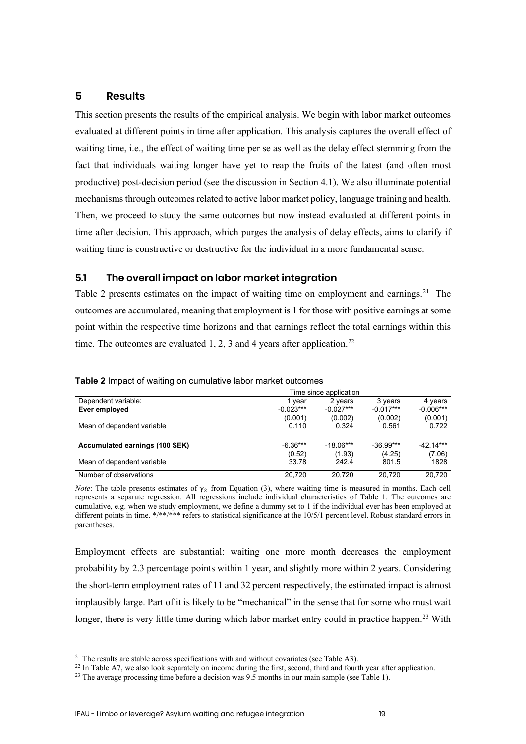## 5 Results

This section presents the results of the empirical analysis. We begin with labor market outcomes evaluated at different points in time after application. This analysis captures the overall effect of waiting time, i.e., the effect of waiting time per se as well as the delay effect stemming from the fact that individuals waiting longer have yet to reap the fruits of the latest (and often most productive) post-decision period (see the discussion in Section 4.1). We also illuminate potential mechanisms through outcomes related to active labor market policy, language training and health. Then, we proceed to study the same outcomes but now instead evaluated at different points in time after decision. This approach, which purges the analysis of delay effects, aims to clarify if waiting time is constructive or destructive for the individual in a more fundamental sense.

### 5.1 The overall impact on labor market integration

Table 2 presents estimates on the impact of waiting time on employment and earnings.[21] The outcomes are accumulated, meaning that employment is 1 for those with positive earnings at some point within the respective time horizons and that earnings reflect the total earnings within this time. The outcomes are evaluated 1, 2, 3 and 4 years after application.[22]

**Table 2** Impact of waiting on cumulative labor market outcomes

| | Time since application | | | |
|---|---|---|---|---|
| Dependent variable: | 1 year | 2 years | 3 years | 4 years |
| **Ever employed** | -0.023*** | -0.027*** | -0.017*** | -0.006*** |
| | (0.001) | (0.002) | (0.002) | (0.001) |
| Mean of dependent variable | 0.110 | 0.324 | 0.561 | 0.722 |
| **Accumulated earnings (100 SEK)** | -6.36*** | -18.06*** | -36.99*** | -42.14*** |
| | (0.52) | (1.93) | (4.25) | (7.06) |
| Mean of dependent variable | 33.78 | 242.4 | 801.5 | 1828 |
| Number of observations | 20,720 | 20,720 | 20,720 | 20,720 |

*Note*: The table presents estimates of $\gamma_2$ from Equation (3), where waiting time is measured in months. Each cell represents a separate regression. All regressions include individual characteristics of Table 1. The outcomes are cumulative, e.g. when we study employment, we define a dummy set to 1 if the individual ever has been employed at different points in time. \*/\*\*/\*\*\* refers to statistical significance at the 10/5/1 percent level. Robust standard errors in parentheses.

Employment effects are substantial: waiting one more month decreases the employment probability by 2.3 percentage points within 1 year, and slightly more within 2 years. Considering the short-term employment rates of 11 and 32 percent respectively, the estimated impact is almost implausibly large. Part of it is likely to be "mechanical" in the sense that for some who must wait longer, there is very little time during which labor market entry could in practice happen.[23] With

[21] The results are stable across specifications with and without covariates (see Table A3).

[22] In Table A7, we also look separately on income during the first, second, third and fourth year after application.

[23] The average processing time before a decision was 9.5 months in our main sample (see Table 1).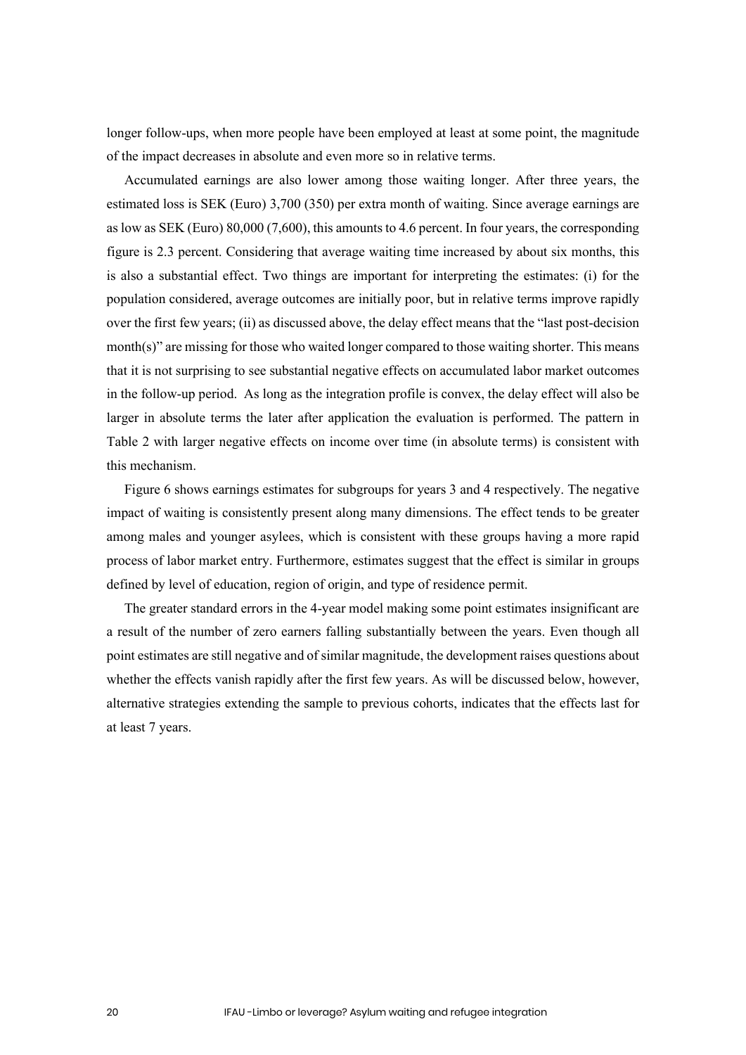longer follow-ups, when more people have been employed at least at some point, the magnitude of the impact decreases in absolute and even more so in relative terms.

Accumulated earnings are also lower among those waiting longer. After three years, the estimated loss is SEK (Euro) 3,700 (350) per extra month of waiting. Since average earnings are as low as SEK (Euro) 80,000 (7,600), this amounts to 4.6 percent. In four years, the corresponding figure is 2.3 percent. Considering that average waiting time increased by about six months, this is also a substantial effect. Two things are important for interpreting the estimates: (i) for the population considered, average outcomes are initially poor, but in relative terms improve rapidly over the first few years; (ii) as discussed above, the delay effect means that the "last post-decision month(s)" are missing for those who waited longer compared to those waiting shorter. This means that it is not surprising to see substantial negative effects on accumulated labor market outcomes in the follow-up period. As long as the integration profile is convex, the delay effect will also be larger in absolute terms the later after application the evaluation is performed. The pattern in Table 2 with larger negative effects on income over time (in absolute terms) is consistent with this mechanism.

Figure 6 shows earnings estimates for subgroups for years 3 and 4 respectively. The negative impact of waiting is consistently present along many dimensions. The effect tends to be greater among males and younger asylees, which is consistent with these groups having a more rapid process of labor market entry. Furthermore, estimates suggest that the effect is similar in groups defined by level of education, region of origin, and type of residence permit.

The greater standard errors in the 4-year model making some point estimates insignificant are a result of the number of zero earners falling substantially between the years. Even though all point estimates are still negative and of similar magnitude, the development raises questions about whether the effects vanish rapidly after the first few years. As will be discussed below, however, alternative strategies extending the sample to previous cohorts, indicates that the effects last for at least 7 years.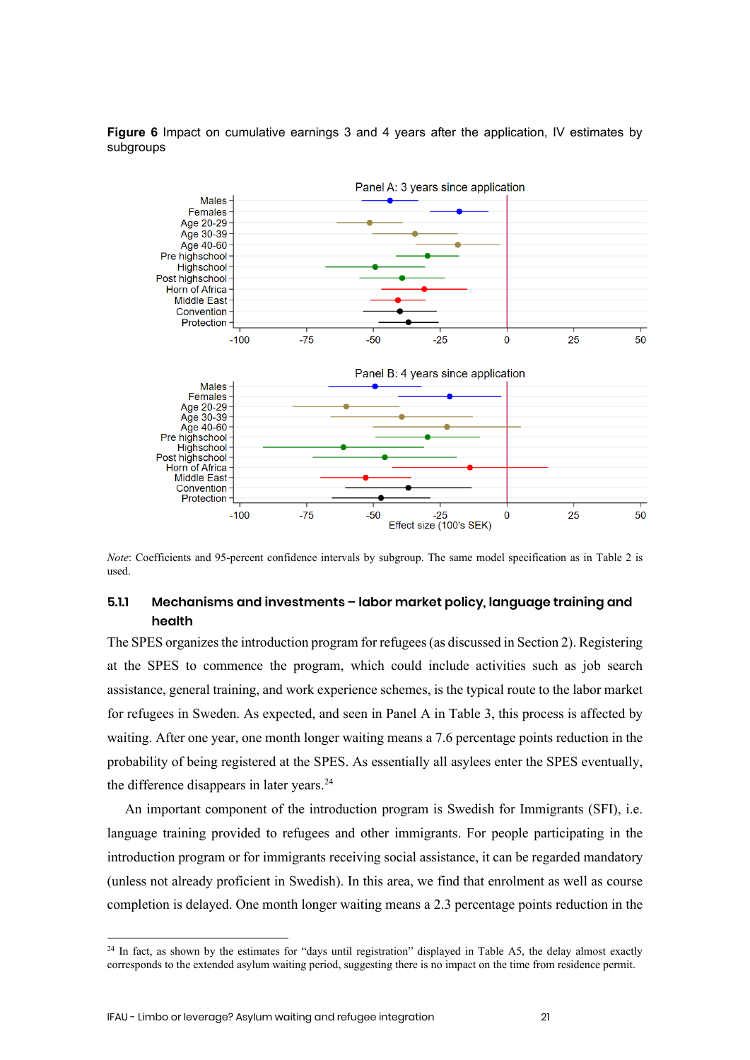**Figure 6** Impact on cumulative earnings 3 and 4 years after the application, IV estimates by subgroups

Panel A: 3 years since application

Males
Females
Age 20-29
Age 30-39
Age 40-60
Pre highschool
Highschool
Post highschool
Horn of Africa
Middle East
Convention
Protection

-100 -75 -50 -25 0 25 50

Panel B: 4 years since application

Males
Females
Age 20-29
Age 30-39
Age 40-60
Pre highschool
Highschool
Post highschool
Horn of Africa
Middle East
Convention
Protection

-100 -75 -50 -25 0 25 50

Effect size (100's SEK)

*Note*: Coefficients and 95-percent confidence intervals by subgroup. The same model specification as in Table 2 is used.

### 5.1.1 Mechanisms and investments – labor market policy, language training and health

The SPES organizes the introduction program for refugees (as discussed in Section 2). Registering at the SPES to commence the program, which could include activities such as job search assistance, general training, and work experience schemes, is the typical route to the labor market for refugees in Sweden. As expected, and seen in Panel A in Table 3, this process is affected by waiting. After one year, one month longer waiting means a 7.6 percentage points reduction in the probability of being registered at the SPES. As essentially all asylees enter the SPES eventually, the difference disappears in later years.[24]

An important component of the introduction program is Swedish for Immigrants (SFI), i.e. language training provided to refugees and other immigrants. For people participating in the introduction program or for immigrants receiving social assistance, it can be regarded mandatory (unless not already proficient in Swedish). In this area, we find that enrolment as well as course completion is delayed. One month longer waiting means a 2.3 percentage points reduction in the

[24] In fact, as shown by the estimates for "days until registration" displayed in Table A5, the delay almost exactly corresponds to the extended asylum waiting period, suggesting there is no impact on the time from residence permit.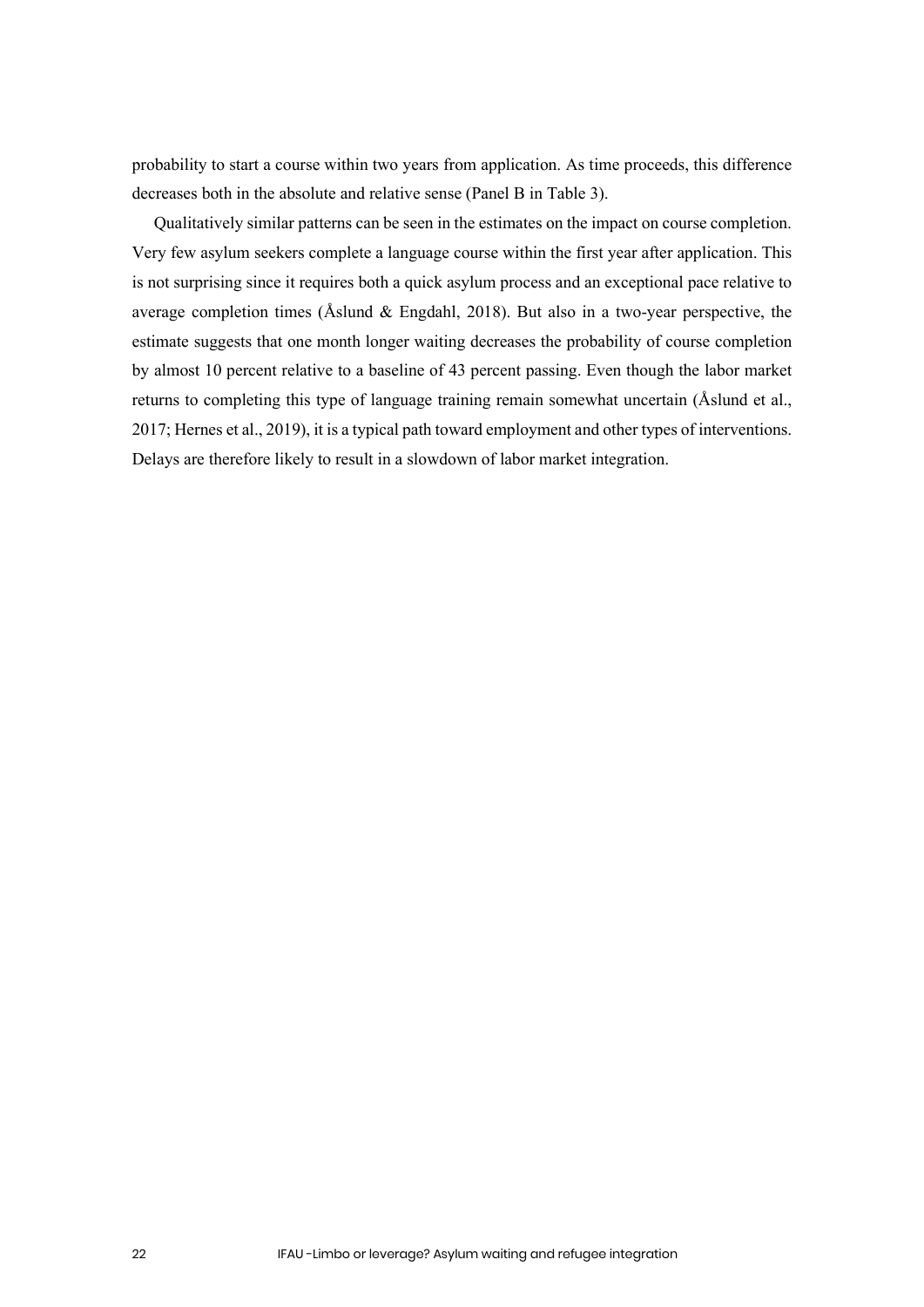probability to start a course within two years from application. As time proceeds, this difference decreases both in the absolute and relative sense (Panel B in Table 3).

Qualitatively similar patterns can be seen in the estimates on the impact on course completion. Very few asylum seekers complete a language course within the first year after application. This is not surprising since it requires both a quick asylum process and an exceptional pace relative to average completion times (Åslund & Engdahl, 2018). But also in a two-year perspective, the estimate suggests that one month longer waiting decreases the probability of course completion by almost 10 percent relative to a baseline of 43 percent passing. Even though the labor market returns to completing this type of language training remain somewhat uncertain (Åslund et al., 2017; Hernes et al., 2019), it is a typical path toward employment and other types of interventions. Delays are therefore likely to result in a slowdown of labor market integration.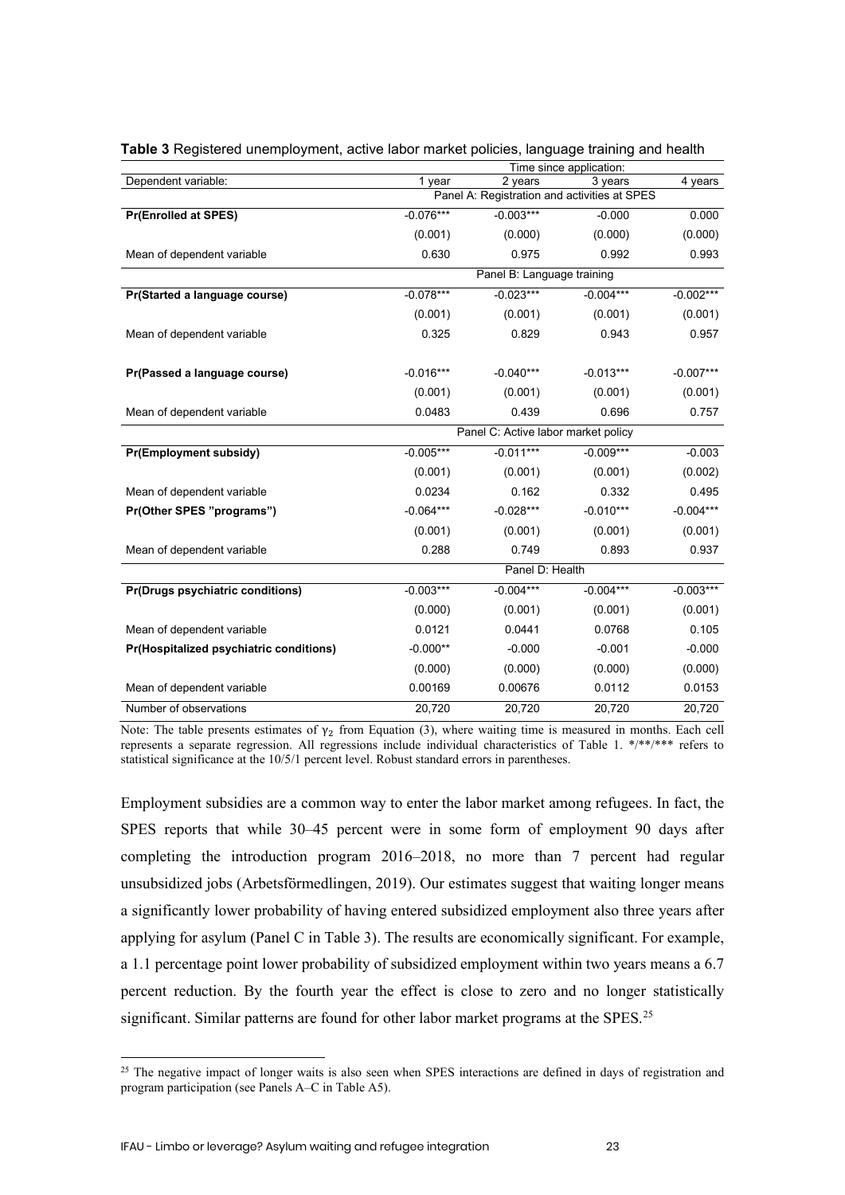**Table 3** Registered unemployment, active labor market policies, language training and health

| Dependent variable: | Time since application: 1 year | 2 years | 3 years | 4 years |
|---|---|---|---|---|
| | Panel A: Registration and activities at SPES | | | |
| **Pr(Enrolled at SPES)** | -0.076*** | -0.003*** | -0.000 | 0.000 |
| | (0.001) | (0.000) | (0.000) | (0.000) |
| Mean of dependent variable | 0.630 | 0.975 | 0.992 | 0.993 |
| | Panel B: Language training | | | |
| **Pr(Started a language course)** | -0.078*** | -0.023*** | -0.004*** | -0.002*** |
| | (0.001) | (0.001) | (0.001) | (0.001) |
| Mean of dependent variable | 0.325 | 0.829 | 0.943 | 0.957 |
| **Pr(Passed a language course)** | -0.016*** | -0.040*** | -0.013*** | -0.007*** |
| | (0.001) | (0.001) | (0.001) | (0.001) |
| Mean of dependent variable | 0.0483 | 0.439 | 0.696 | 0.757 |
| | Panel C: Active labor market policy | | | |
| **Pr(Employment subsidy)** | -0.005*** | -0.011*** | -0.009*** | -0.003 |
| | (0.001) | (0.001) | (0.001) | (0.002) |
| Mean of dependent variable | 0.0234 | 0.162 | 0.332 | 0.495 |
| **Pr(Other SPES "programs")** | -0.064*** | -0.028*** | -0.010*** | -0.004*** |
| | (0.001) | (0.001) | (0.001) | (0.001) |
| Mean of dependent variable | 0.288 | 0.749 | 0.893 | 0.937 |
| | Panel D: Health | | | |
| **Pr(Drugs psychiatric conditions)** | -0.003*** | -0.004*** | -0.004*** | -0.003*** |
| | (0.000) | (0.001) | (0.001) | (0.001) |
| Mean of dependent variable | 0.0121 | 0.0441 | 0.0768 | 0.105 |
| **Pr(Hospitalized psychiatric conditions)** | -0.000** | -0.000 | -0.001 | -0.000 |
| | (0.000) | (0.000) | (0.000) | (0.000) |
| Mean of dependent variable | 0.00169 | 0.00676 | 0.0112 | 0.0153 |
| Number of observations | 20,720 | 20,720 | 20,720 | 20,720 |

Note: The table presents estimates of $\gamma_2$ from Equation (3), where waiting time is measured in months. Each cell represents a separate regression. All regressions include individual characteristics of Table 1. */**/*** refers to statistical significance at the 10/5/1 percent level. Robust standard errors in parentheses.

Employment subsidies are a common way to enter the labor market among refugees. In fact, the SPES reports that while 30–45 percent were in some form of employment 90 days after completing the introduction program 2016–2018, no more than 7 percent had regular unsubsidized jobs (Arbetsförmedlingen, 2019). Our estimates suggest that waiting longer means a significantly lower probability of having entered subsidized employment also three years after applying for asylum (Panel C in Table 3). The results are economically significant. For example, a 1.1 percentage point lower probability of subsidized employment within two years means a 6.7 percent reduction. By the fourth year the effect is close to zero and no longer statistically significant. Similar patterns are found for other labor market programs at the SPES.[25]

[25] The negative impact of longer waits is also seen when SPES interactions are defined in days of registration and program participation (see Panels A–C in Table A5).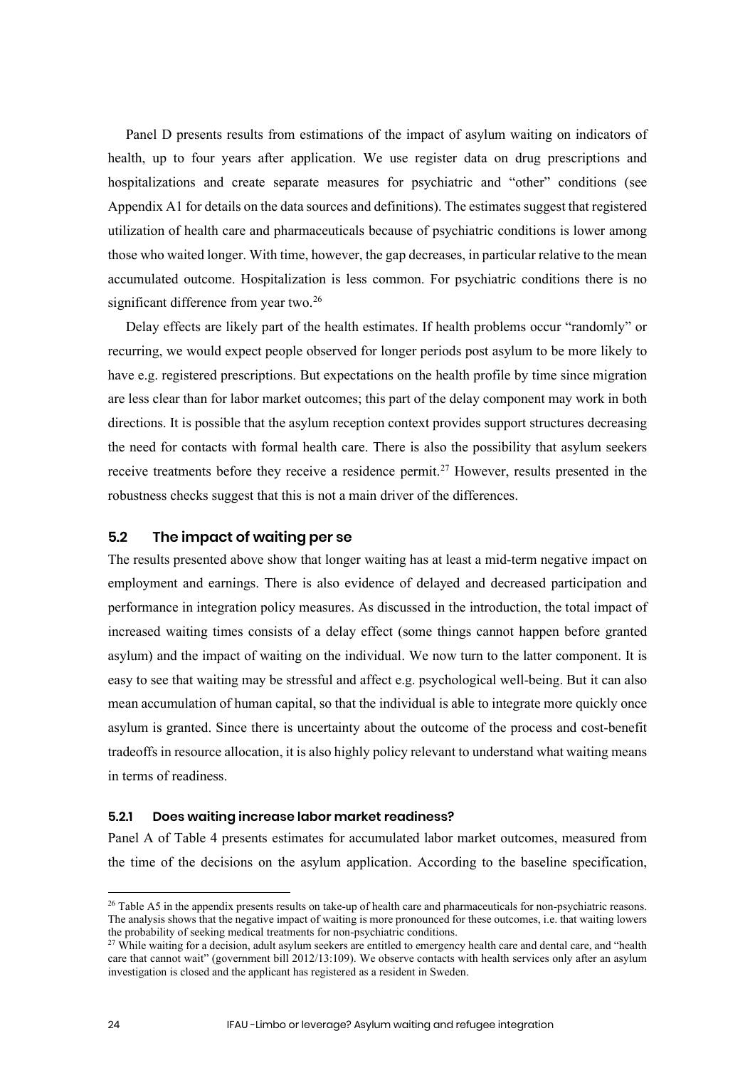Panel D presents results from estimations of the impact of asylum waiting on indicators of health, up to four years after application. We use register data on drug prescriptions and hospitalizations and create separate measures for psychiatric and "other" conditions (see Appendix A1 for details on the data sources and definitions). The estimates suggest that registered utilization of health care and pharmaceuticals because of psychiatric conditions is lower among those who waited longer. With time, however, the gap decreases, in particular relative to the mean accumulated outcome. Hospitalization is less common. For psychiatric conditions there is no significant difference from year two.[26]

Delay effects are likely part of the health estimates. If health problems occur "randomly" or recurring, we would expect people observed for longer periods post asylum to be more likely to have e.g. registered prescriptions. But expectations on the health profile by time since migration are less clear than for labor market outcomes; this part of the delay component may work in both directions. It is possible that the asylum reception context provides support structures decreasing the need for contacts with formal health care. There is also the possibility that asylum seekers receive treatments before they receive a residence permit.[27] However, results presented in the robustness checks suggest that this is not a main driver of the differences.

## 5.2 The impact of waiting per se

The results presented above show that longer waiting has at least a mid-term negative impact on employment and earnings. There is also evidence of delayed and decreased participation and performance in integration policy measures. As discussed in the introduction, the total impact of increased waiting times consists of a delay effect (some things cannot happen before granted asylum) and the impact of waiting on the individual. We now turn to the latter component. It is easy to see that waiting may be stressful and affect e.g. psychological well-being. But it can also mean accumulation of human capital, so that the individual is able to integrate more quickly once asylum is granted. Since there is uncertainty about the outcome of the process and cost-benefit tradeoffs in resource allocation, it is also highly policy relevant to understand what waiting means in terms of readiness.

### 5.2.1 Does waiting increase labor market readiness?

Panel A of Table 4 presents estimates for accumulated labor market outcomes, measured from the time of the decisions on the asylum application. According to the baseline specification,

---

[26] Table A5 in the appendix presents results on take-up of health care and pharmaceuticals for non-psychiatric reasons. The analysis shows that the negative impact of waiting is more pronounced for these outcomes, i.e. that waiting lowers the probability of seeking medical treatments for non-psychiatric conditions.

[27] While waiting for a decision, adult asylum seekers are entitled to emergency health care and dental care, and "health care that cannot wait" (government bill 2012/13:109). We observe contacts with health services only after an asylum investigation is closed and the applicant has registered as a resident in Sweden.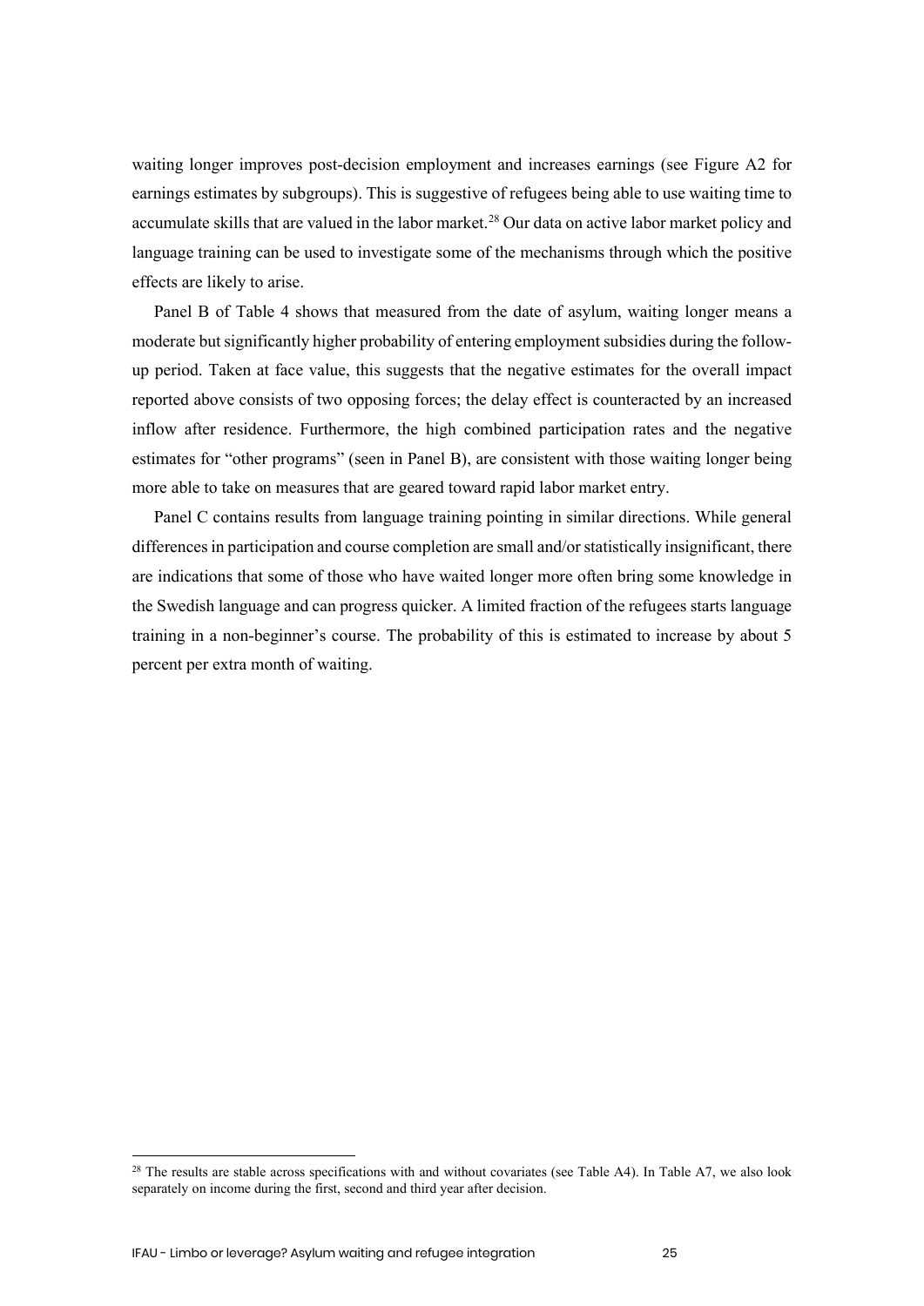waiting longer improves post-decision employment and increases earnings (see Figure A2 for earnings estimates by subgroups). This is suggestive of refugees being able to use waiting time to accumulate skills that are valued in the labor market.[28] Our data on active labor market policy and language training can be used to investigate some of the mechanisms through which the positive effects are likely to arise.

Panel B of Table 4 shows that measured from the date of asylum, waiting longer means a moderate but significantly higher probability of entering employment subsidies during the follow-up period. Taken at face value, this suggests that the negative estimates for the overall impact reported above consists of two opposing forces; the delay effect is counteracted by an increased inflow after residence. Furthermore, the high combined participation rates and the negative estimates for "other programs" (seen in Panel B), are consistent with those waiting longer being more able to take on measures that are geared toward rapid labor market entry.

Panel C contains results from language training pointing in similar directions. While general differences in participation and course completion are small and/or statistically insignificant, there are indications that some of those who have waited longer more often bring some knowledge in the Swedish language and can progress quicker. A limited fraction of the refugees starts language training in a non-beginner's course. The probability of this is estimated to increase by about 5 percent per extra month of waiting.

[28] The results are stable across specifications with and without covariates (see Table A4). In Table A7, we also look separately on income during the first, second and third year after decision.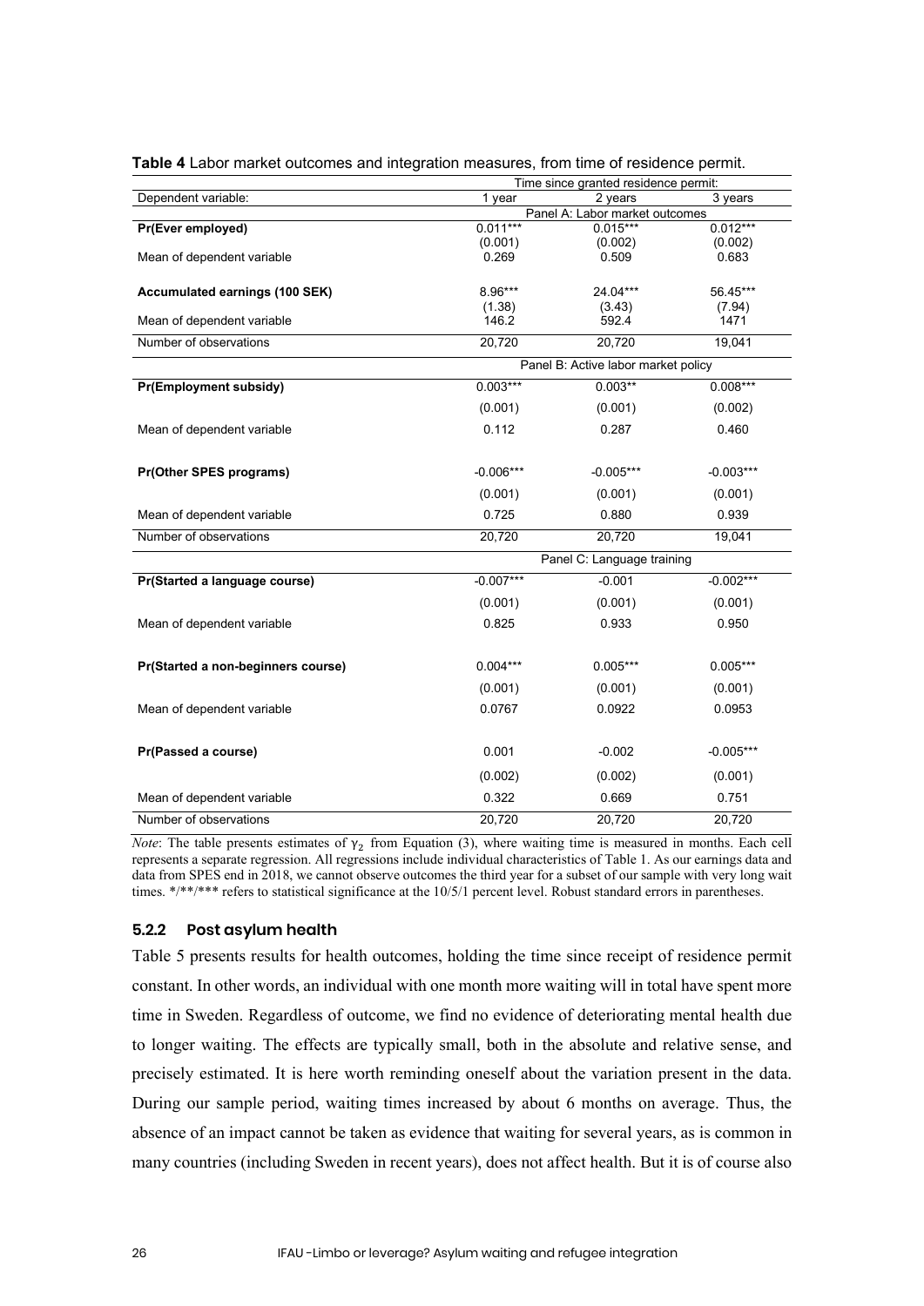**Table 4** Labor market outcomes and integration measures, from time of residence permit.

| | Time since granted residence permit: | | |
|---|---|---|---|
| Dependent variable: | 1 year | 2 years | 3 years |
| | Panel A: Labor market outcomes | | |
| **Pr(Ever employed)** | 0.011*** | 0.015*** | 0.012*** |
| | (0.001) | (0.002) | (0.002) |
| Mean of dependent variable | 0.269 | 0.509 | 0.683 |
| **Accumulated earnings (100 SEK)** | 8.96*** | 24.04*** | 56.45*** |
| | (1.38) | (3.43) | (7.94) |
| Mean of dependent variable | 146.2 | 592.4 | 1471 |
| Number of observations | 20,720 | 20,720 | 19,041 |
| | Panel B: Active labor market policy | | |
| **Pr(Employment subsidy)** | 0.003*** | 0.003** | 0.008*** |
| | (0.001) | (0.001) | (0.002) |
| Mean of dependent variable | 0.112 | 0.287 | 0.460 |
| **Pr(Other SPES programs)** | -0.006*** | -0.005*** | -0.003*** |
| | (0.001) | (0.001) | (0.001) |
| Mean of dependent variable | 0.725 | 0.880 | 0.939 |
| Number of observations | 20,720 | 20,720 | 19,041 |
| | Panel C: Language training | | |
| **Pr(Started a language course)** | -0.007*** | -0.001 | -0.002*** |
| | (0.001) | (0.001) | (0.001) |
| Mean of dependent variable | 0.825 | 0.933 | 0.950 |
| **Pr(Started a non-beginners course)** | 0.004*** | 0.005*** | 0.005*** |
| | (0.001) | (0.001) | (0.001) |
| Mean of dependent variable | 0.0767 | 0.0922 | 0.0953 |
| **Pr(Passed a course)** | 0.001 | -0.002 | -0.005*** |
| | (0.002) | (0.002) | (0.001) |
| Mean of dependent variable | 0.322 | 0.669 | 0.751 |
| Number of observations | 20,720 | 20,720 | 20,720 |

*Note*: The table presents estimates of $\gamma_2$ from Equation (3), where waiting time is measured in months. Each cell represents a separate regression. All regressions include individual characteristics of Table 1. As our earnings data and data from SPES end in 2018, we cannot observe outcomes the third year for a subset of our sample with very long wait times. */**/*** refers to statistical significance at the 10/5/1 percent level. Robust standard errors in parentheses.

### 5.2.2 Post asylum health

Table 5 presents results for health outcomes, holding the time since receipt of residence permit constant. In other words, an individual with one month more waiting will in total have spent more time in Sweden. Regardless of outcome, we find no evidence of deteriorating mental health due to longer waiting. The effects are typically small, both in the absolute and relative sense, and precisely estimated. It is here worth reminding oneself about the variation present in the data. During our sample period, waiting times increased by about 6 months on average. Thus, the absence of an impact cannot be taken as evidence that waiting for several years, as is common in many countries (including Sweden in recent years), does not affect health. But it is of course also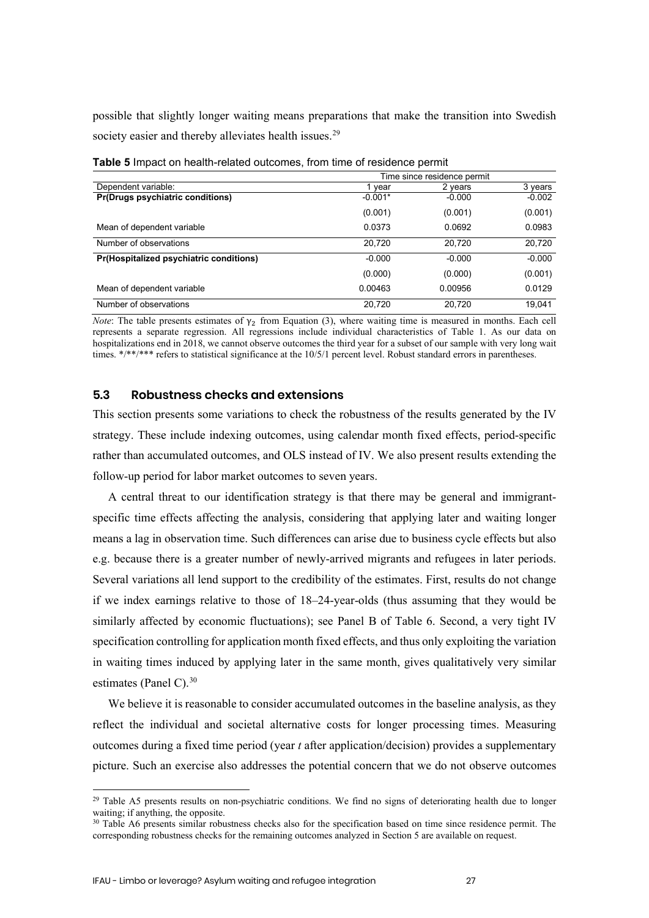possible that slightly longer waiting means preparations that make the transition into Swedish society easier and thereby alleviates health issues.[29]

**Table 5** Impact on health-related outcomes, from time of residence permit

| | Time since residence permit | | |
|---|---|---|---|
| Dependent variable: | 1 year | 2 years | 3 years |
| **Pr(Drugs psychiatric conditions)** | -0.001* | -0.000 | -0.002 |
| | (0.001) | (0.001) | (0.001) |
| Mean of dependent variable | 0.0373 | 0.0692 | 0.0983 |
| Number of observations | 20,720 | 20,720 | 20,720 |
| **Pr(Hospitalized psychiatric conditions)** | -0.000 | -0.000 | -0.000 |
| | (0.000) | (0.000) | (0.001) |
| Mean of dependent variable | 0.00463 | 0.00956 | 0.0129 |
| Number of observations | 20,720 | 20,720 | 19,041 |

*Note*: The table presents estimates of $\gamma_2$ from Equation (3), where waiting time is measured in months. Each cell represents a separate regression. All regressions include individual characteristics of Table 1. As our data on hospitalizations end in 2018, we cannot observe outcomes the third year for a subset of our sample with very long wait times. */**/*** refers to statistical significance at the 10/5/1 percent level. Robust standard errors in parentheses.

## 5.3 Robustness checks and extensions

This section presents some variations to check the robustness of the results generated by the IV strategy. These include indexing outcomes, using calendar month fixed effects, period-specific rather than accumulated outcomes, and OLS instead of IV. We also present results extending the follow-up period for labor market outcomes to seven years.

A central threat to our identification strategy is that there may be general and immigrant-specific time effects affecting the analysis, considering that applying later and waiting longer means a lag in observation time. Such differences can arise due to business cycle effects but also e.g. because there is a greater number of newly-arrived migrants and refugees in later periods. Several variations all lend support to the credibility of the estimates. First, results do not change if we index earnings relative to those of 18–24-year-olds (thus assuming that they would be similarly affected by economic fluctuations); see Panel B of Table 6. Second, a very tight IV specification controlling for application month fixed effects, and thus only exploiting the variation in waiting times induced by applying later in the same month, gives qualitatively very similar estimates (Panel C).[30]

We believe it is reasonable to consider accumulated outcomes in the baseline analysis, as they reflect the individual and societal alternative costs for longer processing times. Measuring outcomes during a fixed time period (year *t* after application/decision) provides a supplementary picture. Such an exercise also addresses the potential concern that we do not observe outcomes

[29] Table A5 presents results on non-psychiatric conditions. We find no signs of deteriorating health due to longer waiting; if anything, the opposite.

[30] Table A6 presents similar robustness checks also for the specification based on time since residence permit. The corresponding robustness checks for the remaining outcomes analyzed in Section 5 are available on request.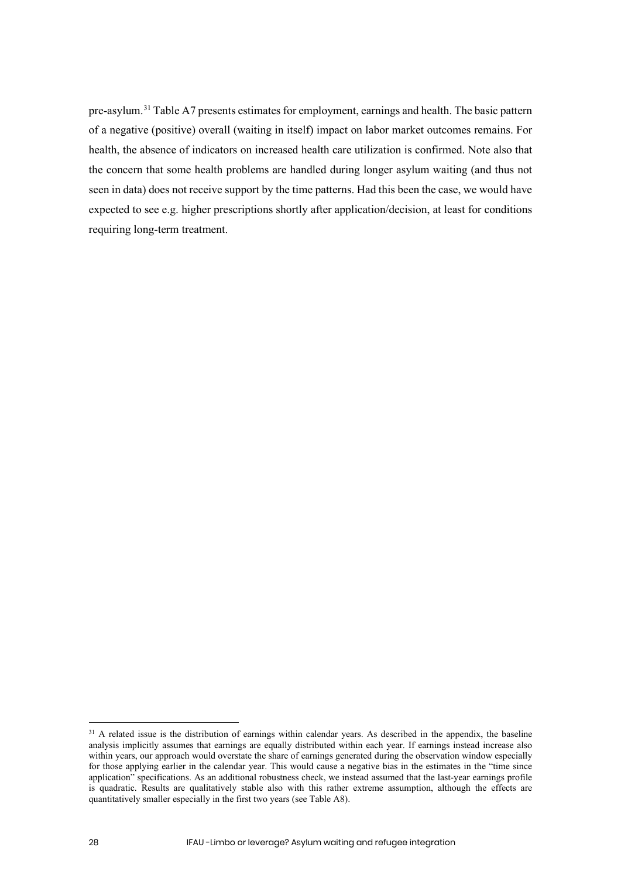pre-asylum.[31] Table A7 presents estimates for employment, earnings and health. The basic pattern of a negative (positive) overall (waiting in itself) impact on labor market outcomes remains. For health, the absence of indicators on increased health care utilization is confirmed. Note also that the concern that some health problems are handled during longer asylum waiting (and thus not seen in data) does not receive support by the time patterns. Had this been the case, we would have expected to see e.g. higher prescriptions shortly after application/decision, at least for conditions requiring long-term treatment.

[31] A related issue is the distribution of earnings within calendar years. As described in the appendix, the baseline analysis implicitly assumes that earnings are equally distributed within each year. If earnings instead increase also within years, our approach would overstate the share of earnings generated during the observation window especially for those applying earlier in the calendar year. This would cause a negative bias in the estimates in the "time since application" specifications. As an additional robustness check, we instead assumed that the last-year earnings profile is quadratic. Results are qualitatively stable also with this rather extreme assumption, although the effects are quantitatively smaller especially in the first two years (see Table A8).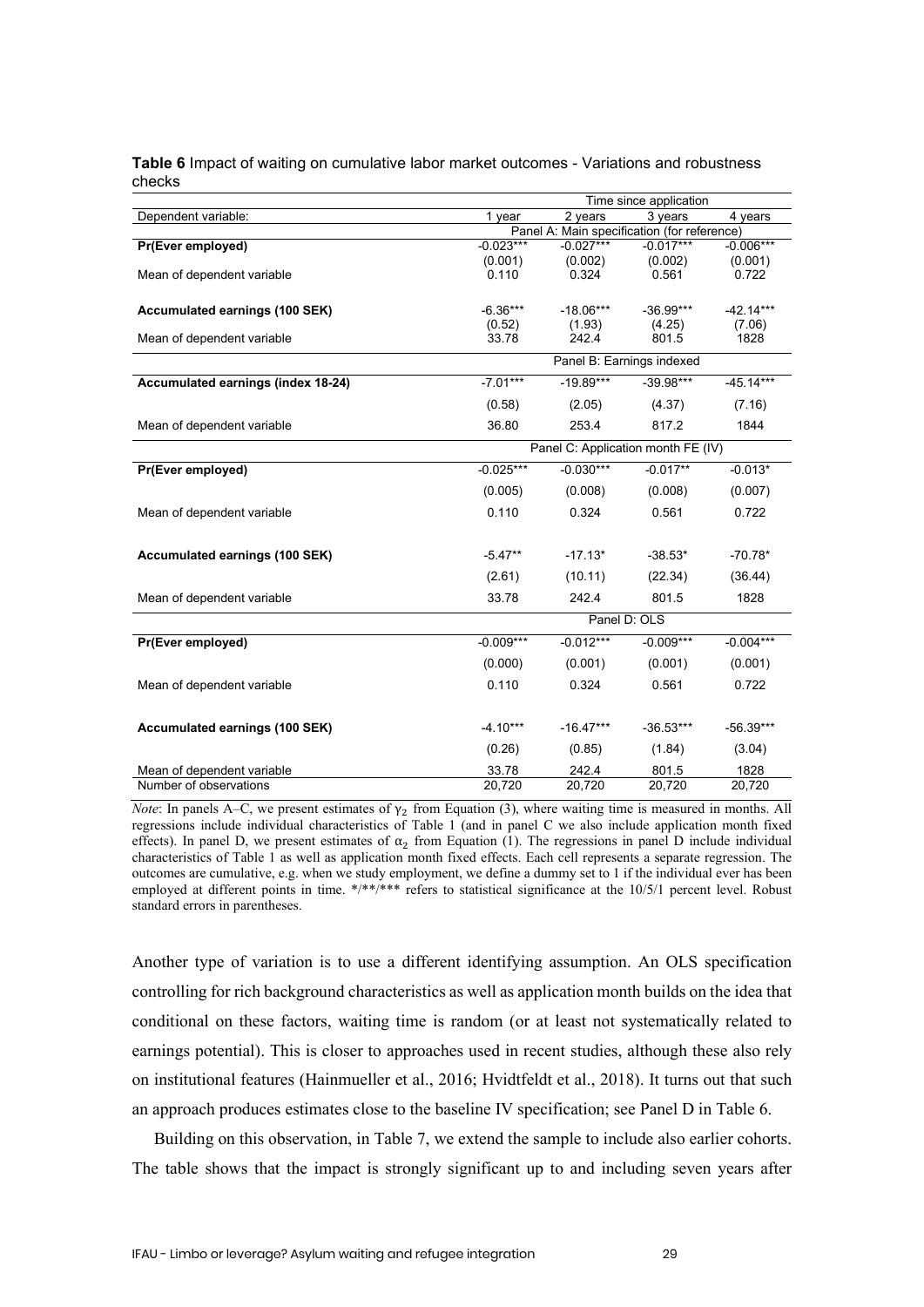**Table 6** Impact of waiting on cumulative labor market outcomes - Variations and robustness checks

| | Time since application | | | |
|---|---|---|---|---|
| Dependent variable: | 1 year | 2 years | 3 years | 4 years |
| | Panel A: Main specification (for reference) | | | |
| **Pr(Ever employed)** | -0.023*** | -0.027*** | -0.017*** | -0.006*** |
| | (0.001) | (0.002) | (0.002) | (0.001) |
| Mean of dependent variable | 0.110 | 0.324 | 0.561 | 0.722 |
| **Accumulated earnings (100 SEK)** | -6.36*** | -18.06*** | -36.99*** | -42.14*** |
| | (0.52) | (1.93) | (4.25) | (7.06) |
| Mean of dependent variable | 33.78 | 242.4 | 801.5 | 1828 |
| | Panel B: Earnings indexed | | | |
| **Accumulated earnings (index 18-24)** | -7.01*** | -19.89*** | -39.98*** | -45.14*** |
| | (0.58) | (2.05) | (4.37) | (7.16) |
| Mean of dependent variable | 36.80 | 253.4 | 817.2 | 1844 |
| | Panel C: Application month FE (IV) | | | |
| **Pr(Ever employed)** | -0.025*** | -0.030*** | -0.017** | -0.013* |
| | (0.005) | (0.008) | (0.008) | (0.007) |
| Mean of dependent variable | 0.110 | 0.324 | 0.561 | 0.722 |
| **Accumulated earnings (100 SEK)** | -5.47** | -17.13* | -38.53* | -70.78* |
| | (2.61) | (10.11) | (22.34) | (36.44) |
| Mean of dependent variable | 33.78 | 242.4 | 801.5 | 1828 |
| | Panel D: OLS | | | |
| **Pr(Ever employed)** | -0.009*** | -0.012*** | -0.009*** | -0.004*** |
| | (0.000) | (0.001) | (0.001) | (0.001) |
| Mean of dependent variable | 0.110 | 0.324 | 0.561 | 0.722 |
| **Accumulated earnings (100 SEK)** | -4.10*** | -16.47*** | -36.53*** | -56.39*** |
| | (0.26) | (0.85) | (1.84) | (3.04) |
| Mean of dependent variable | 33.78 | 242.4 | 801.5 | 1828 |
| Number of observations | 20,720 | 20,720 | 20,720 | 20,720 |

*Note*: In panels A–C, we present estimates of $\gamma_2$ from Equation (3), where waiting time is measured in months. All regressions include individual characteristics of Table 1 (and in panel C we also include application month fixed effects). In panel D, we present estimates of $\alpha_2$ from Equation (1). The regressions in panel D include individual characteristics of Table 1 as well as application month fixed effects. Each cell represents a separate regression. The outcomes are cumulative, e.g. when we study employment, we define a dummy set to 1 if the individual ever has been employed at different points in time. \*/\*\*/\*\*\* refers to statistical significance at the 10/5/1 percent level. Robust standard errors in parentheses.

Another type of variation is to use a different identifying assumption. An OLS specification controlling for rich background characteristics as well as application month builds on the idea that conditional on these factors, waiting time is random (or at least not systematically related to earnings potential). This is closer to approaches used in recent studies, although these also rely on institutional features (Hainmueller et al., 2016; Hvidtfeldt et al., 2018). It turns out that such an approach produces estimates close to the baseline IV specification; see Panel D in Table 6.

Building on this observation, in Table 7, we extend the sample to include also earlier cohorts. The table shows that the impact is strongly significant up to and including seven years after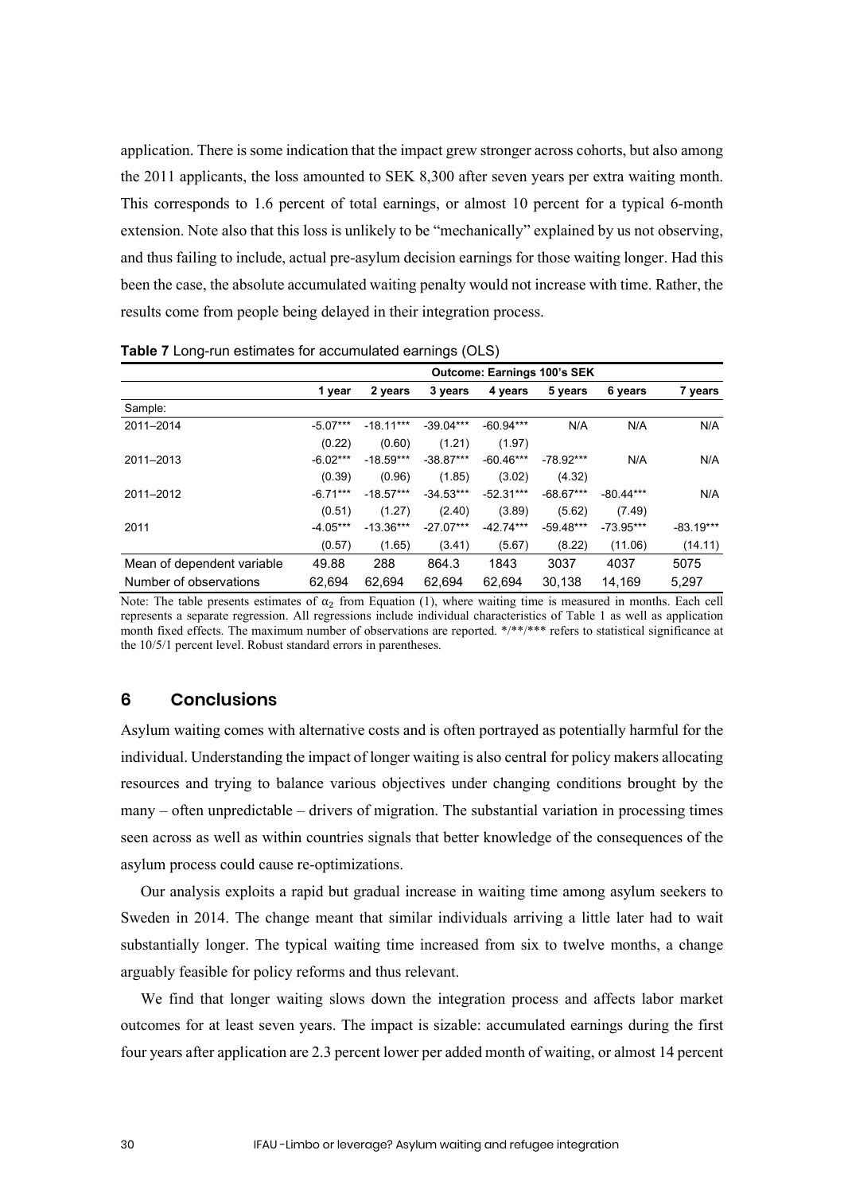application. There is some indication that the impact grew stronger across cohorts, but also among the 2011 applicants, the loss amounted to SEK 8,300 after seven years per extra waiting month. This corresponds to 1.6 percent of total earnings, or almost 10 percent for a typical 6-month extension. Note also that this loss is unlikely to be "mechanically" explained by us not observing, and thus failing to include, actual pre-asylum decision earnings for those waiting longer. Had this been the case, the absolute accumulated waiting penalty would not increase with time. Rather, the results come from people being delayed in their integration process.

**Table 7** Long-run estimates for accumulated earnings (OLS)

| | Outcome: Earnings 100's SEK | | | | | | |
|---|---|---|---|---|---|---|---|
| | 1 year | 2 years | 3 years | 4 years | 5 years | 6 years | 7 years |
| Sample: | | | | | | | |
| 2011–2014 | -5.07*** | -18.11*** | -39.04*** | -60.94*** | N/A | N/A | N/A |
| | (0.22) | (0.60) | (1.21) | (1.97) | | | |
| 2011–2013 | -6.02*** | -18.59*** | -38.87*** | -60.46*** | -78.92*** | N/A | N/A |
| | (0.39) | (0.96) | (1.85) | (3.02) | (4.32) | | |
| 2011–2012 | -6.71*** | -18.57*** | -34.53*** | -52.31*** | -68.67*** | -80.44*** | N/A |
| | (0.51) | (1.27) | (2.40) | (3.89) | (5.62) | (7.49) | |
| 2011 | -4.05*** | -13.36*** | -27.07*** | -42.74*** | -59.48*** | -73.95*** | -83.19*** |
| | (0.57) | (1.65) | (3.41) | (5.67) | (8.22) | (11.06) | (14.11) |
| Mean of dependent variable | 49.88 | 288 | 864.3 | 1843 | 3037 | 4037 | 5075 |
| Number of observations | 62,694 | 62,694 | 62,694 | 62,694 | 30,138 | 14,169 | 5,297 |

Note: The table presents estimates of $\alpha_2$ from Equation (1), where waiting time is measured in months. Each cell represents a separate regression. All regressions include individual characteristics of Table 1 as well as application month fixed effects. The maximum number of observations are reported. */**/*** refers to statistical significance at the 10/5/1 percent level. Robust standard errors in parentheses.

## 6 Conclusions

Asylum waiting comes with alternative costs and is often portrayed as potentially harmful for the individual. Understanding the impact of longer waiting is also central for policy makers allocating resources and trying to balance various objectives under changing conditions brought by the many – often unpredictable – drivers of migration. The substantial variation in processing times seen across as well as within countries signals that better knowledge of the consequences of the asylum process could cause re-optimizations.

Our analysis exploits a rapid but gradual increase in waiting time among asylum seekers to Sweden in 2014. The change meant that similar individuals arriving a little later had to wait substantially longer. The typical waiting time increased from six to twelve months, a change arguably feasible for policy reforms and thus relevant.

We find that longer waiting slows down the integration process and affects labor market outcomes for at least seven years. The impact is sizable: accumulated earnings during the first four years after application are 2.3 percent lower per added month of waiting, or almost 14 percent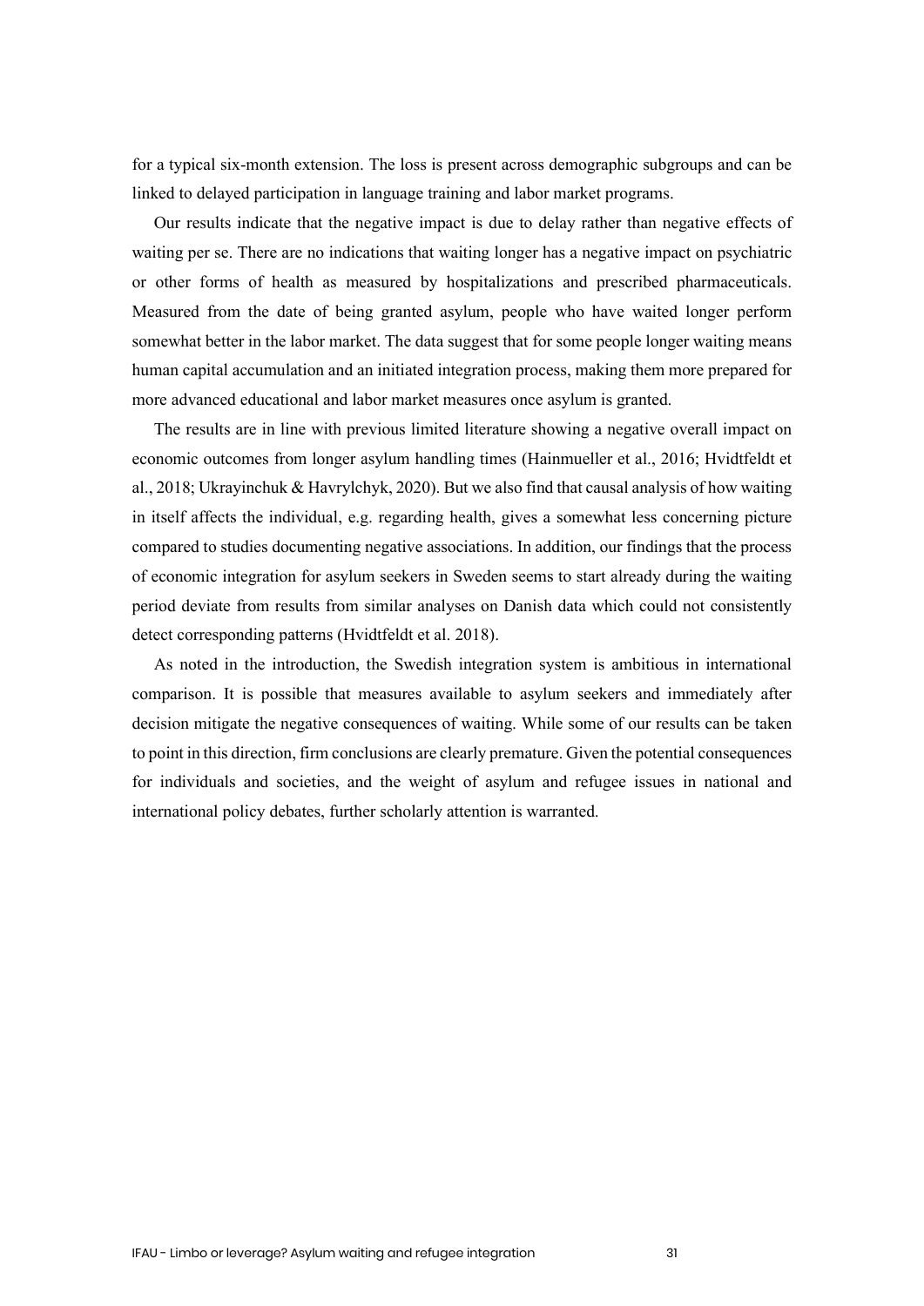for a typical six-month extension. The loss is present across demographic subgroups and can be linked to delayed participation in language training and labor market programs.

Our results indicate that the negative impact is due to delay rather than negative effects of waiting per se. There are no indications that waiting longer has a negative impact on psychiatric or other forms of health as measured by hospitalizations and prescribed pharmaceuticals. Measured from the date of being granted asylum, people who have waited longer perform somewhat better in the labor market. The data suggest that for some people longer waiting means human capital accumulation and an initiated integration process, making them more prepared for more advanced educational and labor market measures once asylum is granted.

The results are in line with previous limited literature showing a negative overall impact on economic outcomes from longer asylum handling times (Hainmueller et al., 2016; Hvidtfeldt et al., 2018; Ukrayinchuk & Havrylchyk, 2020). But we also find that causal analysis of how waiting in itself affects the individual, e.g. regarding health, gives a somewhat less concerning picture compared to studies documenting negative associations. In addition, our findings that the process of economic integration for asylum seekers in Sweden seems to start already during the waiting period deviate from results from similar analyses on Danish data which could not consistently detect corresponding patterns (Hvidtfeldt et al. 2018).

As noted in the introduction, the Swedish integration system is ambitious in international comparison. It is possible that measures available to asylum seekers and immediately after decision mitigate the negative consequences of waiting. While some of our results can be taken to point in this direction, firm conclusions are clearly premature. Given the potential consequences for individuals and societies, and the weight of asylum and refugee issues in national and international policy debates, further scholarly attention is warranted.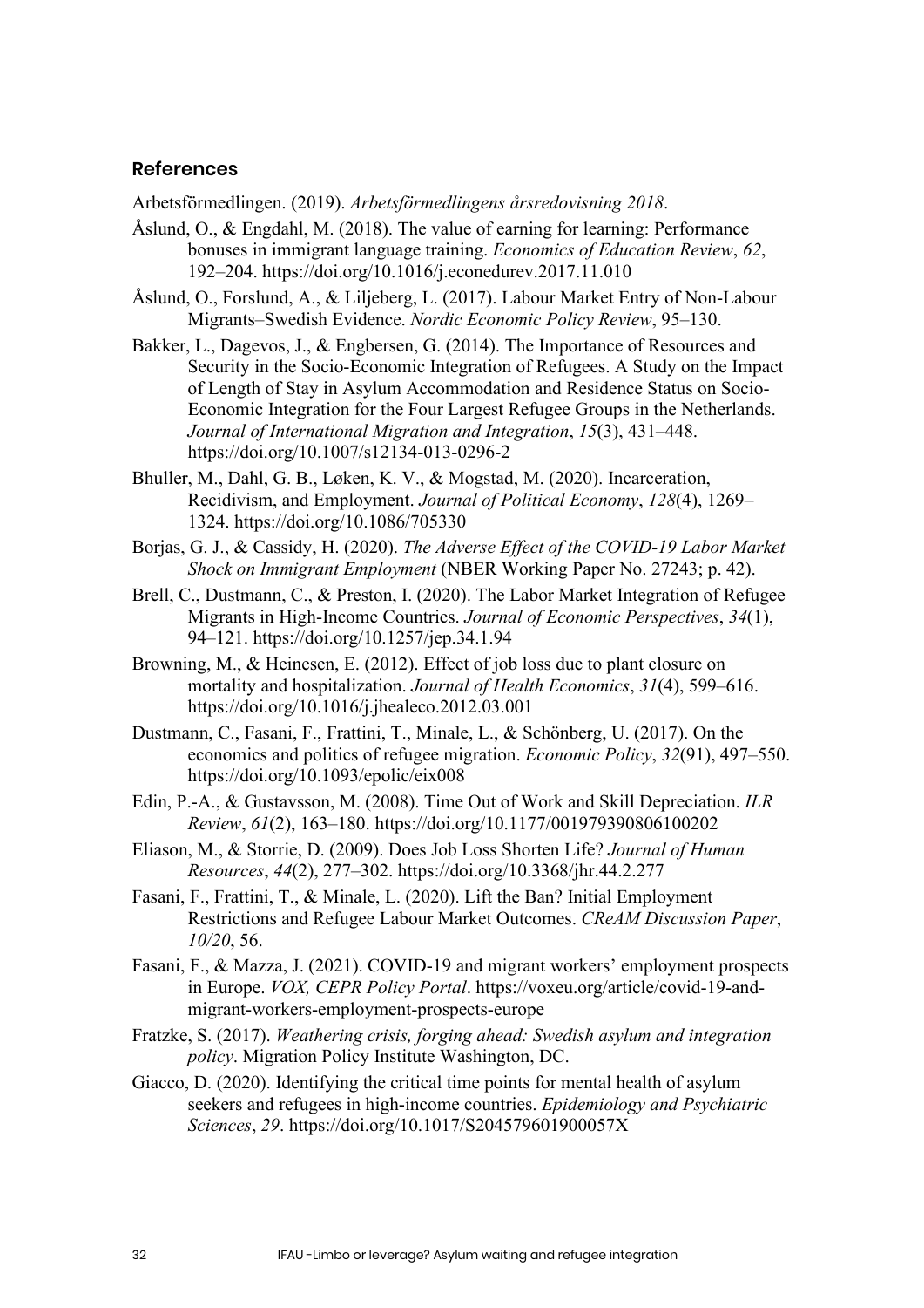## References

Arbetsförmedlingen. (2019). *Arbetsförmedlingens årsredovisning 2018*.

Åslund, O., & Engdahl, M. (2018). The value of earning for learning: Performance bonuses in immigrant language training. *Economics of Education Review*, *62*, 192–204. https://doi.org/10.1016/j.econedurev.2017.11.010

Åslund, O., Forslund, A., & Liljeberg, L. (2017). Labour Market Entry of Non-Labour Migrants–Swedish Evidence. *Nordic Economic Policy Review*, 95–130.

Bakker, L., Dagevos, J., & Engbersen, G. (2014). The Importance of Resources and Security in the Socio-Economic Integration of Refugees. A Study on the Impact of Length of Stay in Asylum Accommodation and Residence Status on Socio-Economic Integration for the Four Largest Refugee Groups in the Netherlands. *Journal of International Migration and Integration*, *15*(3), 431–448. https://doi.org/10.1007/s12134-013-0296-2

Bhuller, M., Dahl, G. B., Løken, K. V., & Mogstad, M. (2020). Incarceration, Recidivism, and Employment. *Journal of Political Economy*, *128*(4), 1269–1324. https://doi.org/10.1086/705330

Borjas, G. J., & Cassidy, H. (2020). *The Adverse Effect of the COVID-19 Labor Market Shock on Immigrant Employment* (NBER Working Paper No. 27243; p. 42).

Brell, C., Dustmann, C., & Preston, I. (2020). The Labor Market Integration of Refugee Migrants in High-Income Countries. *Journal of Economic Perspectives*, *34*(1), 94–121. https://doi.org/10.1257/jep.34.1.94

Browning, M., & Heinesen, E. (2012). Effect of job loss due to plant closure on mortality and hospitalization. *Journal of Health Economics*, *31*(4), 599–616. https://doi.org/10.1016/j.jhealeco.2012.03.001

Dustmann, C., Fasani, F., Frattini, T., Minale, L., & Schönberg, U. (2017). On the economics and politics of refugee migration. *Economic Policy*, *32*(91), 497–550. https://doi.org/10.1093/epolic/eix008

Edin, P.-A., & Gustavsson, M. (2008). Time Out of Work and Skill Depreciation. *ILR Review*, *61*(2), 163–180. https://doi.org/10.1177/001979390806100202

Eliason, M., & Storrie, D. (2009). Does Job Loss Shorten Life? *Journal of Human Resources*, *44*(2), 277–302. https://doi.org/10.3368/jhr.44.2.277

Fasani, F., Frattini, T., & Minale, L. (2020). Lift the Ban? Initial Employment Restrictions and Refugee Labour Market Outcomes. *CReAM Discussion Paper*, *10/20*, 56.

Fasani, F., & Mazza, J. (2021). COVID-19 and migrant workers' employment prospects in Europe. *VOX, CEPR Policy Portal*. https://voxeu.org/article/covid-19-and-migrant-workers-employment-prospects-europe

Fratzke, S. (2017). *Weathering crisis, forging ahead: Swedish asylum and integration policy*. Migration Policy Institute Washington, DC.

Giacco, D. (2020). Identifying the critical time points for mental health of asylum seekers and refugees in high-income countries. *Epidemiology and Psychiatric Sciences*, *29*. https://doi.org/10.1017/S204579601900057X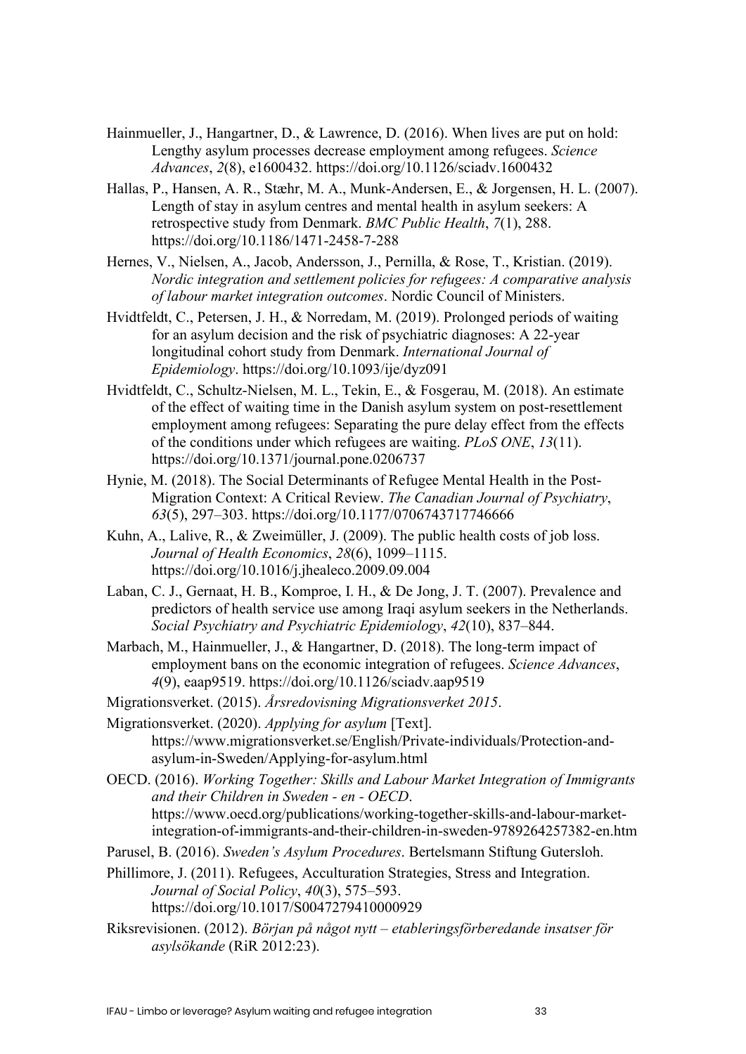Hainmueller, J., Hangartner, D., & Lawrence, D. (2016). When lives are put on hold: Lengthy asylum processes decrease employment among refugees. *Science Advances*, *2*(8), e1600432. https://doi.org/10.1126/sciadv.1600432

Hallas, P., Hansen, A. R., Stæhr, M. A., Munk-Andersen, E., & Jorgensen, H. L. (2007). Length of stay in asylum centres and mental health in asylum seekers: A retrospective study from Denmark. *BMC Public Health*, *7*(1), 288. https://doi.org/10.1186/1471-2458-7-288

Hernes, V., Nielsen, A., Jacob, Andersson, J., Pernilla, & Rose, T., Kristian. (2019). *Nordic integration and settlement policies for refugees: A comparative analysis of labour market integration outcomes*. Nordic Council of Ministers.

Hvidtfeldt, C., Petersen, J. H., & Norredam, M. (2019). Prolonged periods of waiting for an asylum decision and the risk of psychiatric diagnoses: A 22-year longitudinal cohort study from Denmark. *International Journal of Epidemiology*. https://doi.org/10.1093/ije/dyz091

Hvidtfeldt, C., Schultz-Nielsen, M. L., Tekin, E., & Fosgerau, M. (2018). An estimate of the effect of waiting time in the Danish asylum system on post-resettlement employment among refugees: Separating the pure delay effect from the effects of the conditions under which refugees are waiting. *PLoS ONE*, *13*(11). https://doi.org/10.1371/journal.pone.0206737

Hynie, M. (2018). The Social Determinants of Refugee Mental Health in the Post-Migration Context: A Critical Review. *The Canadian Journal of Psychiatry*, *63*(5), 297–303. https://doi.org/10.1177/0706743717746666

Kuhn, A., Lalive, R., & Zweimüller, J. (2009). The public health costs of job loss. *Journal of Health Economics*, *28*(6), 1099–1115. https://doi.org/10.1016/j.jhealeco.2009.09.004

Laban, C. J., Gernaat, H. B., Komproe, I. H., & De Jong, J. T. (2007). Prevalence and predictors of health service use among Iraqi asylum seekers in the Netherlands. *Social Psychiatry and Psychiatric Epidemiology*, *42*(10), 837–844.

Marbach, M., Hainmueller, J., & Hangartner, D. (2018). The long-term impact of employment bans on the economic integration of refugees. *Science Advances*, *4*(9), eaap9519. https://doi.org/10.1126/sciadv.aap9519

Migrationsverket. (2015). *Årsredovisning Migrationsverket 2015*.

Migrationsverket. (2020). *Applying for asylum* [Text]. https://www.migrationsverket.se/English/Private-individuals/Protection-and-asylum-in-Sweden/Applying-for-asylum.html

OECD. (2016). *Working Together: Skills and Labour Market Integration of Immigrants and their Children in Sweden - en - OECD*. https://www.oecd.org/publications/working-together-skills-and-labour-market-integration-of-immigrants-and-their-children-in-sweden-9789264257382-en.htm

Parusel, B. (2016). *Sweden's Asylum Procedures*. Bertelsmann Stiftung Gutersloh.

Phillimore, J. (2011). Refugees, Acculturation Strategies, Stress and Integration. *Journal of Social Policy*, *40*(3), 575–593. https://doi.org/10.1017/S0047279410000929

Riksrevisionen. (2012). *Början på något nytt – etableringsförberedande insatser för asylsökande* (RiR 2012:23).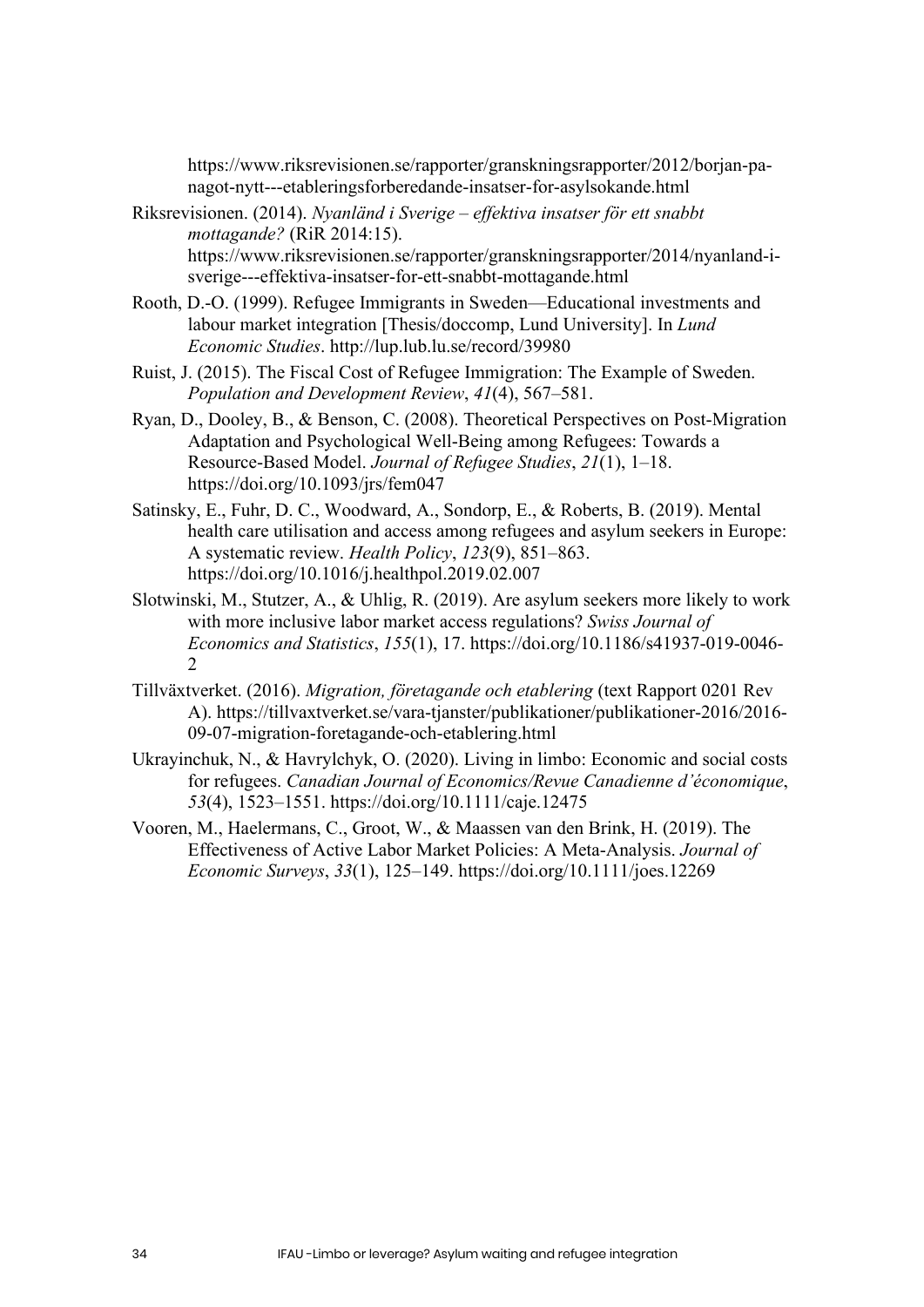https://www.riksrevisionen.se/rapporter/granskningsrapporter/2012/borjan-pa-nagot-nytt---etableringsforberedande-insatser-for-asylsokande.html

Riksrevisionen. (2014). *Nyanländ i Sverige – effektiva insatser för ett snabbt mottagande?* (RiR 2014:15). https://www.riksrevisionen.se/rapporter/granskningsrapporter/2014/nyanland-i-sverige---effektiva-insatser-for-ett-snabbt-mottagande.html

Rooth, D.-O. (1999). Refugee Immigrants in Sweden—Educational investments and labour market integration [Thesis/doccomp, Lund University]. In *Lund Economic Studies*. http://lup.lub.lu.se/record/39980

Ruist, J. (2015). The Fiscal Cost of Refugee Immigration: The Example of Sweden. *Population and Development Review*, *41*(4), 567–581.

Ryan, D., Dooley, B., & Benson, C. (2008). Theoretical Perspectives on Post-Migration Adaptation and Psychological Well-Being among Refugees: Towards a Resource-Based Model. *Journal of Refugee Studies*, *21*(1), 1–18. https://doi.org/10.1093/jrs/fem047

Satinsky, E., Fuhr, D. C., Woodward, A., Sondorp, E., & Roberts, B. (2019). Mental health care utilisation and access among refugees and asylum seekers in Europe: A systematic review. *Health Policy*, *123*(9), 851–863. https://doi.org/10.1016/j.healthpol.2019.02.007

Slotwinski, M., Stutzer, A., & Uhlig, R. (2019). Are asylum seekers more likely to work with more inclusive labor market access regulations? *Swiss Journal of Economics and Statistics*, *155*(1), 17. https://doi.org/10.1186/s41937-019-0046-2

Tillväxtverket. (2016). *Migration, företagande och etablering* (text Rapport 0201 Rev A). https://tillvaxtverket.se/vara-tjanster/publikationer/publikationer-2016/2016-09-07-migration-foretagande-och-etablering.html

Ukrayinchuk, N., & Havrylchyk, O. (2020). Living in limbo: Economic and social costs for refugees. *Canadian Journal of Economics/Revue Canadienne d'économique*, *53*(4), 1523–1551. https://doi.org/10.1111/caje.12475

Vooren, M., Haelermans, C., Groot, W., & Maassen van den Brink, H. (2019). The Effectiveness of Active Labor Market Policies: A Meta-Analysis. *Journal of Economic Surveys*, *33*(1), 125–149. https://doi.org/10.1111/joes.12269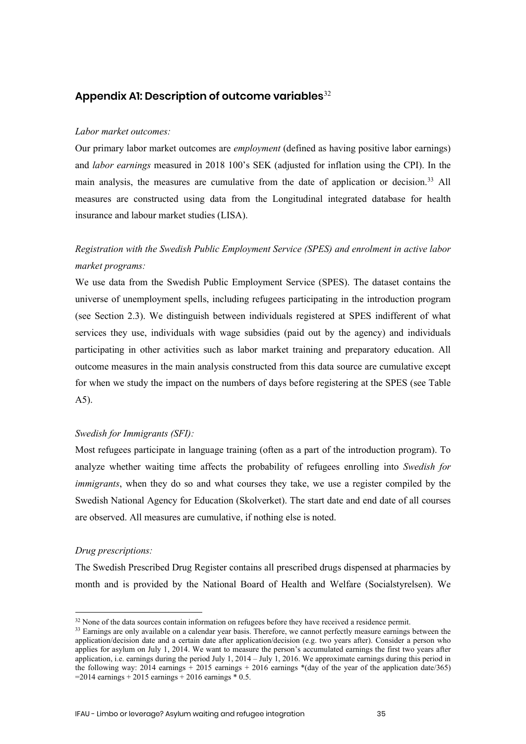## Appendix A1: Description of outcome variables[32]

*Labor market outcomes:*

Our primary labor market outcomes are *employment* (defined as having positive labor earnings) and *labor earnings* measured in 2018 100's SEK (adjusted for inflation using the CPI). In the main analysis, the measures are cumulative from the date of application or decision.[33] All measures are constructed using data from the Longitudinal integrated database for health insurance and labour market studies (LISA).

*Registration with the Swedish Public Employment Service (SPES) and enrolment in active labor market programs:*

We use data from the Swedish Public Employment Service (SPES). The dataset contains the universe of unemployment spells, including refugees participating in the introduction program (see Section 2.3). We distinguish between individuals registered at SPES indifferent of what services they use, individuals with wage subsidies (paid out by the agency) and individuals participating in other activities such as labor market training and preparatory education. All outcome measures in the main analysis constructed from this data source are cumulative except for when we study the impact on the numbers of days before registering at the SPES (see Table A5).

*Swedish for Immigrants (SFI):*

Most refugees participate in language training (often as a part of the introduction program). To analyze whether waiting time affects the probability of refugees enrolling into *Swedish for immigrants*, when they do so and what courses they take, we use a register compiled by the Swedish National Agency for Education (Skolverket). The start date and end date of all courses are observed. All measures are cumulative, if nothing else is noted.

*Drug prescriptions:*

The Swedish Prescribed Drug Register contains all prescribed drugs dispensed at pharmacies by month and is provided by the National Board of Health and Welfare (Socialstyrelsen). We

---

[32] None of the data sources contain information on refugees before they have received a residence permit.

[33] Earnings are only available on a calendar year basis. Therefore, we cannot perfectly measure earnings between the application/decision date and a certain date after application/decision (e.g. two years after). Consider a person who applies for asylum on July 1, 2014. We want to measure the person's accumulated earnings the first two years after application, i.e. earnings during the period July 1, 2014 – July 1, 2016. We approximate earnings during this period in the following way: 2014 earnings + 2015 earnings + 2016 earnings *(day of the year of the application date/365) =2014 earnings + 2015 earnings + 2016 earnings * 0.5.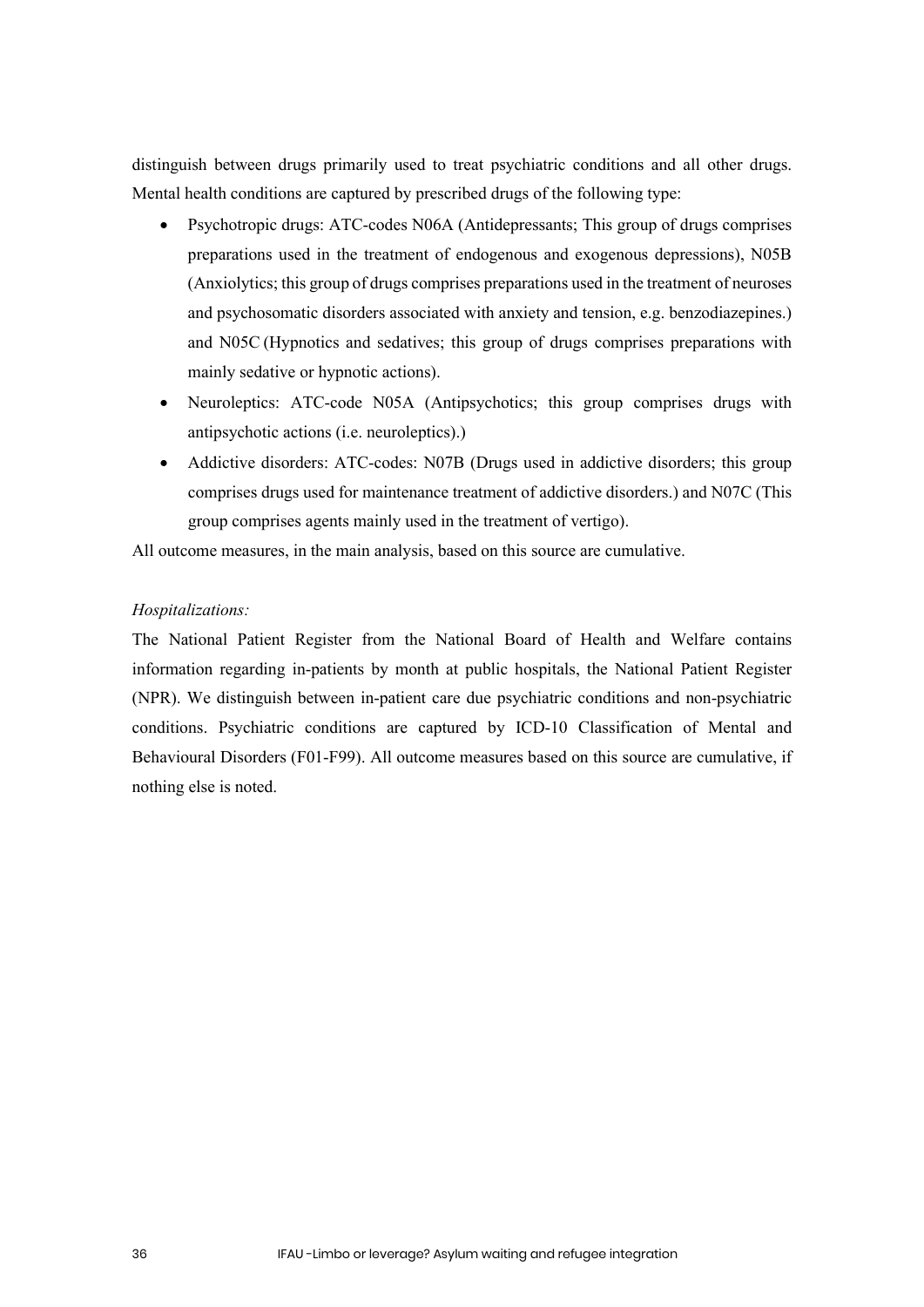distinguish between drugs primarily used to treat psychiatric conditions and all other drugs. Mental health conditions are captured by prescribed drugs of the following type:

- Psychotropic drugs: ATC-codes N06A (Antidepressants; This group of drugs comprises preparations used in the treatment of endogenous and exogenous depressions), N05B (Anxiolytics; this group of drugs comprises preparations used in the treatment of neuroses and psychosomatic disorders associated with anxiety and tension, e.g. benzodiazepines.) and N05C (Hypnotics and sedatives; this group of drugs comprises preparations with mainly sedative or hypnotic actions).
- Neuroleptics: ATC-code N05A (Antipsychotics; this group comprises drugs with antipsychotic actions (i.e. neuroleptics).)
- Addictive disorders: ATC-codes: N07B (Drugs used in addictive disorders; this group comprises drugs used for maintenance treatment of addictive disorders.) and N07C (This group comprises agents mainly used in the treatment of vertigo).

All outcome measures, in the main analysis, based on this source are cumulative.

*Hospitalizations:*

The National Patient Register from the National Board of Health and Welfare contains information regarding in-patients by month at public hospitals, the National Patient Register (NPR). We distinguish between in-patient care due psychiatric conditions and non-psychiatric conditions. Psychiatric conditions are captured by ICD-10 Classification of Mental and Behavioural Disorders (F01-F99). All outcome measures based on this source are cumulative, if nothing else is noted.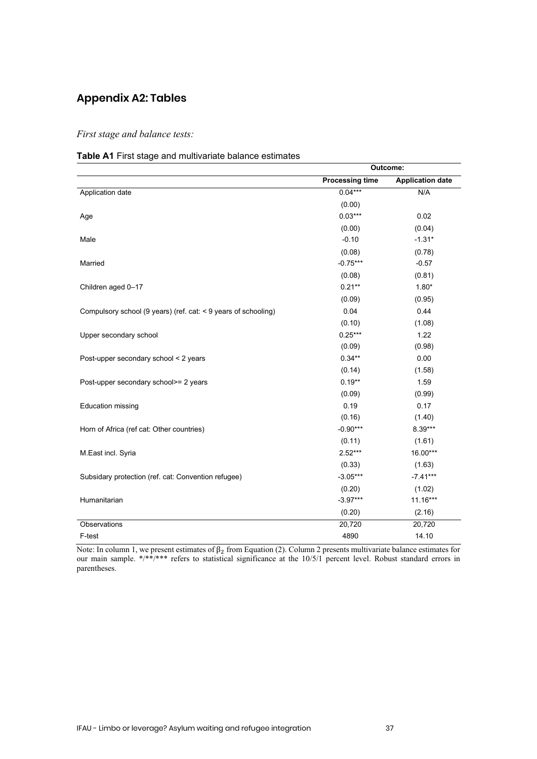## Appendix A2: Tables

*First stage and balance tests:*

**Table A1** First stage and multivariate balance estimates

| | Outcome: | |
|---|---|---|
| | **Processing time** | **Application date** |
| Application date | 0.04*** | N/A |
| | (0.00) | |
| Age | 0.03*** | 0.02 |
| | (0.00) | (0.04) |
| Male | -0.10 | -1.31* |
| | (0.08) | (0.78) |
| Married | -0.75*** | -0.57 |
| | (0.08) | (0.81) |
| Children aged 0–17 | 0.21** | 1.80* |
| | (0.09) | (0.95) |
| Compulsory school (9 years) (ref. cat: < 9 years of schooling) | 0.04 | 0.44 |
| | (0.10) | (1.08) |
| Upper secondary school | 0.25*** | 1.22 |
| | (0.09) | (0.98) |
| Post-upper secondary school < 2 years | 0.34** | 0.00 |
| | (0.14) | (1.58) |
| Post-upper secondary school>= 2 years | 0.19** | 1.59 |
| | (0.09) | (0.99) |
| Education missing | 0.19 | 0.17 |
| | (0.16) | (1.40) |
| Horn of Africa (ref cat: Other countries) | -0.90*** | 8.39*** |
| | (0.11) | (1.61) |
| M.East incl. Syria | 2.52*** | 16.00*** |
| | (0.33) | (1.63) |
| Subsidary protection (ref. cat: Convention refugee) | -3.05*** | -7.41*** |
| | (0.20) | (1.02) |
| Humanitarian | -3.97*** | 11.16*** |
| | (0.20) | (2.16) |
| Observations | 20,720 | 20,720 |
| F-test | 4890 | 14.10 |

Note: In column 1, we present estimates of $\beta_2$ from Equation (2). Column 2 presents multivariate balance estimates for our main sample. */**/*** refers to statistical significance at the 10/5/1 percent level. Robust standard errors in parentheses.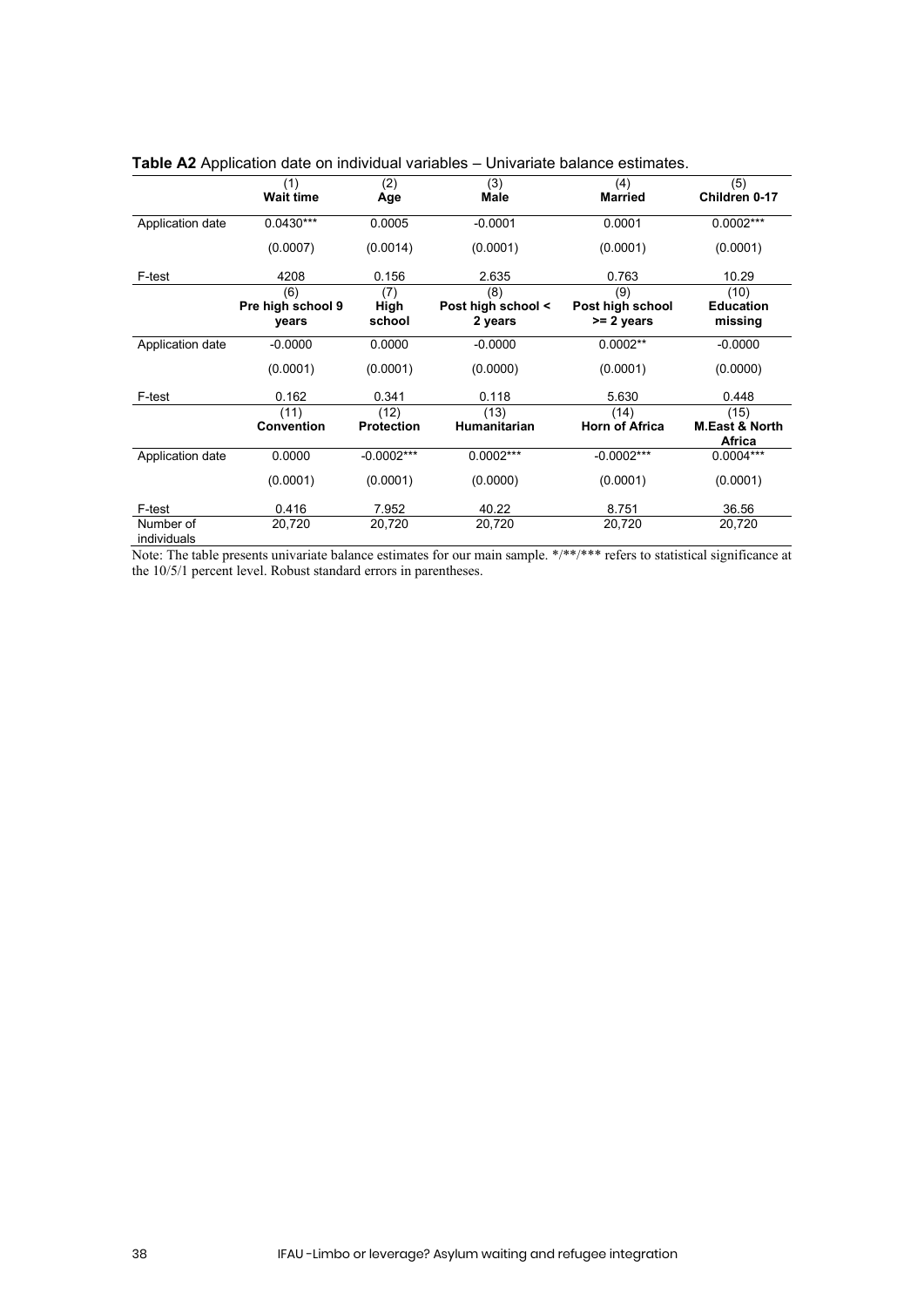**Table A2** Application date on individual variables – Univariate balance estimates.

| | (1) Wait time | (2) Age | (3) Male | (4) Married | (5) Children 0-17 |
|---|---|---|---|---|---|
| Application date | 0.0430*** | 0.0005 | -0.0001 | 0.0001 | 0.0002*** |
| | (0.0007) | (0.0014) | (0.0001) | (0.0001) | (0.0001) |
| F-test | 4208 | 0.156 | 2.635 | 0.763 | 10.29 |
| | (6) Pre high school 9 years | (7) High school | (8) Post high school < 2 years | (9) Post high school >= 2 years | (10) Education missing |
| Application date | -0.0000 | 0.0000 | -0.0000 | 0.0002** | -0.0000 |
| | (0.0001) | (0.0001) | (0.0000) | (0.0001) | (0.0000) |
| F-test | 0.162 | 0.341 | 0.118 | 5.630 | 0.448 |
| | (11) Convention | (12) Protection | (13) Humanitarian | (14) Horn of Africa | (15) M.East & North Africa |
| Application date | 0.0000 | -0.0002*** | 0.0002*** | -0.0002*** | 0.0004*** |
| | (0.0001) | (0.0001) | (0.0000) | (0.0001) | (0.0001) |
| F-test | 0.416 | 7.952 | 40.22 | 8.751 | 36.56 |
| Number of individuals | 20,720 | 20,720 | 20,720 | 20,720 | 20,720 |

Note: The table presents univariate balance estimates for our main sample. */**/*** refers to statistical significance at the 10/5/1 percent level. Robust standard errors in parentheses.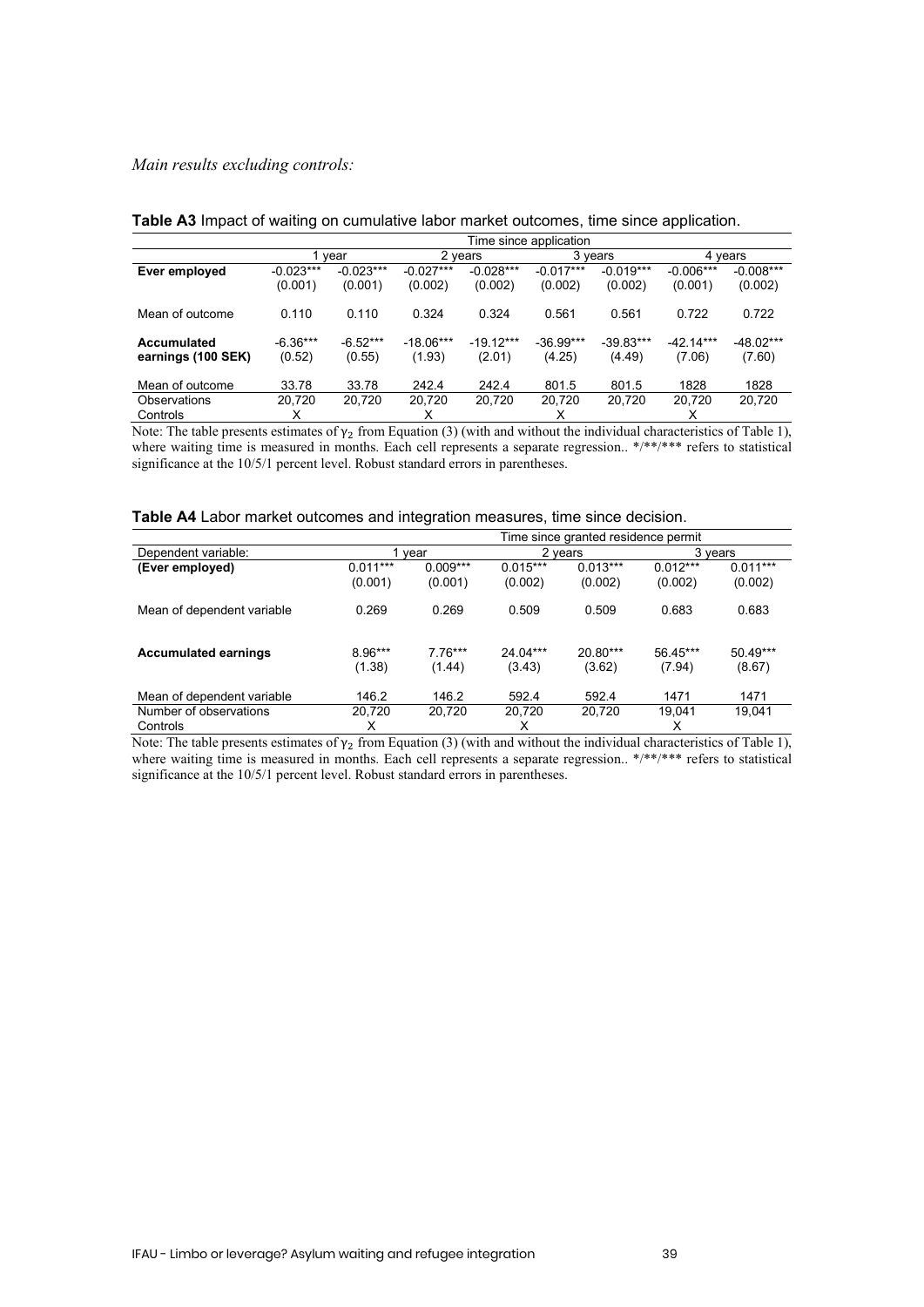*Main results excluding controls:*

**Table A3** Impact of waiting on cumulative labor market outcomes, time since application.

| | Time since application | | | | | | | |
|---|---|---|---|---|---|---|---|---|
| | 1 year | | 2 years | | 3 years | | 4 years | |
| **Ever employed** | -0.023*** | -0.023*** | -0.027*** | -0.028*** | -0.017*** | -0.019*** | -0.006*** | -0.008*** |
| | (0.001) | (0.001) | (0.002) | (0.002) | (0.002) | (0.002) | (0.001) | (0.002) |
| Mean of outcome | 0.110 | 0.110 | 0.324 | 0.324 | 0.561 | 0.561 | 0.722 | 0.722 |
| **Accumulated earnings (100 SEK)** | -6.36*** | -6.52*** | -18.06*** | -19.12*** | -36.99*** | -39.83*** | -42.14*** | -48.02*** |
| | (0.52) | (0.55) | (1.93) | (2.01) | (4.25) | (4.49) | (7.06) | (7.60) |
| Mean of outcome | 33.78 | 33.78 | 242.4 | 242.4 | 801.5 | 801.5 | 1828 | 1828 |
| Observations | 20,720 | 20,720 | 20,720 | 20,720 | 20,720 | 20,720 | 20,720 | 20,720 |
| Controls | X | | X | | X | | X | |

Note: The table presents estimates of $\gamma_2$ from Equation (3) (with and without the individual characteristics of Table 1), where waiting time is measured in months. Each cell represents a separate regression.. */**/*** refers to statistical significance at the 10/5/1 percent level. Robust standard errors in parentheses.

**Table A4** Labor market outcomes and integration measures, time since decision.

| | Time since granted residence permit | | | | | |
|---|---|---|---|---|---|---|
| Dependent variable: | 1 year | | 2 years | | 3 years | |
| **(Ever employed)** | 0.011*** | 0.009*** | 0.015*** | 0.013*** | 0.012*** | 0.011*** |
| | (0.001) | (0.001) | (0.002) | (0.002) | (0.002) | (0.002) |
| Mean of dependent variable | 0.269 | 0.269 | 0.509 | 0.509 | 0.683 | 0.683 |
| **Accumulated earnings** | 8.96*** | 7.76*** | 24.04*** | 20.80*** | 56.45*** | 50.49*** |
| | (1.38) | (1.44) | (3.43) | (3.62) | (7.94) | (8.67) |
| Mean of dependent variable | 146.2 | 146.2 | 592.4 | 592.4 | 1471 | 1471 |
| Number of observations | 20,720 | 20,720 | 20,720 | 20,720 | 19,041 | 19,041 |
| Controls | X | | X | | X | |

Note: The table presents estimates of $\gamma_2$ from Equation (3) (with and without the individual characteristics of Table 1), where waiting time is measured in months. Each cell represents a separate regression.. */**/*** refers to statistical significance at the 10/5/1 percent level. Robust standard errors in parentheses.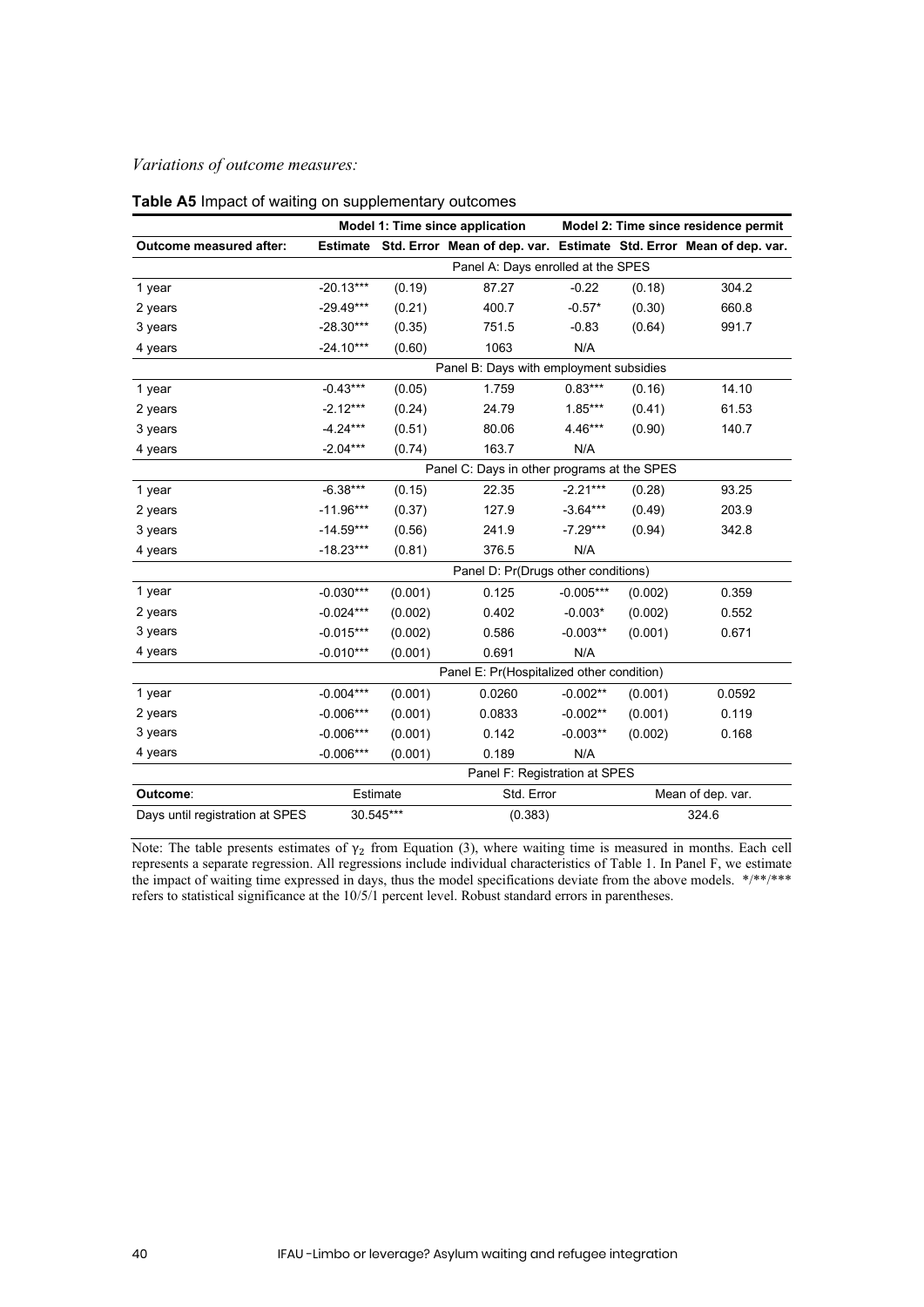*Variations of outcome measures:*

**Table A5** Impact of waiting on supplementary outcomes

| | Model 1: Time since application | | | Model 2: Time since residence permit | | |
|---|---|---|---|---|---|---|
| **Outcome measured after:** | **Estimate** | **Std. Error** | **Mean of dep. var.** | **Estimate** | **Std. Error** | **Mean of dep. var.** |
| | Panel A: Days enrolled at the SPES | | | | | |
| 1 year | -20.13*** | (0.19) | 87.27 | -0.22 | (0.18) | 304.2 |
| 2 years | -29.49*** | (0.21) | 400.7 | -0.57* | (0.30) | 660.8 |
| 3 years | -28.30*** | (0.35) | 751.5 | -0.83 | (0.64) | 991.7 |
| 4 years | -24.10*** | (0.60) | 1063 | N/A | | |
| | Panel B: Days with employment subsidies | | | | | |
| 1 year | -0.43*** | (0.05) | 1.759 | 0.83*** | (0.16) | 14.10 |
| 2 years | -2.12*** | (0.24) | 24.79 | 1.85*** | (0.41) | 61.53 |
| 3 years | -4.24*** | (0.51) | 80.06 | 4.46*** | (0.90) | 140.7 |
| 4 years | -2.04*** | (0.74) | 163.7 | N/A | | |
| | Panel C: Days in other programs at the SPES | | | | | |
| 1 year | -6.38*** | (0.15) | 22.35 | -2.21*** | (0.28) | 93.25 |
| 2 years | -11.96*** | (0.37) | 127.9 | -3.64*** | (0.49) | 203.9 |
| 3 years | -14.59*** | (0.56) | 241.9 | -7.29*** | (0.94) | 342.8 |
| 4 years | -18.23*** | (0.81) | 376.5 | N/A | | |
| | Panel D: Pr(Drugs other conditions) | | | | | |
| 1 year | -0.030*** | (0.001) | 0.125 | -0.005*** | (0.002) | 0.359 |
| 2 years | -0.024*** | (0.002) | 0.402 | -0.003* | (0.002) | 0.552 |
| 3 years | -0.015*** | (0.002) | 0.586 | -0.003** | (0.001) | 0.671 |
| 4 years | -0.010*** | (0.001) | 0.691 | N/A | | |
| | Panel E: Pr(Hospitalized other condition) | | | | | |
| 1 year | -0.004*** | (0.001) | 0.0260 | -0.002** | (0.001) | 0.0592 |
| 2 years | -0.006*** | (0.001) | 0.0833 | -0.002** | (0.001) | 0.119 |
| 3 years | -0.006*** | (0.001) | 0.142 | -0.003** | (0.002) | 0.168 |
| 4 years | -0.006*** | (0.001) | 0.189 | N/A | | |
| | Panel F: Registration at SPES | | | | | |
| **Outcome**: | Estimate | | Std. Error | | Mean of dep. var. | |
| Days until registration at SPES | 30.545*** | | (0.383) | | 324.6 | |

Note: The table presents estimates of $\gamma_2$ from Equation (3), where waiting time is measured in months. Each cell represents a separate regression. All regressions include individual characteristics of Table 1. In Panel F, we estimate the impact of waiting time expressed in days, thus the model specifications deviate from the above models. */**/*** refers to statistical significance at the 10/5/1 percent level. Robust standard errors in parentheses.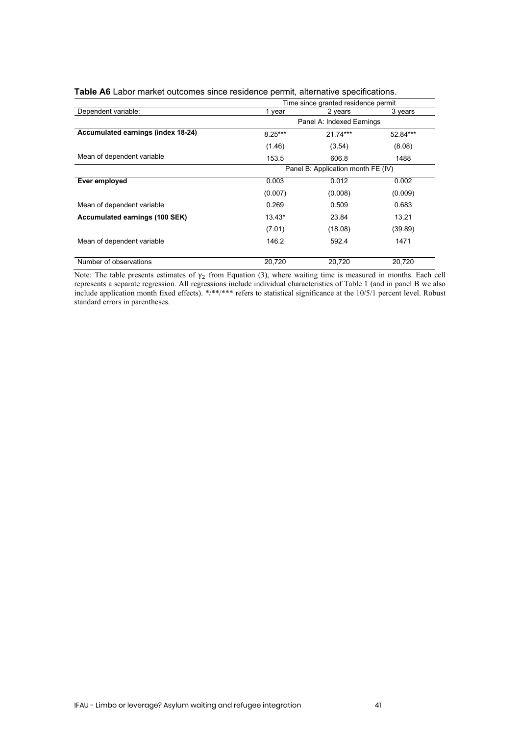**Table A6** Labor market outcomes since residence permit, alternative specifications.

| | Time since granted residence permit | | |
|---|---|---|---|
| Dependent variable: | 1 year | 2 years | 3 years |
| | Panel A: Indexed Earnings | | |
| **Accumulated earnings (index 18-24)** | 8.25*** | 21.74*** | 52.84*** |
| | (1.46) | (3.54) | (8.08) |
| Mean of dependent variable | 153.5 | 606.8 | 1488 |
| | Panel B: Application month FE (IV) | | |
| **Ever employed** | 0.003 | 0.012 | 0.002 |
| | (0.007) | (0.008) | (0.009) |
| Mean of dependent variable | 0.269 | 0.509 | 0.683 |
| **Accumulated earnings (100 SEK)** | 13.43* | 23.84 | 13.21 |
| | (7.01) | (18.08) | (39.89) |
| Mean of dependent variable | 146.2 | 592.4 | 1471 |
| Number of observations | 20,720 | 20,720 | 20,720 |

Note: The table presents estimates of $\gamma_2$ from Equation (3), where waiting time is measured in months. Each cell represents a separate regression. All regressions include individual characteristics of Table 1 (and in panel B we also include application month fixed effects). */**/*** refers to statistical significance at the 10/5/1 percent level. Robust standard errors in parentheses.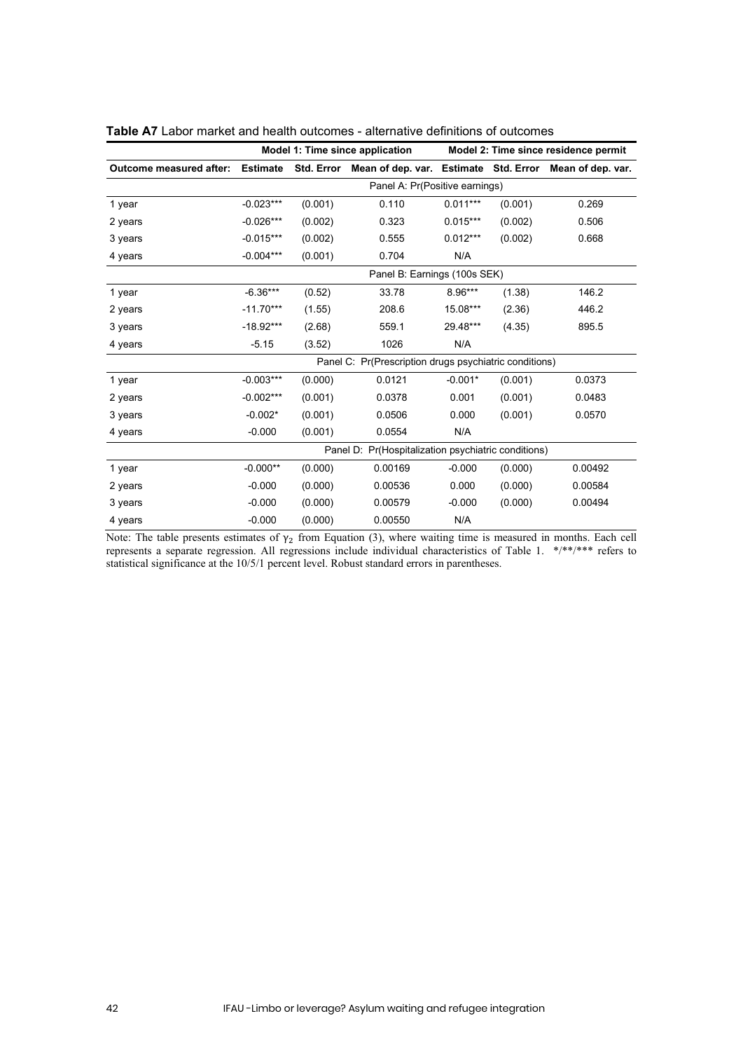**Table A7** Labor market and health outcomes - alternative definitions of outcomes

| | Model 1: Time since application | | | Model 2: Time since residence permit | | |
|---|---|---|---|---|---|---|
| **Outcome measured after:** | **Estimate** | **Std. Error** | **Mean of dep. var.** | **Estimate** | **Std. Error** | **Mean of dep. var.** |
| | Panel A: Pr(Positive earnings) | | | | | |
| 1 year | -0.023*** | (0.001) | 0.110 | 0.011*** | (0.001) | 0.269 |
| 2 years | -0.026*** | (0.002) | 0.323 | 0.015*** | (0.002) | 0.506 |
| 3 years | -0.015*** | (0.002) | 0.555 | 0.012*** | (0.002) | 0.668 |
| 4 years | -0.004*** | (0.001) | 0.704 | N/A | | |
| | Panel B: Earnings (100s SEK) | | | | | |
| 1 year | -6.36*** | (0.52) | 33.78 | 8.96*** | (1.38) | 146.2 |
| 2 years | -11.70*** | (1.55) | 208.6 | 15.08*** | (2.36) | 446.2 |
| 3 years | -18.92*** | (2.68) | 559.1 | 29.48*** | (4.35) | 895.5 |
| 4 years | -5.15 | (3.52) | 1026 | N/A | | |
| | Panel C: Pr(Prescription drugs psychiatric conditions) | | | | | |
| 1 year | -0.003*** | (0.000) | 0.0121 | -0.001* | (0.001) | 0.0373 |
| 2 years | -0.002*** | (0.001) | 0.0378 | 0.001 | (0.001) | 0.0483 |
| 3 years | -0.002* | (0.001) | 0.0506 | 0.000 | (0.001) | 0.0570 |
| 4 years | -0.000 | (0.001) | 0.0554 | N/A | | |
| | Panel D: Pr(Hospitalization psychiatric conditions) | | | | | |
| 1 year | -0.000** | (0.000) | 0.00169 | -0.000 | (0.000) | 0.00492 |
| 2 years | -0.000 | (0.000) | 0.00536 | 0.000 | (0.000) | 0.00584 |
| 3 years | -0.000 | (0.000) | 0.00579 | -0.000 | (0.000) | 0.00494 |
| 4 years | -0.000 | (0.000) | 0.00550 | N/A | | |

Note: The table presents estimates of $\gamma_2$ from Equation (3), where waiting time is measured in months. Each cell represents a separate regression. All regressions include individual characteristics of Table 1. */**/*** refers to statistical significance at the 10/5/1 percent level. Robust standard errors in parentheses.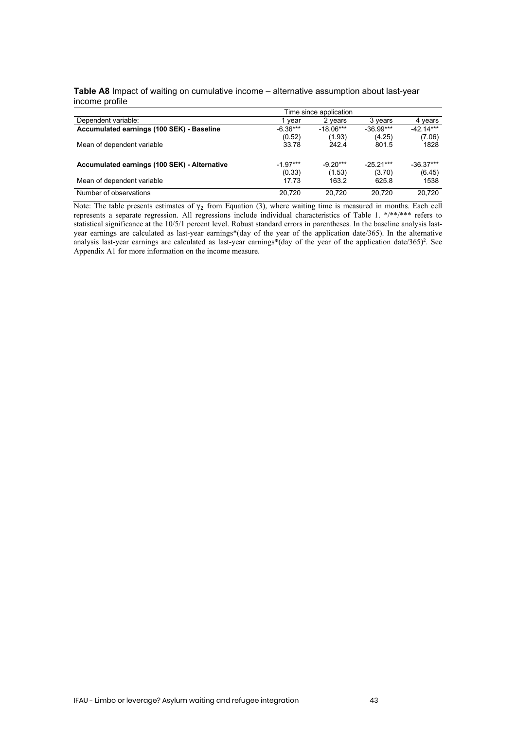**Table A8** Impact of waiting on cumulative income – alternative assumption about last-year income profile

| | Time since application | | | |
|---|---|---|---|---|
| Dependent variable: | 1 year | 2 years | 3 years | 4 years |
| **Accumulated earnings (100 SEK) - Baseline** | -6.36*** | -18.06*** | -36.99*** | -42.14*** |
| | (0.52) | (1.93) | (4.25) | (7.06) |
| Mean of dependent variable | 33.78 | 242.4 | 801.5 | 1828 |
| **Accumulated earnings (100 SEK) - Alternative** | -1.97*** | -9.20*** | -25.21*** | -36.37*** |
| | (0.33) | (1.53) | (3.70) | (6.45) |
| Mean of dependent variable | 17.73 | 163.2 | 625.8 | 1538 |
| Number of observations | 20,720 | 20,720 | 20,720 | 20,720 |

Note: The table presents estimates of $\gamma_2$ from Equation (3), where waiting time is measured in months. Each cell represents a separate regression. All regressions include individual characteristics of Table 1. */**/*** refers to statistical significance at the 10/5/1 percent level. Robust standard errors in parentheses. In the baseline analysis last-year earnings are calculated as last-year earnings*(day of the year of the application date/365). In the alternative analysis last-year earnings are calculated as last-year earnings*(day of the year of the application date/365)$^2$. See Appendix A1 for more information on the income measure.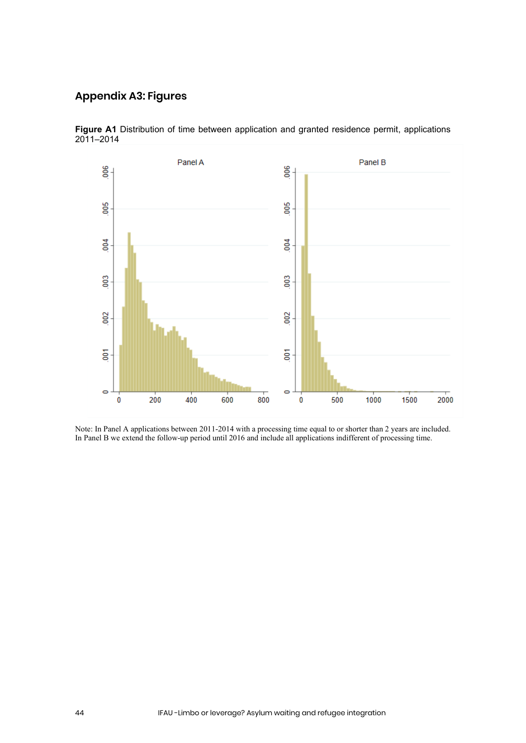## Appendix A3: Figures

**Figure A1** Distribution of time between application and granted residence permit, applications 2011–2014

Panel A

0
.001
.002
.003
.004
.005
.006

0 200 400 600 800

Panel B

0
.001
.002
.003
.004
.005
.006

0 500 1000 1500 2000

Note: In Panel A applications between 2011-2014 with a processing time equal to or shorter than 2 years are included. In Panel B we extend the follow-up period until 2016 and include all applications indifferent of processing time.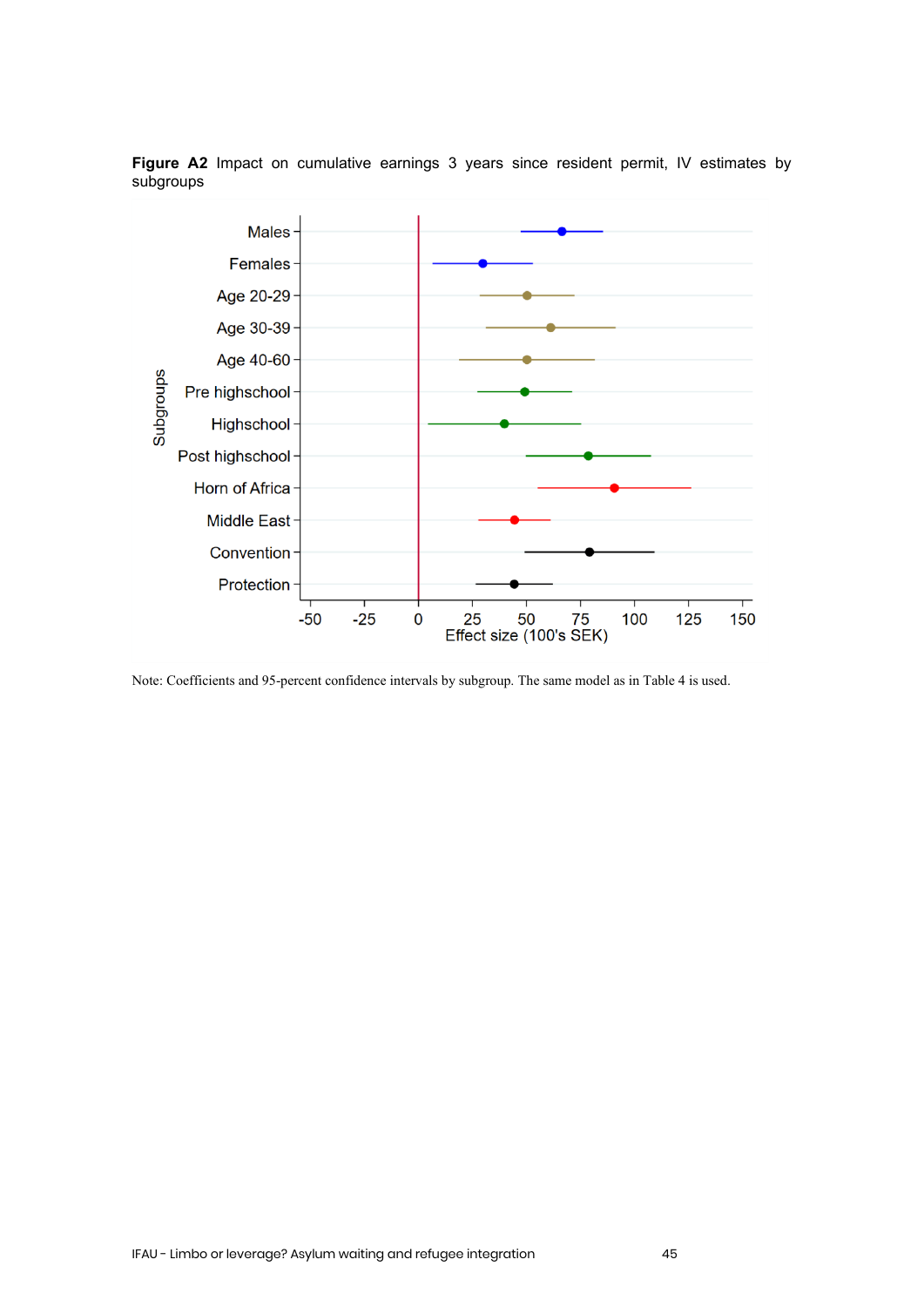**Figure A2** Impact on cumulative earnings 3 years since resident permit, IV estimates by subgroups

Subgroups

Males
Females
Age 20-29
Age 30-39
Age 40-60
Pre highschool
Highschool
Post highschool
Horn of Africa
Middle East
Convention
Protection

-50 -25 0 25 50 75 100 125 150

Effect size (100's SEK)

Note: Coefficients and 95-percent confidence intervals by subgroup. The same model as in Table 4 is used.